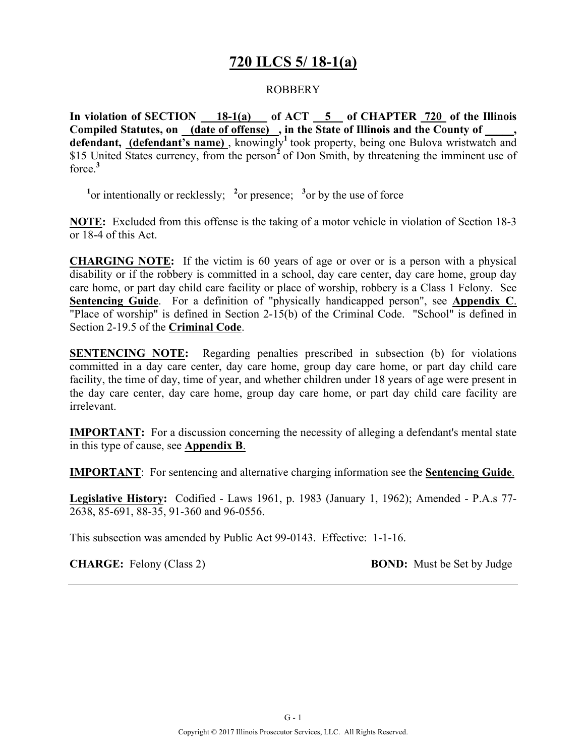# 720 ILCS 5/ 18-1(a)

ROBBERY

**In violation of SECTION 18-1(a) of ACT 5 of CHAPTER 720 of the Illinois Compiled Statutes, on (date of offense) , in the State of Illinois and the County of _____, defendant, (defendant's name)** , knowingly[1] took property, being one Bulova wristwatch and $15 United States currency, from the person[2] of Don Smith, by threatening the imminent use of force.[3]

[1]or intentionally or recklessly; [2]or presence; [3]or by the use of force

**NOTE:** Excluded from this offense is the taking of a motor vehicle in violation of Section 18-3 or 18-4 of this Act.

**CHARGING NOTE:** If the victim is 60 years of age or over or is a person with a physical disability or if the robbery is committed in a school, day care center, day care home, group day care home, or part day child care facility or place of worship, robbery is a Class 1 Felony. See **Sentencing Guide**. For a definition of "physically handicapped person", see **Appendix C**. "Place of worship" is defined in Section 2-15(b) of the Criminal Code. "School" is defined in Section 2-19.5 of the **Criminal Code**.

**SENTENCING NOTE:** Regarding penalties prescribed in subsection (b) for violations committed in a day care center, day care home, group day care home, or part day child care facility, the time of day, time of year, and whether children under 18 years of age were present in the day care center, day care home, group day care home, or part day child care facility are irrelevant.

**IMPORTANT:** For a discussion concerning the necessity of alleging a defendant's mental state in this type of cause, see **Appendix B**.

**IMPORTANT**: For sentencing and alternative charging information see the **Sentencing Guide**.

**Legislative History:** Codified - Laws 1961, p. 1983 (January 1, 1962); Amended - P.A.s 77-2638, 85-691, 88-35, 91-360 and 96-0556.

This subsection was amended by Public Act 99-0143. Effective: 1-1-16.

**CHARGE:** Felony (Class 2) **BOND:** Must be Set by Judge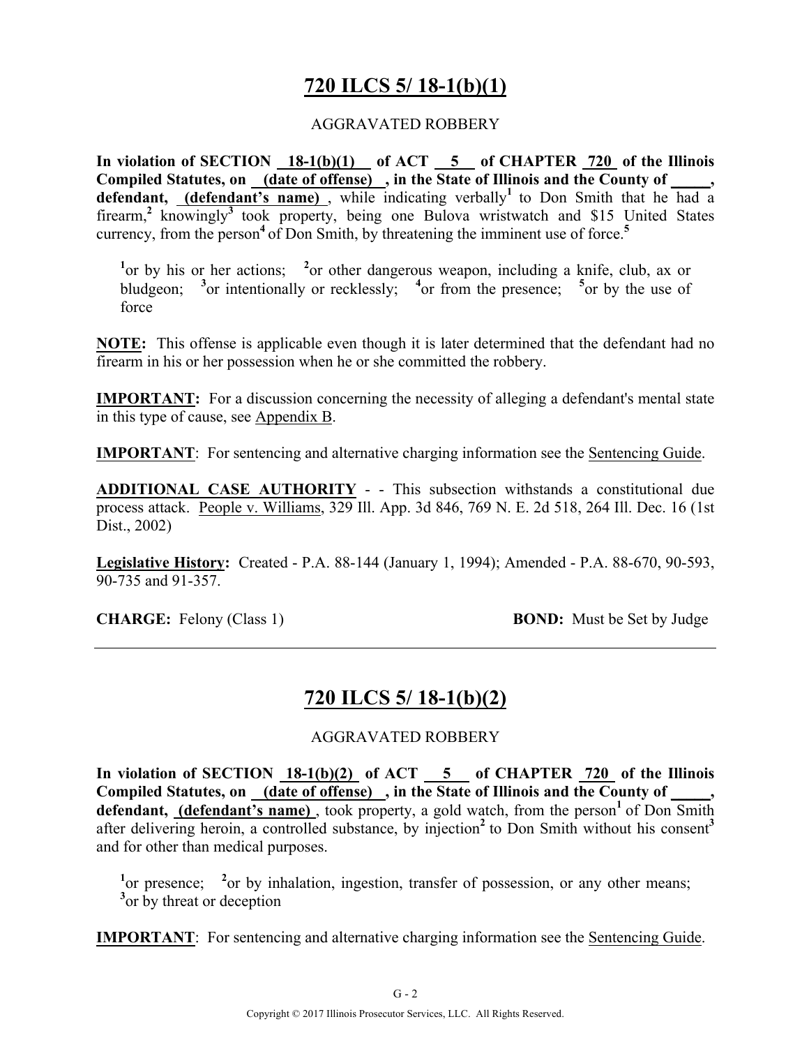# 720 ILCS 5/ 18-1(b)(1)

AGGRAVATED ROBBERY

**In violation of SECTION 18-1(b)(1) of ACT 5 of CHAPTER 720 of the Illinois Compiled Statutes, on (date of offense) , in the State of Illinois and the County of \_\_\_\_\_, defendant, (defendant's name)** , while indicating verbally[1] to Don Smith that he had a firearm,[2] knowingly[3] took property, being one Bulova wristwatch and $15 United States currency, from the person[4] of Don Smith, by threatening the imminent use of force.[5]

[1]or by his or her actions; [2]or other dangerous weapon, including a knife, club, ax or bludgeon; [3]or intentionally or recklessly; [4]or from the presence; [5]or by the use of force

**NOTE:** This offense is applicable even though it is later determined that the defendant had no firearm in his or her possession when he or she committed the robbery.

**IMPORTANT:** For a discussion concerning the necessity of alleging a defendant's mental state in this type of cause, see Appendix B.

**IMPORTANT**: For sentencing and alternative charging information see the Sentencing Guide.

**ADDITIONAL CASE AUTHORITY** - - This subsection withstands a constitutional due process attack. People v. Williams, 329 Ill. App. 3d 846, 769 N. E. 2d 518, 264 Ill. Dec. 16 (1st Dist., 2002)

**Legislative History:** Created - P.A. 88-144 (January 1, 1994); Amended - P.A. 88-670, 90-593, 90-735 and 91-357.

**CHARGE:** Felony (Class 1) **BOND:** Must be Set by Judge

---

# 720 ILCS 5/ 18-1(b)(2)

AGGRAVATED ROBBERY

**In violation of SECTION 18-1(b)(2) of ACT 5 of CHAPTER 720 of the Illinois Compiled Statutes, on (date of offense) , in the State of Illinois and the County of \_\_\_\_\_, defendant, (defendant's name)** , took property, a gold watch, from the person[1] of Don Smith after delivering heroin, a controlled substance, by injection[2] to Don Smith without his consent[3] and for other than medical purposes.

[1]or presence; [2]or by inhalation, ingestion, transfer of possession, or any other means; [3]or by threat or deception

**IMPORTANT**: For sentencing and alternative charging information see the Sentencing Guide.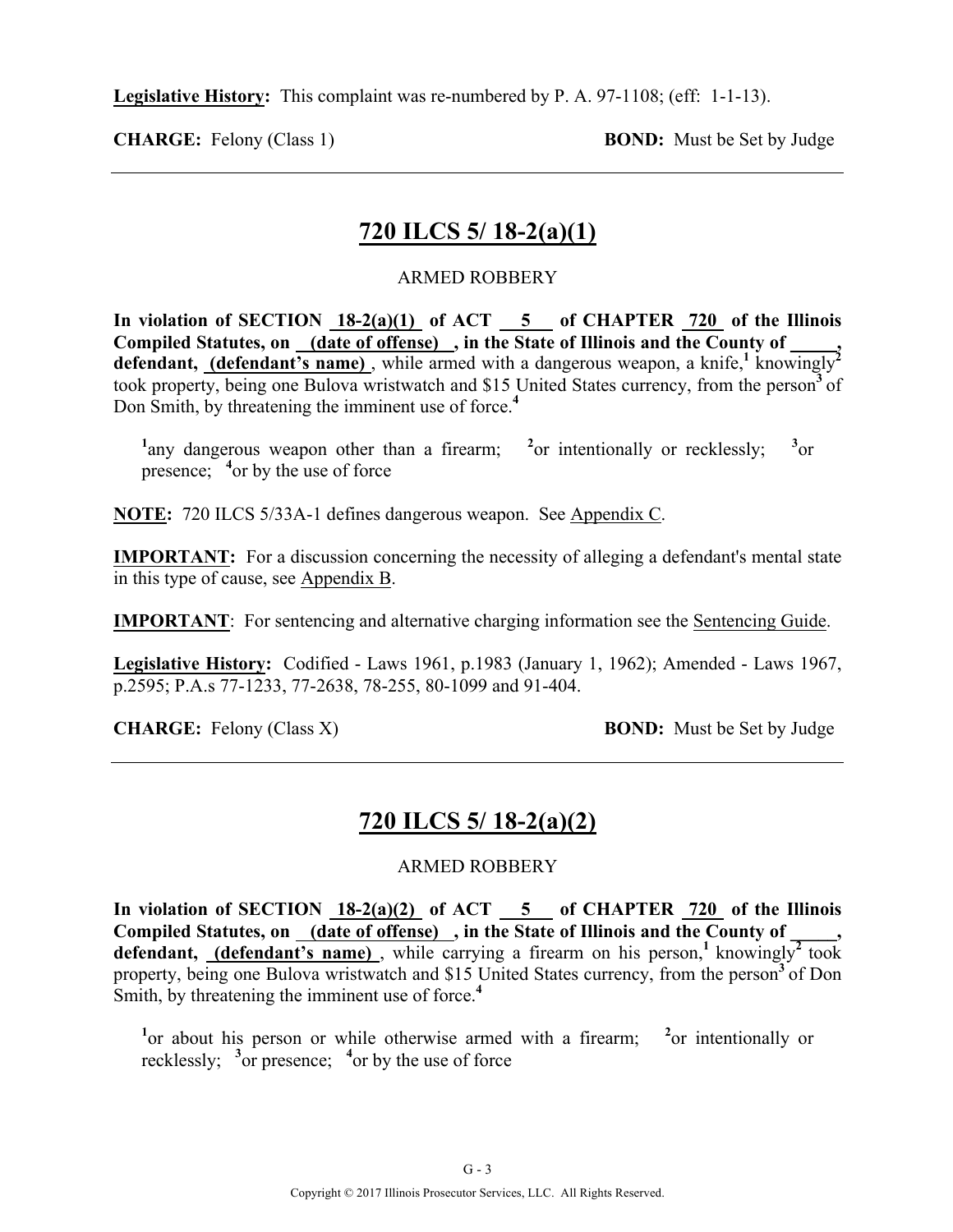**Legislative History:** This complaint was re-numbered by P. A. 97-1108; (eff: 1-1-13).

**CHARGE:** Felony (Class 1) **BOND:** Must be Set by Judge

---

## 720 ILCS 5/ 18-2(a)(1)

ARMED ROBBERY

**In violation of SECTION 18-2(a)(1) of ACT 5 of CHAPTER 720 of the Illinois Compiled Statutes, on (date of offense) , in the State of Illinois and the County of \_\_\_\_\_, defendant, (defendant's name)** , while armed with a dangerous weapon, a knife,[1] knowingly[2] took property, being one Bulova wristwatch and $15 United States currency, from the person[3] of Don Smith, by threatening the imminent use of force.[4]

[1]any dangerous weapon other than a firearm; [2]or intentionally or recklessly; [3]or presence; [4]or by the use of force

**NOTE:** 720 ILCS 5/33A-1 defines dangerous weapon. See Appendix C.

**IMPORTANT:** For a discussion concerning the necessity of alleging a defendant's mental state in this type of cause, see Appendix B.

**IMPORTANT**: For sentencing and alternative charging information see the Sentencing Guide.

**Legislative History:** Codified - Laws 1961, p.1983 (January 1, 1962); Amended - Laws 1967, p.2595; P.A.s 77-1233, 77-2638, 78-255, 80-1099 and 91-404.

**CHARGE:** Felony (Class X) **BOND:** Must be Set by Judge

---

## 720 ILCS 5/ 18-2(a)(2)

ARMED ROBBERY

**In violation of SECTION 18-2(a)(2) of ACT 5 of CHAPTER 720 of the Illinois Compiled Statutes, on (date of offense) , in the State of Illinois and the County of \_\_\_\_\_, defendant, (defendant's name)** , while carrying a firearm on his person,[1] knowingly[2] took property, being one Bulova wristwatch and $15 United States currency, from the person[3] of Don Smith, by threatening the imminent use of force.[4]

[1]or about his person or while otherwise armed with a firearm; [2]or intentionally or recklessly; [3]or presence; [4]or by the use of force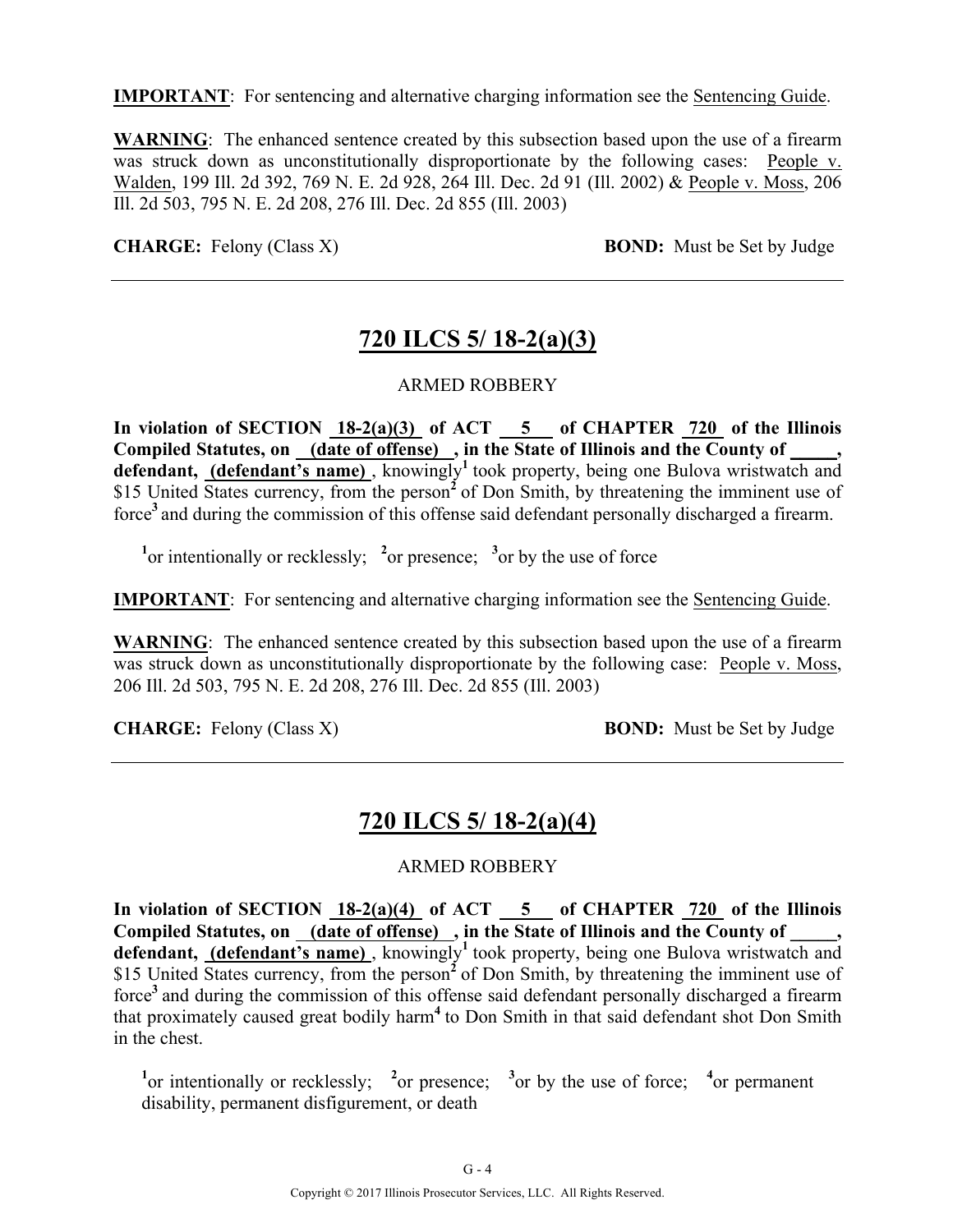**IMPORTANT**: For sentencing and alternative charging information see the Sentencing Guide.

**WARNING**: The enhanced sentence created by this subsection based upon the use of a firearm was struck down as unconstitutionally disproportionate by the following cases: People v. Walden, 199 Ill. 2d 392, 769 N. E. 2d 928, 264 Ill. Dec. 2d 91 (Ill. 2002) & People v. Moss, 206 Ill. 2d 503, 795 N. E. 2d 208, 276 Ill. Dec. 2d 855 (Ill. 2003)

**CHARGE:** Felony (Class X) **BOND:** Must be Set by Judge

---

## 720 ILCS 5/ 18-2(a)(3)

ARMED ROBBERY

**In violation of SECTION 18-2(a)(3) of ACT 5 of CHAPTER 720 of the Illinois Compiled Statutes, on (date of offense) , in the State of Illinois and the County of _____, defendant, (defendant's name)** , knowingly[1] took property, being one Bulova wristwatch and $15 United States currency, from the person[2] of Don Smith, by threatening the imminent use of force[3] and during the commission of this offense said defendant personally discharged a firearm.

[1]or intentionally or recklessly; [2]or presence; [3]or by the use of force

**IMPORTANT**: For sentencing and alternative charging information see the Sentencing Guide.

**WARNING**: The enhanced sentence created by this subsection based upon the use of a firearm was struck down as unconstitutionally disproportionate by the following case: People v. Moss, 206 Ill. 2d 503, 795 N. E. 2d 208, 276 Ill. Dec. 2d 855 (Ill. 2003)

**CHARGE:** Felony (Class X) **BOND:** Must be Set by Judge

---

## 720 ILCS 5/ 18-2(a)(4)

ARMED ROBBERY

**In violation of SECTION 18-2(a)(4) of ACT 5 of CHAPTER 720 of the Illinois Compiled Statutes, on (date of offense) , in the State of Illinois and the County of _____, defendant, (defendant's name)** , knowingly[1] took property, being one Bulova wristwatch and $15 United States currency, from the person[2] of Don Smith, by threatening the imminent use of force[3] and during the commission of this offense said defendant personally discharged a firearm that proximately caused great bodily harm[4] to Don Smith in that said defendant shot Don Smith in the chest.

[1]or intentionally or recklessly; [2]or presence; [3]or by the use of force; [4]or permanent disability, permanent disfigurement, or death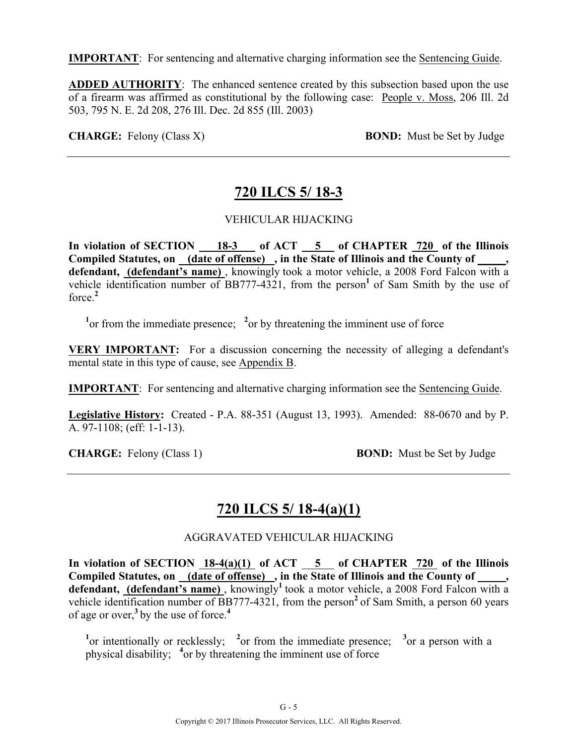**IMPORTANT**: For sentencing and alternative charging information see the Sentencing Guide.

**ADDED AUTHORITY**: The enhanced sentence created by this subsection based upon the use of a firearm was affirmed as constitutional by the following case: People v. Moss, 206 Ill. 2d 503, 795 N. E. 2d 208, 276 Ill. Dec. 2d 855 (Ill. 2003)

**CHARGE:** Felony (Class X) **BOND:** Must be Set by Judge

---

## 720 ILCS 5/ 18-3

VEHICULAR HIJACKING

**In violation of SECTION 18-3 of ACT 5 of CHAPTER 720 of the Illinois Compiled Statutes, on (date of offense), in the State of Illinois and the County of _____, defendant, (defendant's name)**, knowingly took a motor vehicle, a 2008 Ford Falcon with a vehicle identification number of BB777-4321, from the person[1] of Sam Smith by the use of force.[2]

[1]or from the immediate presence; [2]or by threatening the imminent use of force

**VERY IMPORTANT:** For a discussion concerning the necessity of alleging a defendant's mental state in this type of cause, see Appendix B.

**IMPORTANT**: For sentencing and alternative charging information see the Sentencing Guide.

**Legislative History:** Created - P.A. 88-351 (August 13, 1993). Amended: 88-0670 and by P. A. 97-1108; (eff: 1-1-13).

**CHARGE:** Felony (Class 1) **BOND:** Must be Set by Judge

---

## 720 ILCS 5/ 18-4(a)(1)

AGGRAVATED VEHICULAR HIJACKING

**In violation of SECTION 18-4(a)(1) of ACT 5 of CHAPTER 720 of the Illinois Compiled Statutes, on (date of offense), in the State of Illinois and the County of _____, defendant, (defendant's name)**, knowingly[1] took a motor vehicle, a 2008 Ford Falcon with a vehicle identification number of BB777-4321, from the person[2] of Sam Smith, a person 60 years of age or over,[3] by the use of force.[4]

[1]or intentionally or recklessly; [2]or from the immediate presence; [3]or a person with a physical disability; [4]or by threatening the imminent use of force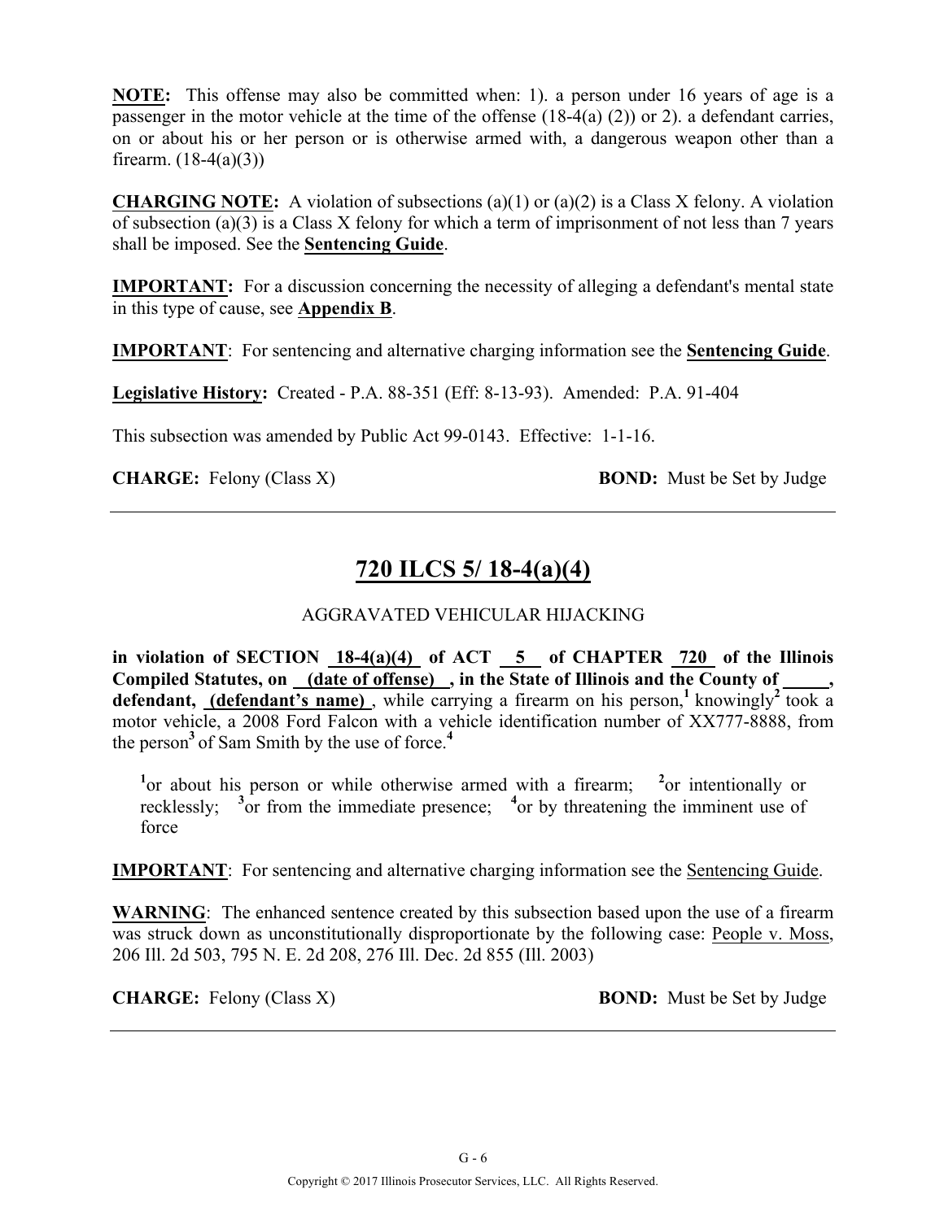**NOTE:** This offense may also be committed when: 1). a person under 16 years of age is a passenger in the motor vehicle at the time of the offense (18-4(a) (2)) or 2). a defendant carries, on or about his or her person or is otherwise armed with, a dangerous weapon other than a firearm. (18-4(a)(3))

**CHARGING NOTE:** A violation of subsections (a)(1) or (a)(2) is a Class X felony. A violation of subsection (a)(3) is a Class X felony for which a term of imprisonment of not less than 7 years shall be imposed. See the **Sentencing Guide**.

**IMPORTANT:** For a discussion concerning the necessity of alleging a defendant's mental state in this type of cause, see **Appendix B**.

**IMPORTANT**: For sentencing and alternative charging information see the **Sentencing Guide**.

**Legislative History:** Created - P.A. 88-351 (Eff: 8-13-93). Amended: P.A. 91-404

This subsection was amended by Public Act 99-0143. Effective: 1-1-16.

**CHARGE:** Felony (Class X) **BOND:** Must be Set by Judge

---

## 720 ILCS 5/ 18-4(a)(4)

AGGRAVATED VEHICULAR HIJACKING

**in violation of SECTION 18-4(a)(4) of ACT 5 of CHAPTER 720 of the Illinois Compiled Statutes, on (date of offense) , in the State of Illinois and the County of \_\_\_\_\_, defendant, (defendant's name)** , while carrying a firearm on his person,[1] knowingly[2] took a motor vehicle, a 2008 Ford Falcon with a vehicle identification number of XX777-8888, from the person[3] of Sam Smith by the use of force.[4]

[1]or about his person or while otherwise armed with a firearm; [2]or intentionally or recklessly; [3]or from the immediate presence; [4]or by threatening the imminent use of force

**IMPORTANT**: For sentencing and alternative charging information see the Sentencing Guide.

**WARNING**: The enhanced sentence created by this subsection based upon the use of a firearm was struck down as unconstitutionally disproportionate by the following case: People v. Moss, 206 Ill. 2d 503, 795 N. E. 2d 208, 276 Ill. Dec. 2d 855 (Ill. 2003)

**CHARGE:** Felony (Class X) **BOND:** Must be Set by Judge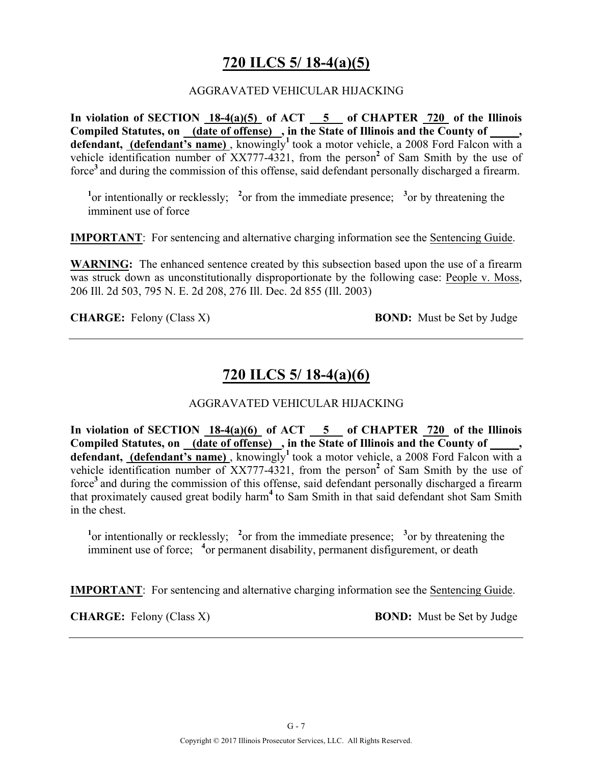# 720 ILCS 5/ 18-4(a)(5)

AGGRAVATED VEHICULAR HIJACKING

**In violation of SECTION 18-4(a)(5) of ACT 5 of CHAPTER 720 of the Illinois Compiled Statutes, on (date of offense), in the State of Illinois and the County of _____, defendant, (defendant's name)**, knowingly[1] took a motor vehicle, a 2008 Ford Falcon with a vehicle identification number of XX777-4321, from the person[2] of Sam Smith by the use of force[3] and during the commission of this offense, said defendant personally discharged a firearm.

[1]or intentionally or recklessly; [2]or from the immediate presence; [3]or by threatening the imminent use of force

**IMPORTANT**: For sentencing and alternative charging information see the Sentencing Guide.

**WARNING:** The enhanced sentence created by this subsection based upon the use of a firearm was struck down as unconstitutionally disproportionate by the following case: People v. Moss, 206 Ill. 2d 503, 795 N. E. 2d 208, 276 Ill. Dec. 2d 855 (Ill. 2003)

**CHARGE:** Felony (Class X) **BOND:** Must be Set by Judge

---

# 720 ILCS 5/ 18-4(a)(6)

AGGRAVATED VEHICULAR HIJACKING

**In violation of SECTION 18-4(a)(6) of ACT 5 of CHAPTER 720 of the Illinois Compiled Statutes, on (date of offense), in the State of Illinois and the County of _____, defendant, (defendant's name)**, knowingly[1] took a motor vehicle, a 2008 Ford Falcon with a vehicle identification number of XX777-4321, from the person[2] of Sam Smith by the use of force[3] and during the commission of this offense, said defendant personally discharged a firearm that proximately caused great bodily harm[4] to Sam Smith in that said defendant shot Sam Smith in the chest.

[1]or intentionally or recklessly; [2]or from the immediate presence; [3]or by threatening the imminent use of force; [4]or permanent disability, permanent disfigurement, or death

**IMPORTANT**: For sentencing and alternative charging information see the Sentencing Guide.

**CHARGE:** Felony (Class X) **BOND:** Must be Set by Judge

---

Copyright © 2017 Illinois Prosecutor Services, LLC. All Rights Reserved.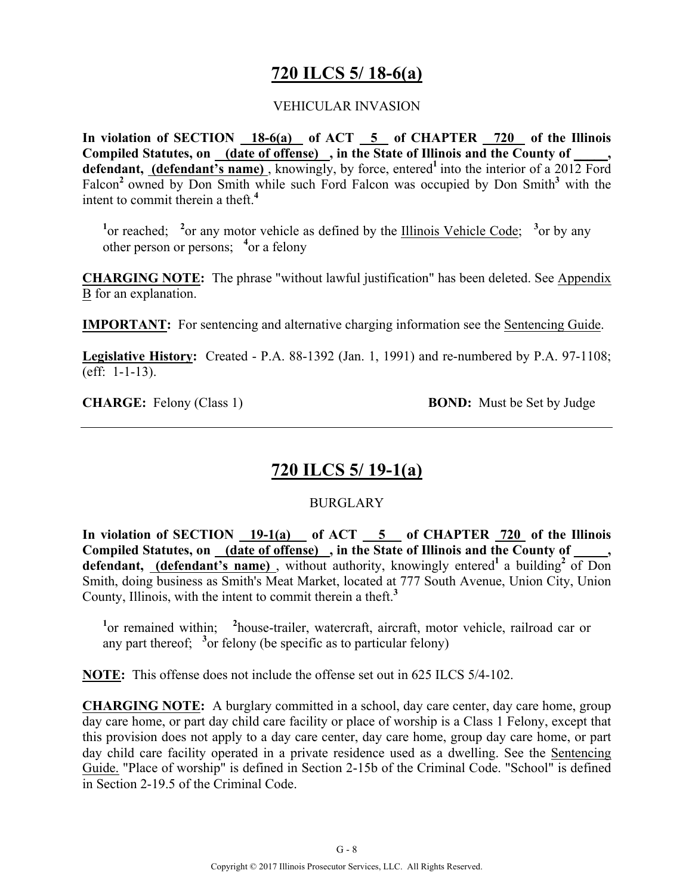## 720 ILCS 5/ 18-6(a)

VEHICULAR INVASION

**In violation of SECTION 18-6(a) of ACT 5 of CHAPTER 720 of the Illinois Compiled Statutes, on (date of offense), in the State of Illinois and the County of _____, defendant, (defendant's name)**, knowingly, by force, entered[1] into the interior of a 2012 Ford Falcon[2] owned by Don Smith while such Ford Falcon was occupied by Don Smith[3] with the intent to commit therein a theft.[4]

[1]or reached; [2]or any motor vehicle as defined by the Illinois Vehicle Code; [3]or by any other person or persons; [4]or a felony

**CHARGING NOTE:** The phrase "without lawful justification" has been deleted. See Appendix B for an explanation.

**IMPORTANT:** For sentencing and alternative charging information see the Sentencing Guide.

**Legislative History:** Created - P.A. 88-1392 (Jan. 1, 1991) and re-numbered by P.A. 97-1108; (eff: 1-1-13).

**CHARGE:** Felony (Class 1) **BOND:** Must be Set by Judge

---

## 720 ILCS 5/ 19-1(a)

BURGLARY

**In violation of SECTION 19-1(a) of ACT 5 of CHAPTER 720 of the Illinois Compiled Statutes, on (date of offense), in the State of Illinois and the County of _____, defendant, (defendant's name)**, without authority, knowingly entered[1] a building[2] of Don Smith, doing business as Smith's Meat Market, located at 777 South Avenue, Union City, Union County, Illinois, with the intent to commit therein a theft.[3]

[1]or remained within; [2]house-trailer, watercraft, aircraft, motor vehicle, railroad car or any part thereof; [3]or felony (be specific as to particular felony)

**NOTE:** This offense does not include the offense set out in 625 ILCS 5/4-102.

**CHARGING NOTE:** A burglary committed in a school, day care center, day care home, group day care home, or part day child care facility or place of worship is a Class 1 Felony, except that this provision does not apply to a day care center, day care home, group day care home, or part day child care facility operated in a private residence used as a dwelling. See the Sentencing Guide. "Place of worship" is defined in Section 2-15b of the Criminal Code. "School" is defined in Section 2-19.5 of the Criminal Code.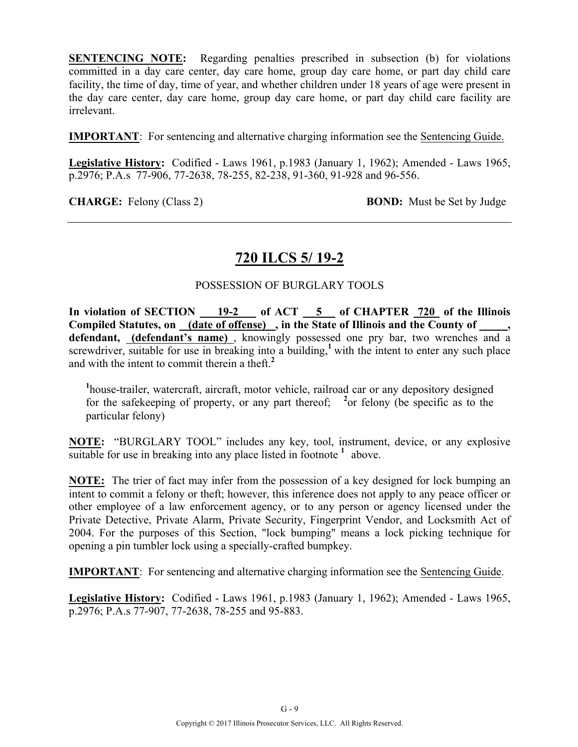**SENTENCING NOTE:** Regarding penalties prescribed in subsection (b) for violations committed in a day care center, day care home, group day care home, or part day child care facility, the time of day, time of year, and whether children under 18 years of age were present in the day care center, day care home, group day care home, or part day child care facility are irrelevant.

**IMPORTANT**: For sentencing and alternative charging information see the Sentencing Guide.

**Legislative History:** Codified - Laws 1961, p.1983 (January 1, 1962); Amended - Laws 1965, p.2976; P.A.s 77-906, 77-2638, 78-255, 82-238, 91-360, 91-928 and 96-556.

**CHARGE:** Felony (Class 2) **BOND:** Must be Set by Judge

---

## 720 ILCS 5/ 19-2

POSSESSION OF BURGLARY TOOLS

**In violation of SECTION 19-2 of ACT 5 of CHAPTER 720 of the Illinois Compiled Statutes, on (date of offense), in the State of Illinois and the County of \_\_\_\_\_, defendant, (defendant's name)**, knowingly possessed one pry bar, two wrenches and a screwdriver, suitable for use in breaking into a building,[1] with the intent to enter any such place and with the intent to commit therein a theft.[2]

[1]house-trailer, watercraft, aircraft, motor vehicle, railroad car or any depository designed for the safekeeping of property, or any part thereof; [2]or felony (be specific as to the particular felony)

**NOTE:** "BURGLARY TOOL" includes any key, tool, instrument, device, or any explosive suitable for use in breaking into any place listed in footnote [1] above.

**NOTE:** The trier of fact may infer from the possession of a key designed for lock bumping an intent to commit a felony or theft; however, this inference does not apply to any peace officer or other employee of a law enforcement agency, or to any person or agency licensed under the Private Detective, Private Alarm, Private Security, Fingerprint Vendor, and Locksmith Act of 2004. For the purposes of this Section, "lock bumping" means a lock picking technique for opening a pin tumbler lock using a specially-crafted bumpkey.

**IMPORTANT**: For sentencing and alternative charging information see the Sentencing Guide.

**Legislative History:** Codified - Laws 1961, p.1983 (January 1, 1962); Amended - Laws 1965, p.2976; P.A.s 77-907, 77-2638, 78-255 and 95-883.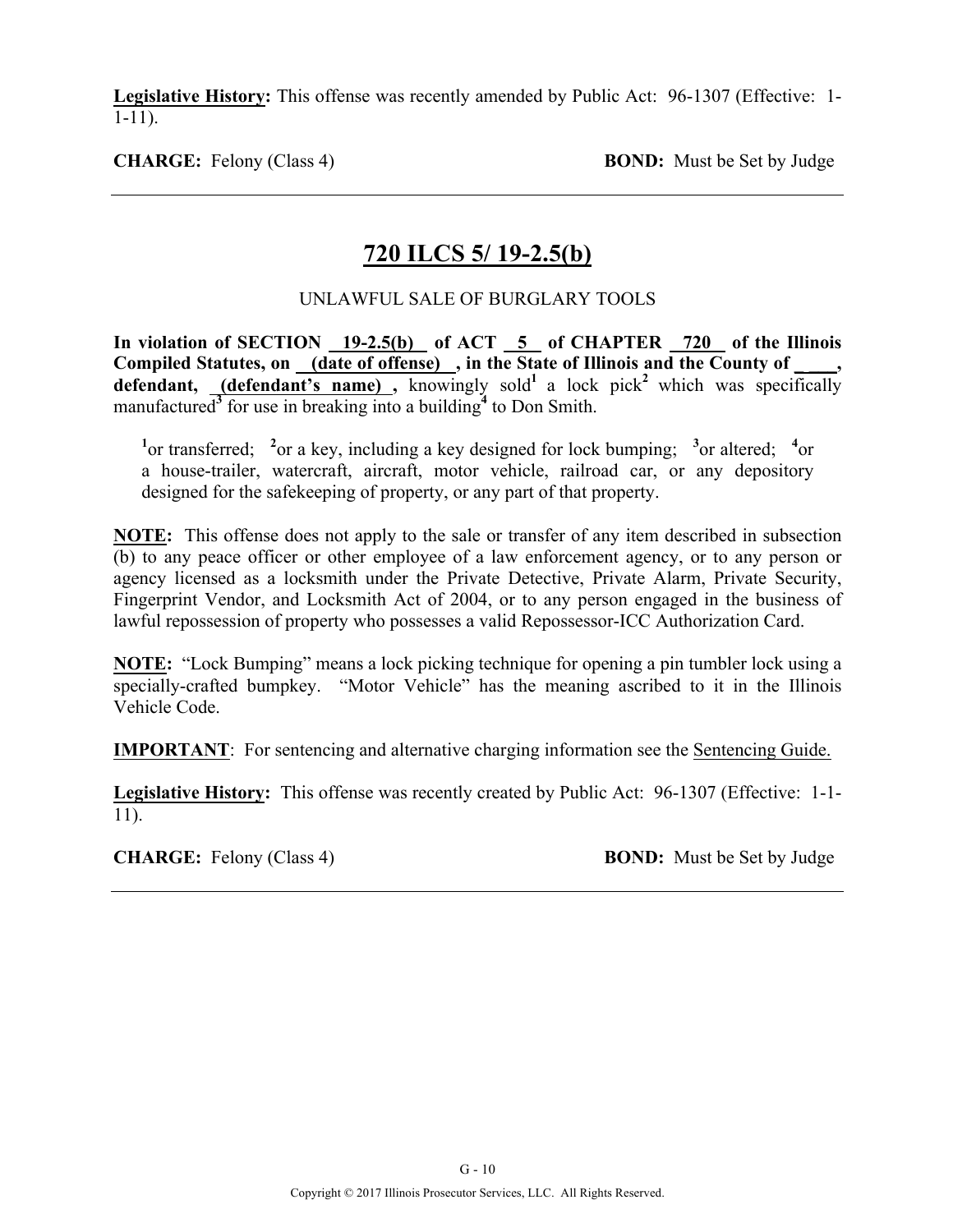**Legislative History:** This offense was recently amended by Public Act: 96-1307 (Effective: 1-1-11).

**CHARGE:** Felony (Class 4) **BOND:** Must be Set by Judge

---

## 720 ILCS 5/ 19-2.5(b)

UNLAWFUL SALE OF BURGLARY TOOLS

**In violation of SECTION 19-2.5(b) of ACT 5 of CHAPTER 720 of the Illinois Compiled Statutes, on (date of offense) , in the State of Illinois and the County of \_\_\_\_, defendant, (defendant's name) ,** knowingly sold[1] a lock pick[2] which was specifically manufactured[3] for use in breaking into a building[4] to Don Smith.

[1]or transferred; [2]or a key, including a key designed for lock bumping; [3]or altered; [4]or a house-trailer, watercraft, aircraft, motor vehicle, railroad car, or any depository designed for the safekeeping of property, or any part of that property.

**NOTE:** This offense does not apply to the sale or transfer of any item described in subsection (b) to any peace officer or other employee of a law enforcement agency, or to any person or agency licensed as a locksmith under the Private Detective, Private Alarm, Private Security, Fingerprint Vendor, and Locksmith Act of 2004, or to any person engaged in the business of lawful repossession of property who possesses a valid Repossessor-ICC Authorization Card.

**NOTE:** "Lock Bumping" means a lock picking technique for opening a pin tumbler lock using a specially-crafted bumpkey. "Motor Vehicle" has the meaning ascribed to it in the Illinois Vehicle Code.

**IMPORTANT**: For sentencing and alternative charging information see the Sentencing Guide.

**Legislative History:** This offense was recently created by Public Act: 96-1307 (Effective: 1-1-11).

**CHARGE:** Felony (Class 4) **BOND:** Must be Set by Judge

---

Copyright © 2017 Illinois Prosecutor Services, LLC. All Rights Reserved.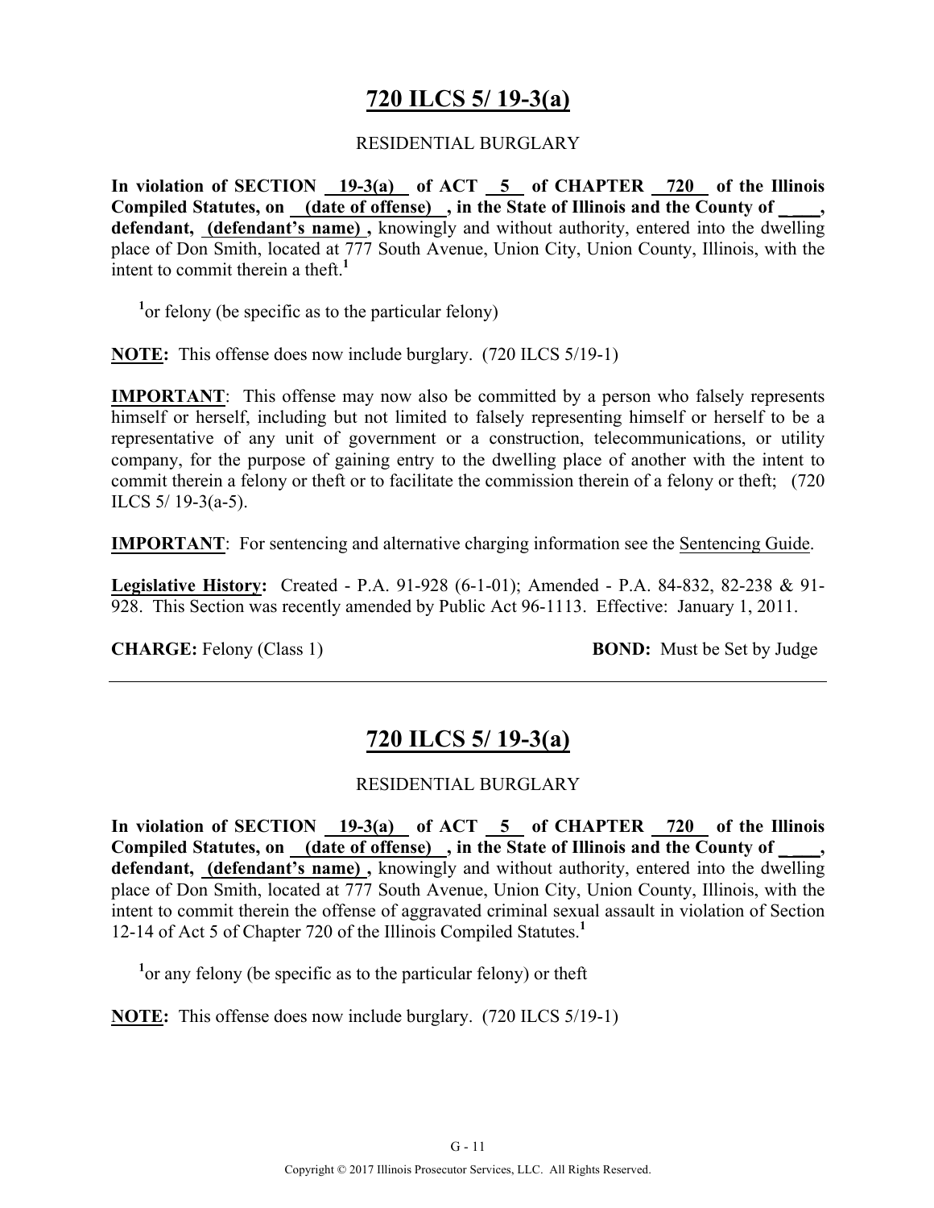## 720 ILCS 5/ 19-3(a)

RESIDENTIAL BURGLARY

**In violation of SECTION 19-3(a) of ACT 5 of CHAPTER 720 of the Illinois Compiled Statutes, on (date of offense) , in the State of Illinois and the County of \_\_\_\_, defendant, (defendant's name) ,** knowingly and without authority, entered into the dwelling place of Don Smith, located at 777 South Avenue, Union City, Union County, Illinois, with the intent to commit therein a theft.[1]

[1]or felony (be specific as to the particular felony)

**NOTE:** This offense does now include burglary. (720 ILCS 5/19-1)

**IMPORTANT**: This offense may now also be committed by a person who falsely represents himself or herself, including but not limited to falsely representing himself or herself to be a representative of any unit of government or a construction, telecommunications, or utility company, for the purpose of gaining entry to the dwelling place of another with the intent to commit therein a felony or theft or to facilitate the commission therein of a felony or theft; (720 ILCS 5/ 19-3(a-5).

**IMPORTANT**: For sentencing and alternative charging information see the Sentencing Guide.

**Legislative History:** Created - P.A. 91-928 (6-1-01); Amended - P.A. 84-832, 82-238 & 91-928. This Section was recently amended by Public Act 96-1113. Effective: January 1, 2011.

**CHARGE:** Felony (Class 1) **BOND:** Must be Set by Judge

---

## 720 ILCS 5/ 19-3(a)

RESIDENTIAL BURGLARY

**In violation of SECTION 19-3(a) of ACT 5 of CHAPTER 720 of the Illinois Compiled Statutes, on (date of offense) , in the State of Illinois and the County of \_\_\_\_, defendant, (defendant's name) ,** knowingly and without authority, entered into the dwelling place of Don Smith, located at 777 South Avenue, Union City, Union County, Illinois, with the intent to commit therein the offense of aggravated criminal sexual assault in violation of Section 12-14 of Act 5 of Chapter 720 of the Illinois Compiled Statutes.[1]

[1]or any felony (be specific as to the particular felony) or theft

**NOTE:** This offense does now include burglary. (720 ILCS 5/19-1)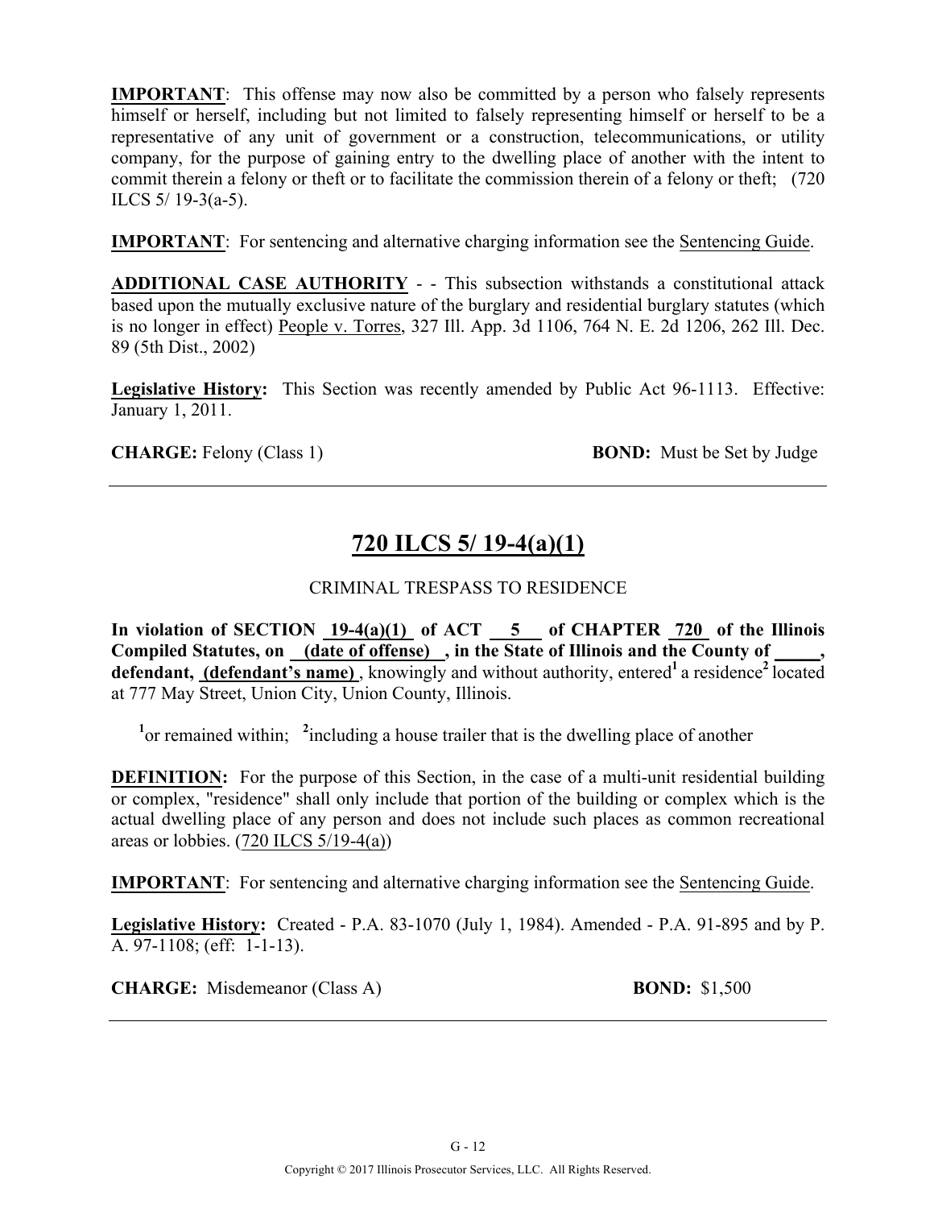**IMPORTANT**: This offense may now also be committed by a person who falsely represents himself or herself, including but not limited to falsely representing himself or herself to be a representative of any unit of government or a construction, telecommunications, or utility company, for the purpose of gaining entry to the dwelling place of another with the intent to commit therein a felony or theft or to facilitate the commission therein of a felony or theft; (720 ILCS 5/ 19-3(a-5).

**IMPORTANT**: For sentencing and alternative charging information see the Sentencing Guide.

**ADDITIONAL CASE AUTHORITY** - - This subsection withstands a constitutional attack based upon the mutually exclusive nature of the burglary and residential burglary statutes (which is no longer in effect) People v. Torres, 327 Ill. App. 3d 1106, 764 N. E. 2d 1206, 262 Ill. Dec. 89 (5th Dist., 2002)

**Legislative History:** This Section was recently amended by Public Act 96-1113. Effective: January 1, 2011.

**CHARGE:** Felony (Class 1) **BOND:** Must be Set by Judge

---

## 720 ILCS 5/ 19-4(a)(1)

CRIMINAL TRESPASS TO RESIDENCE

**In violation of SECTION 19-4(a)(1) of ACT 5 of CHAPTER 720 of the Illinois Compiled Statutes, on (date of offense) , in the State of Illinois and the County of _____, defendant, (defendant's name)**, knowingly and without authority, entered[1] a residence[2] located at 777 May Street, Union City, Union County, Illinois.

[1]or remained within; [2]including a house trailer that is the dwelling place of another

**DEFINITION:** For the purpose of this Section, in the case of a multi-unit residential building or complex, "residence" shall only include that portion of the building or complex which is the actual dwelling place of any person and does not include such places as common recreational areas or lobbies. (720 ILCS 5/19-4(a))

**IMPORTANT**: For sentencing and alternative charging information see the Sentencing Guide.

**Legislative History:** Created - P.A. 83-1070 (July 1, 1984). Amended - P.A. 91-895 and by P. A. 97-1108; (eff: 1-1-13).

**CHARGE:** Misdemeanor (Class A) **BOND:** $1,500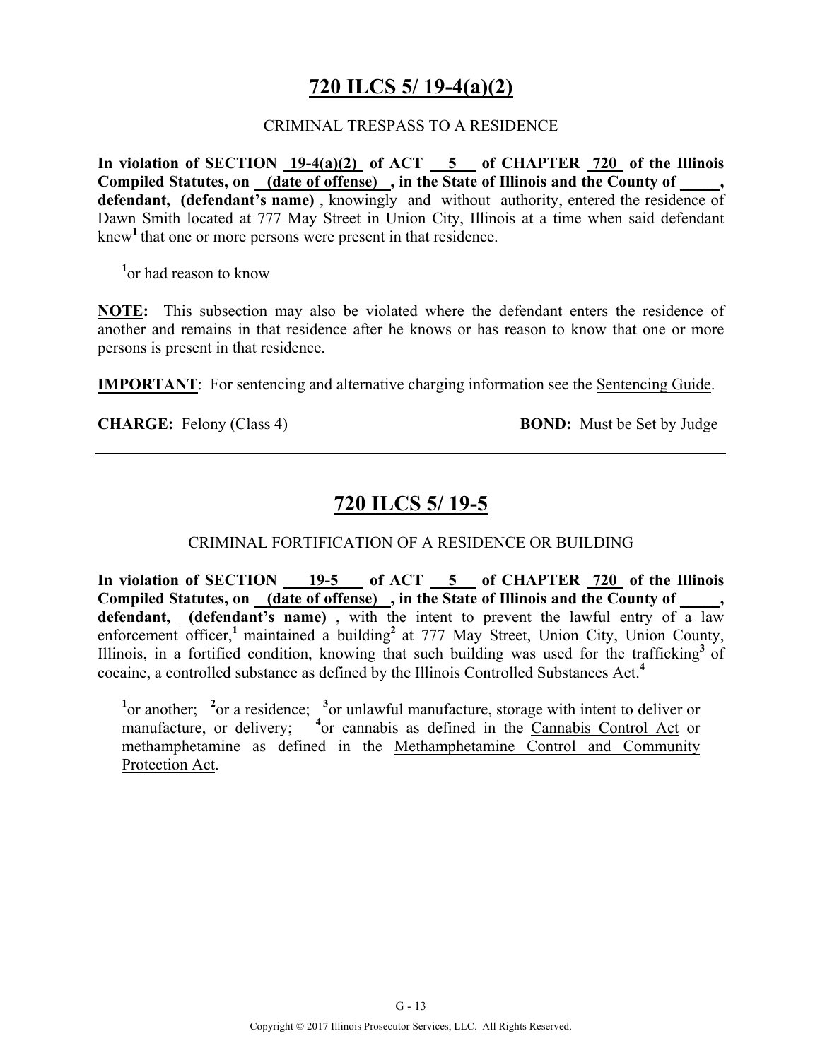# 720 ILCS 5/ 19-4(a)(2)

CRIMINAL TRESPASS TO A RESIDENCE

**In violation of SECTION 19-4(a)(2) of ACT 5 of CHAPTER 720 of the Illinois Compiled Statutes, on (date of offense) , in the State of Illinois and the County of \_\_\_\_\_, defendant, (defendant's name)** , knowingly and without authority, entered the residence of Dawn Smith located at 777 May Street in Union City, Illinois at a time when said defendant knew[1] that one or more persons were present in that residence.

[1]or had reason to know

**NOTE:** This subsection may also be violated where the defendant enters the residence of another and remains in that residence after he knows or has reason to know that one or more persons is present in that residence.

**IMPORTANT**: For sentencing and alternative charging information see the Sentencing Guide.

**CHARGE:** Felony (Class 4) **BOND:** Must be Set by Judge

---

# 720 ILCS 5/ 19-5

CRIMINAL FORTIFICATION OF A RESIDENCE OR BUILDING

**In violation of SECTION 19-5 of ACT 5 of CHAPTER 720 of the Illinois Compiled Statutes, on (date of offense) , in the State of Illinois and the County of \_\_\_\_\_, defendant, (defendant's name)** , with the intent to prevent the lawful entry of a law enforcement officer,[1] maintained a building[2] at 777 May Street, Union City, Union County, Illinois, in a fortified condition, knowing that such building was used for the trafficking[3] of cocaine, a controlled substance as defined by the Illinois Controlled Substances Act.[4]

[1]or another; [2]or a residence; [3]or unlawful manufacture, storage with intent to deliver or manufacture, or delivery; [4]or cannabis as defined in the Cannabis Control Act or methamphetamine as defined in the Methamphetamine Control and Community Protection Act.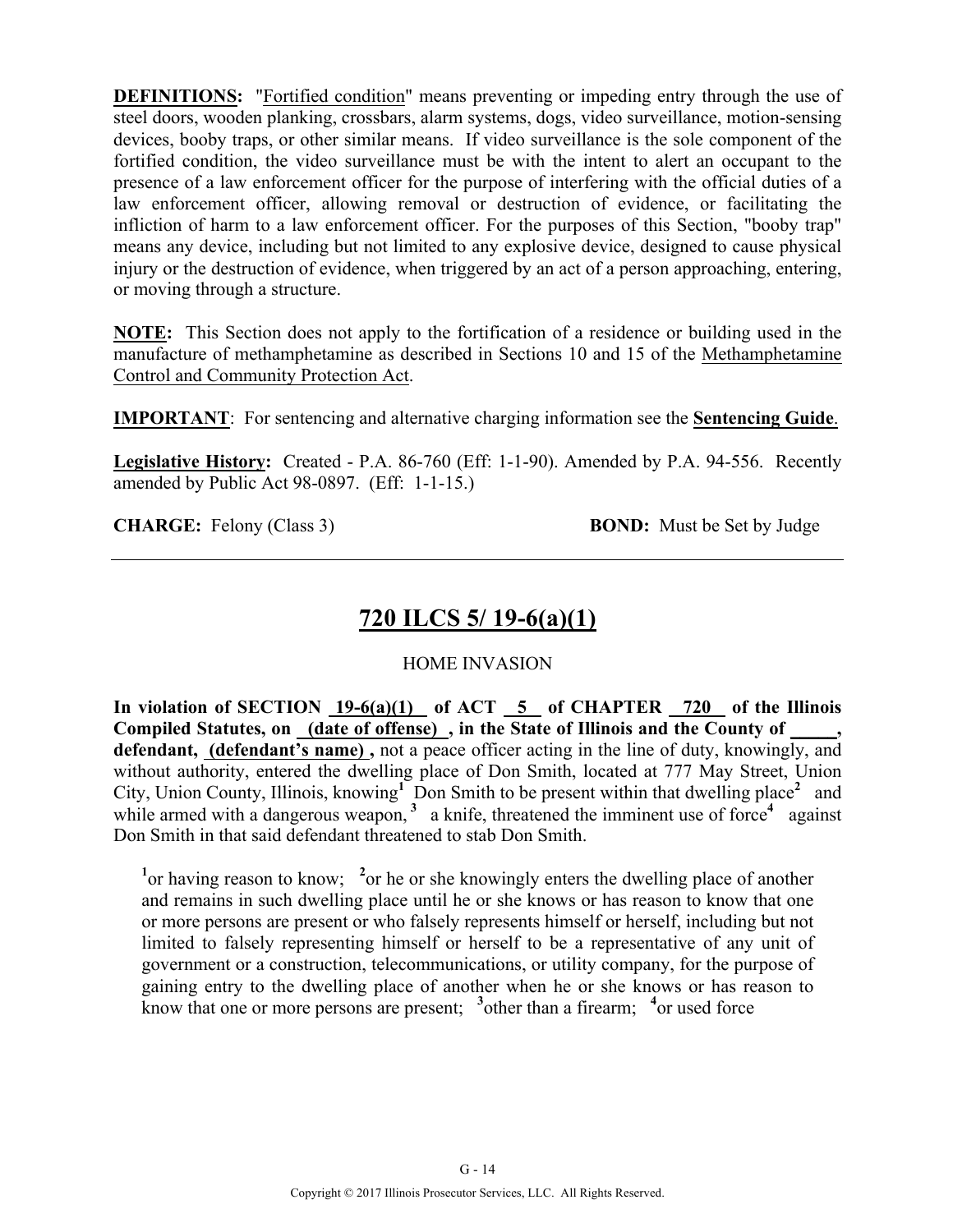**DEFINITIONS:** "Fortified condition" means preventing or impeding entry through the use of steel doors, wooden planking, crossbars, alarm systems, dogs, video surveillance, motion-sensing devices, booby traps, or other similar means. If video surveillance is the sole component of the fortified condition, the video surveillance must be with the intent to alert an occupant to the presence of a law enforcement officer for the purpose of interfering with the official duties of a law enforcement officer, allowing removal or destruction of evidence, or facilitating the infliction of harm to a law enforcement officer. For the purposes of this Section, "booby trap" means any device, including but not limited to any explosive device, designed to cause physical injury or the destruction of evidence, when triggered by an act of a person approaching, entering, or moving through a structure.

**NOTE:** This Section does not apply to the fortification of a residence or building used in the manufacture of methamphetamine as described in Sections 10 and 15 of the Methamphetamine Control and Community Protection Act.

**IMPORTANT**: For sentencing and alternative charging information see the **Sentencing Guide**.

**Legislative History:** Created - P.A. 86-760 (Eff: 1-1-90). Amended by P.A. 94-556. Recently amended by Public Act 98-0897. (Eff: 1-1-15.)

**CHARGE:** Felony (Class 3) **BOND:** Must be Set by Judge

---

## 720 ILCS 5/ 19-6(a)(1)

HOME INVASION

**In violation of SECTION 19-6(a)(1) of ACT 5 of CHAPTER 720 of the Illinois Compiled Statutes, on (date of offense) , in the State of Illinois and the County of \_\_\_\_\_, defendant, (defendant's name) ,** not a peace officer acting in the line of duty, knowingly, and without authority, entered the dwelling place of Don Smith, located at 777 May Street, Union City, Union County, Illinois, knowing[1] Don Smith to be present within that dwelling place[2] and while armed with a dangerous weapon,[3] a knife, threatened the imminent use of force[4] against Don Smith in that said defendant threatened to stab Don Smith.

[1]or having reason to know; [2]or he or she knowingly enters the dwelling place of another and remains in such dwelling place until he or she knows or has reason to know that one or more persons are present or who falsely represents himself or herself, including but not limited to falsely representing himself or herself to be a representative of any unit of government or a construction, telecommunications, or utility company, for the purpose of gaining entry to the dwelling place of another when he or she knows or has reason to know that one or more persons are present; [3]other than a firearm; [4]or used force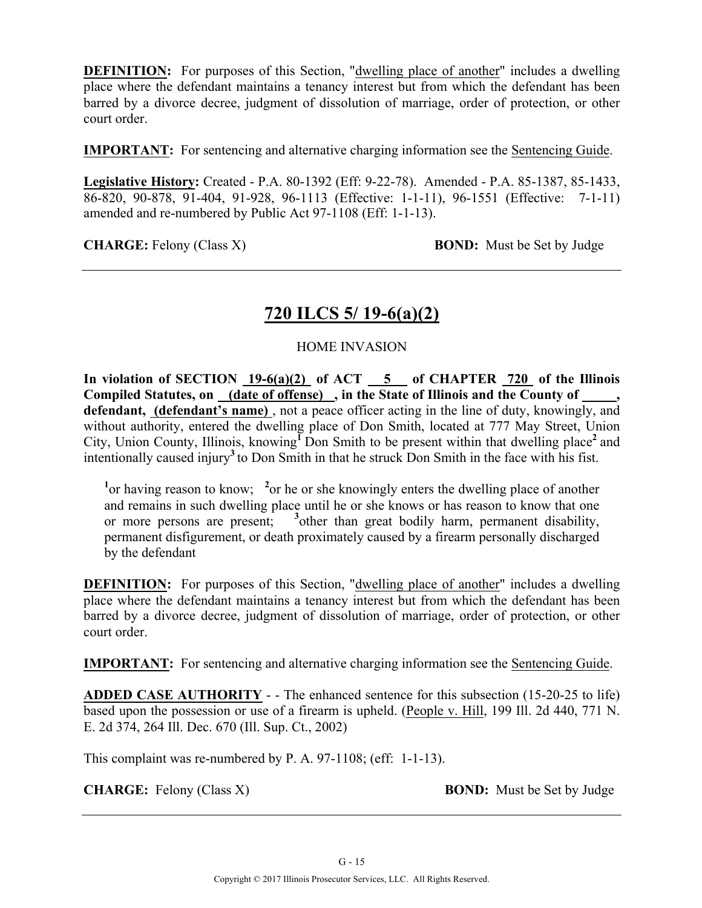**DEFINITION:** For purposes of this Section, "dwelling place of another" includes a dwelling place where the defendant maintains a tenancy interest but from which the defendant has been barred by a divorce decree, judgment of dissolution of marriage, order of protection, or other court order.

**IMPORTANT:** For sentencing and alternative charging information see the Sentencing Guide.

**Legislative History:** Created - P.A. 80-1392 (Eff: 9-22-78). Amended - P.A. 85-1387, 85-1433, 86-820, 90-878, 91-404, 91-928, 96-1113 (Effective: 1-1-11), 96-1551 (Effective: 7-1-11) amended and re-numbered by Public Act 97-1108 (Eff: 1-1-13).

**CHARGE:** Felony (Class X) **BOND:** Must be Set by Judge

---

## 720 ILCS 5/ 19-6(a)(2)

HOME INVASION

**In violation of SECTION 19-6(a)(2) of ACT 5 of CHAPTER 720 of the Illinois Compiled Statutes, on (date of offense) , in the State of Illinois and the County of \_\_\_\_\_, defendant, (defendant's name)** , not a peace officer acting in the line of duty, knowingly, and without authority, entered the dwelling place of Don Smith, located at 777 May Street, Union City, Union County, Illinois, knowing[1] Don Smith to be present within that dwelling place[2] and intentionally caused injury[3] to Don Smith in that he struck Don Smith in the face with his fist.

[1]or having reason to know; [2]or he or she knowingly enters the dwelling place of another and remains in such dwelling place until he or she knows or has reason to know that one or more persons are present; [3]other than great bodily harm, permanent disability, permanent disfigurement, or death proximately caused by a firearm personally discharged by the defendant

**DEFINITION:** For purposes of this Section, "dwelling place of another" includes a dwelling place where the defendant maintains a tenancy interest but from which the defendant has been barred by a divorce decree, judgment of dissolution of marriage, order of protection, or other court order.

**IMPORTANT:** For sentencing and alternative charging information see the Sentencing Guide.

**ADDED CASE AUTHORITY** - - The enhanced sentence for this subsection (15-20-25 to life) based upon the possession or use of a firearm is upheld. (People v. Hill, 199 Ill. 2d 440, 771 N. E. 2d 374, 264 Ill. Dec. 670 (Ill. Sup. Ct., 2002)

This complaint was re-numbered by P. A. 97-1108; (eff: 1-1-13).

**CHARGE:** Felony (Class X) **BOND:** Must be Set by Judge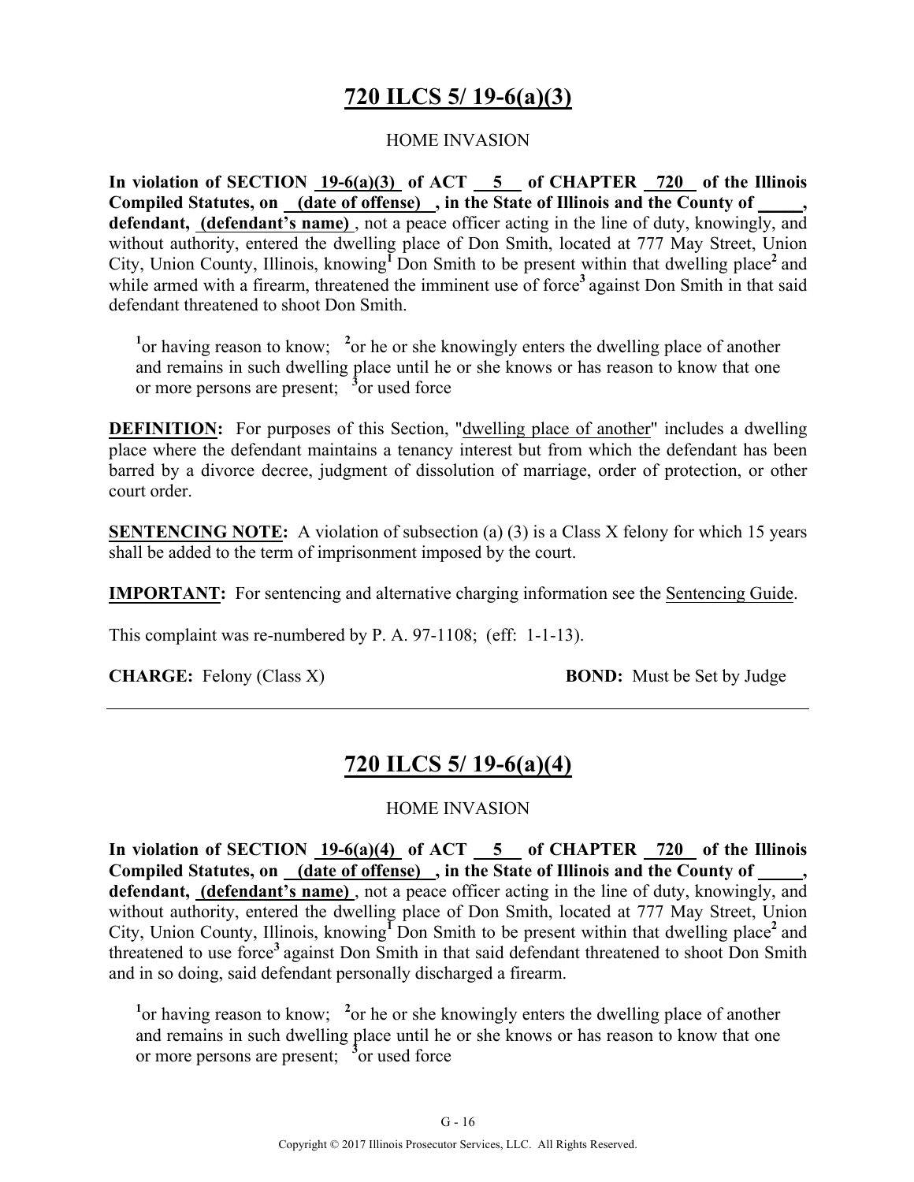## 720 ILCS 5/ 19-6(a)(3)

HOME INVASION

**In violation of SECTION 19-6(a)(3) of ACT 5 of CHAPTER 720 of the Illinois Compiled Statutes, on (date of offense) , in the State of Illinois and the County of \_\_\_\_\_, defendant, (defendant's name)** , not a peace officer acting in the line of duty, knowingly, and without authority, entered the dwelling place of Don Smith, located at 777 May Street, Union City, Union County, Illinois, knowing[1] Don Smith to be present within that dwelling place[2] and while armed with a firearm, threatened the imminent use of force[3] against Don Smith in that said defendant threatened to shoot Don Smith.

[1]or having reason to know; [2]or he or she knowingly enters the dwelling place of another and remains in such dwelling place until he or she knows or has reason to know that one or more persons are present; [3]or used force

**DEFINITION:** For purposes of this Section, "dwelling place of another" includes a dwelling place where the defendant maintains a tenancy interest but from which the defendant has been barred by a divorce decree, judgment of dissolution of marriage, order of protection, or other court order.

**SENTENCING NOTE:** A violation of subsection (a) (3) is a Class X felony for which 15 years shall be added to the term of imprisonment imposed by the court.

**IMPORTANT:** For sentencing and alternative charging information see the Sentencing Guide.

This complaint was re-numbered by P. A. 97-1108; (eff: 1-1-13).

**CHARGE:** Felony (Class X) **BOND:** Must be Set by Judge

---

## 720 ILCS 5/ 19-6(a)(4)

HOME INVASION

**In violation of SECTION 19-6(a)(4) of ACT 5 of CHAPTER 720 of the Illinois Compiled Statutes, on (date of offense) , in the State of Illinois and the County of \_\_\_\_\_, defendant, (defendant's name)** , not a peace officer acting in the line of duty, knowingly, and without authority, entered the dwelling place of Don Smith, located at 777 May Street, Union City, Union County, Illinois, knowing[1] Don Smith to be present within that dwelling place[2] and threatened to use force[3] against Don Smith in that said defendant threatened to shoot Don Smith and in so doing, said defendant personally discharged a firearm.

[1]or having reason to know; [2]or he or she knowingly enters the dwelling place of another and remains in such dwelling place until he or she knows or has reason to know that one or more persons are present; [3]or used force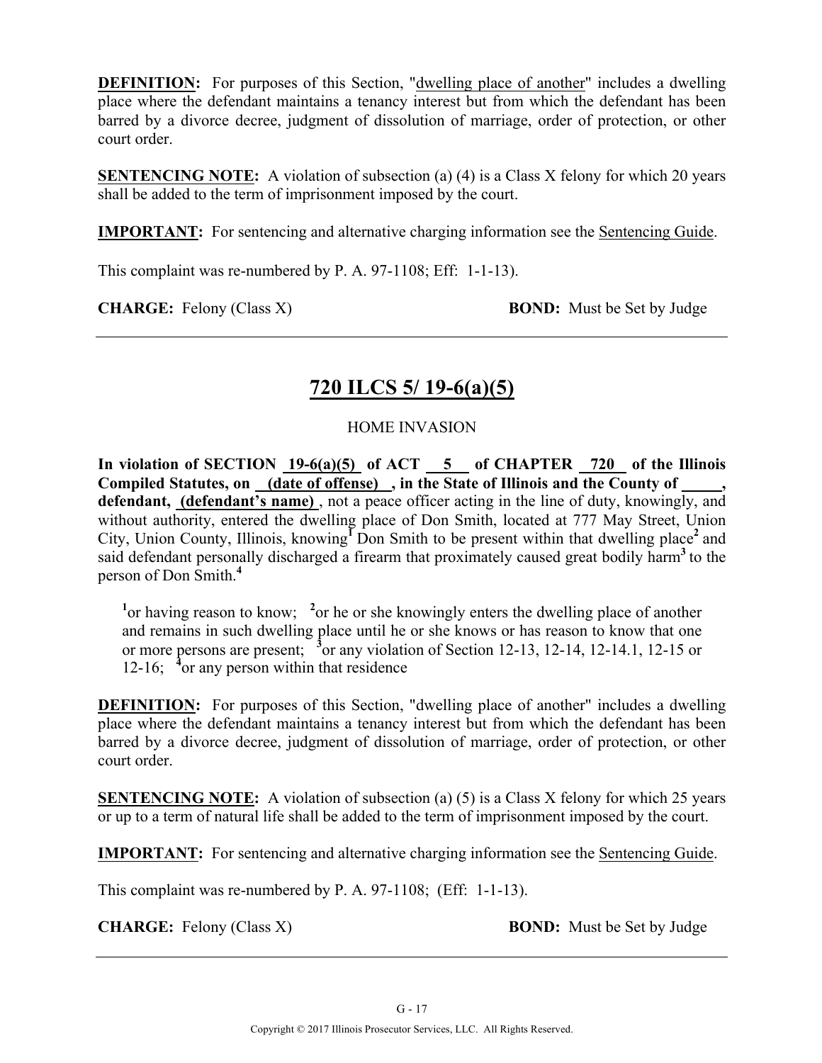**DEFINITION:** For purposes of this Section, "dwelling place of another" includes a dwelling place where the defendant maintains a tenancy interest but from which the defendant has been barred by a divorce decree, judgment of dissolution of marriage, order of protection, or other court order.

**SENTENCING NOTE:** A violation of subsection (a) (4) is a Class X felony for which 20 years shall be added to the term of imprisonment imposed by the court.

**IMPORTANT:** For sentencing and alternative charging information see the Sentencing Guide.

This complaint was re-numbered by P. A. 97-1108; Eff: 1-1-13).

**CHARGE:** Felony (Class X) **BOND:** Must be Set by Judge

---

## 720 ILCS 5/ 19-6(a)(5)

HOME INVASION

**In violation of SECTION 19-6(a)(5) of ACT 5 of CHAPTER 720 of the Illinois Compiled Statutes, on (date of offense), in the State of Illinois and the County of \_\_\_\_\_, defendant, (defendant's name)**, not a peace officer acting in the line of duty, knowingly, and without authority, entered the dwelling place of Don Smith, located at 777 May Street, Union City, Union County, Illinois, knowing[1] Don Smith to be present within that dwelling place[2] and said defendant personally discharged a firearm that proximately caused great bodily harm[3] to the person of Don Smith.[4]

[1]or having reason to know; [2]or he or she knowingly enters the dwelling place of another and remains in such dwelling place until he or she knows or has reason to know that one or more persons are present; [3]or any violation of Section 12-13, 12-14, 12-14.1, 12-15 or 12-16; [4]or any person within that residence

**DEFINITION:** For purposes of this Section, "dwelling place of another" includes a dwelling place where the defendant maintains a tenancy interest but from which the defendant has been barred by a divorce decree, judgment of dissolution of marriage, order of protection, or other court order.

**SENTENCING NOTE:** A violation of subsection (a) (5) is a Class X felony for which 25 years or up to a term of natural life shall be added to the term of imprisonment imposed by the court.

**IMPORTANT:** For sentencing and alternative charging information see the Sentencing Guide.

This complaint was re-numbered by P. A. 97-1108; (Eff: 1-1-13).

**CHARGE:** Felony (Class X) **BOND:** Must be Set by Judge

---

Copyright © 2017 Illinois Prosecutor Services, LLC. All Rights Reserved.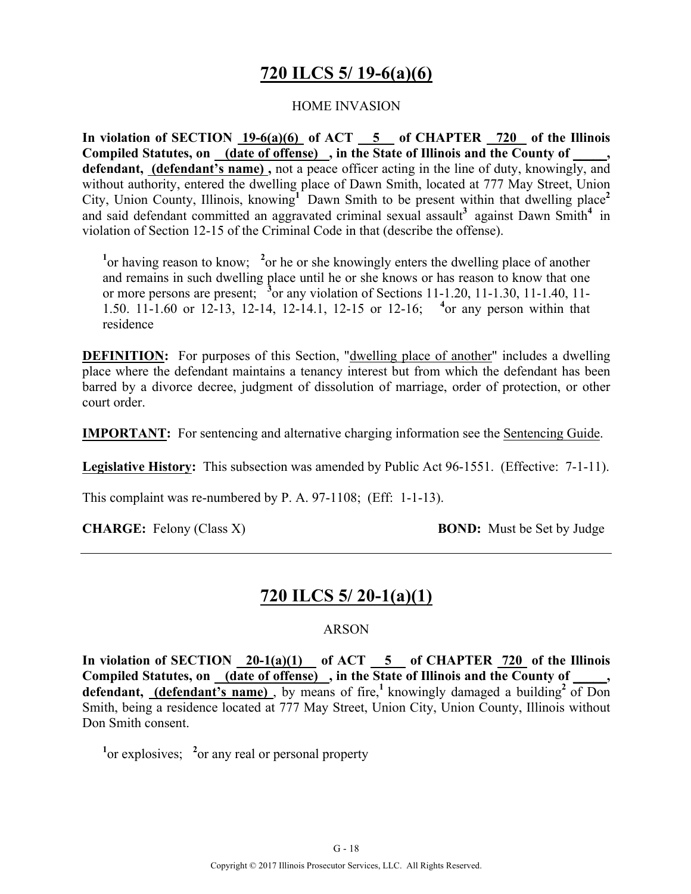# 720 ILCS 5/ 19-6(a)(6)

HOME INVASION

**In violation of SECTION 19-6(a)(6) of ACT 5 of CHAPTER 720 of the Illinois Compiled Statutes, on (date of offense) , in the State of Illinois and the County of \_\_\_\_\_, defendant, (defendant's name) ,** not a peace officer acting in the line of duty, knowingly, and without authority, entered the dwelling place of Dawn Smith, located at 777 May Street, Union City, Union County, Illinois, knowing[1] Dawn Smith to be present within that dwelling place[2] and said defendant committed an aggravated criminal sexual assault[3] against Dawn Smith[4] in violation of Section 12-15 of the Criminal Code in that (describe the offense).

[1]or having reason to know; [2]or he or she knowingly enters the dwelling place of another and remains in such dwelling place until he or she knows or has reason to know that one or more persons are present; [3]or any violation of Sections 11-1.20, 11-1.30, 11-1.40, 11-1.50. 11-1.60 or 12-13, 12-14, 12-14.1, 12-15 or 12-16; [4]or any person within that residence

**DEFINITION:** For purposes of this Section, "dwelling place of another" includes a dwelling place where the defendant maintains a tenancy interest but from which the defendant has been barred by a divorce decree, judgment of dissolution of marriage, order of protection, or other court order.

**IMPORTANT:** For sentencing and alternative charging information see the Sentencing Guide.

**Legislative History:** This subsection was amended by Public Act 96-1551. (Effective: 7-1-11).

This complaint was re-numbered by P. A. 97-1108; (Eff: 1-1-13).

**CHARGE:** Felony (Class X) **BOND:** Must be Set by Judge

---

# 720 ILCS 5/ 20-1(a)(1)

ARSON

**In violation of SECTION 20-1(a)(1) of ACT 5 of CHAPTER 720 of the Illinois Compiled Statutes, on (date of offense) , in the State of Illinois and the County of \_\_\_\_\_, defendant, (defendant's name)** , by means of fire,[1] knowingly damaged a building[2] of Don Smith, being a residence located at 777 May Street, Union City, Union County, Illinois without Don Smith consent.

[1]or explosives; [2]or any real or personal property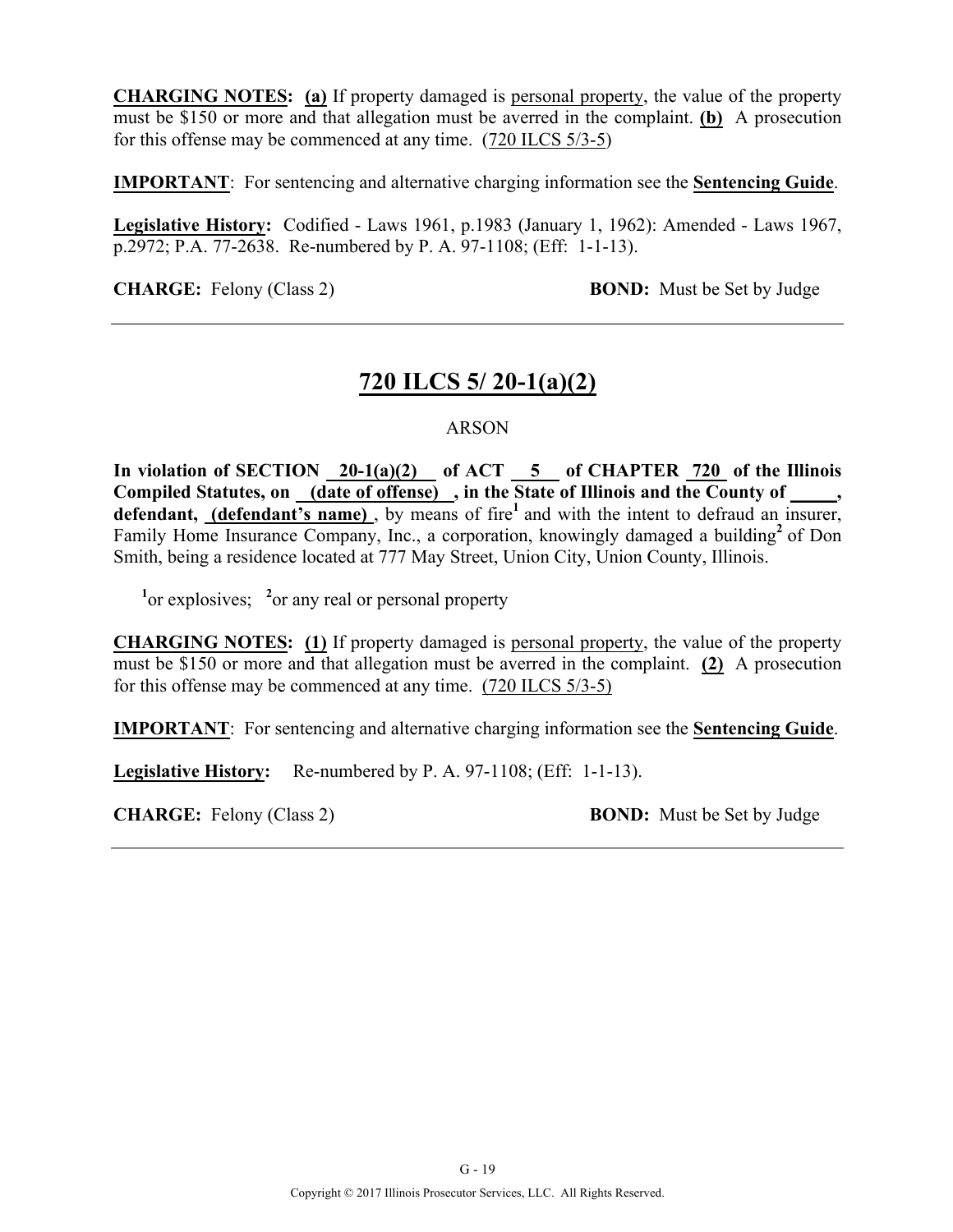**CHARGING NOTES:** **(a)** If property damaged is personal property, the value of the property must be $150 or more and that allegation must be averred in the complaint. **(b)** A prosecution for this offense may be commenced at any time. (720 ILCS 5/3-5)

**IMPORTANT**: For sentencing and alternative charging information see the **Sentencing Guide**.

**Legislative History:** Codified - Laws 1961, p.1983 (January 1, 1962): Amended - Laws 1967, p.2972; P.A. 77-2638. Re-numbered by P. A. 97-1108; (Eff: 1-1-13).

**CHARGE:** Felony (Class 2) **BOND:** Must be Set by Judge

---

## 720 ILCS 5/ 20-1(a)(2)

ARSON

**In violation of SECTION 20-1(a)(2) of ACT 5 of CHAPTER 720 of the Illinois Compiled Statutes, on (date of offense) , in the State of Illinois and the County of _____, defendant, (defendant's name)** , by means of fire[1] and with the intent to defraud an insurer, Family Home Insurance Company, Inc., a corporation, knowingly damaged a building[2] of Don Smith, being a residence located at 777 May Street, Union City, Union County, Illinois.

[1]or explosives; [2]or any real or personal property

**CHARGING NOTES:** **(1)** If property damaged is personal property, the value of the property must be $150 or more and that allegation must be averred in the complaint. **(2)** A prosecution for this offense may be commenced at any time. (720 ILCS 5/3-5)

**IMPORTANT**: For sentencing and alternative charging information see the **Sentencing Guide**.

**Legislative History:** Re-numbered by P. A. 97-1108; (Eff: 1-1-13).

**CHARGE:** Felony (Class 2) **BOND:** Must be Set by Judge

---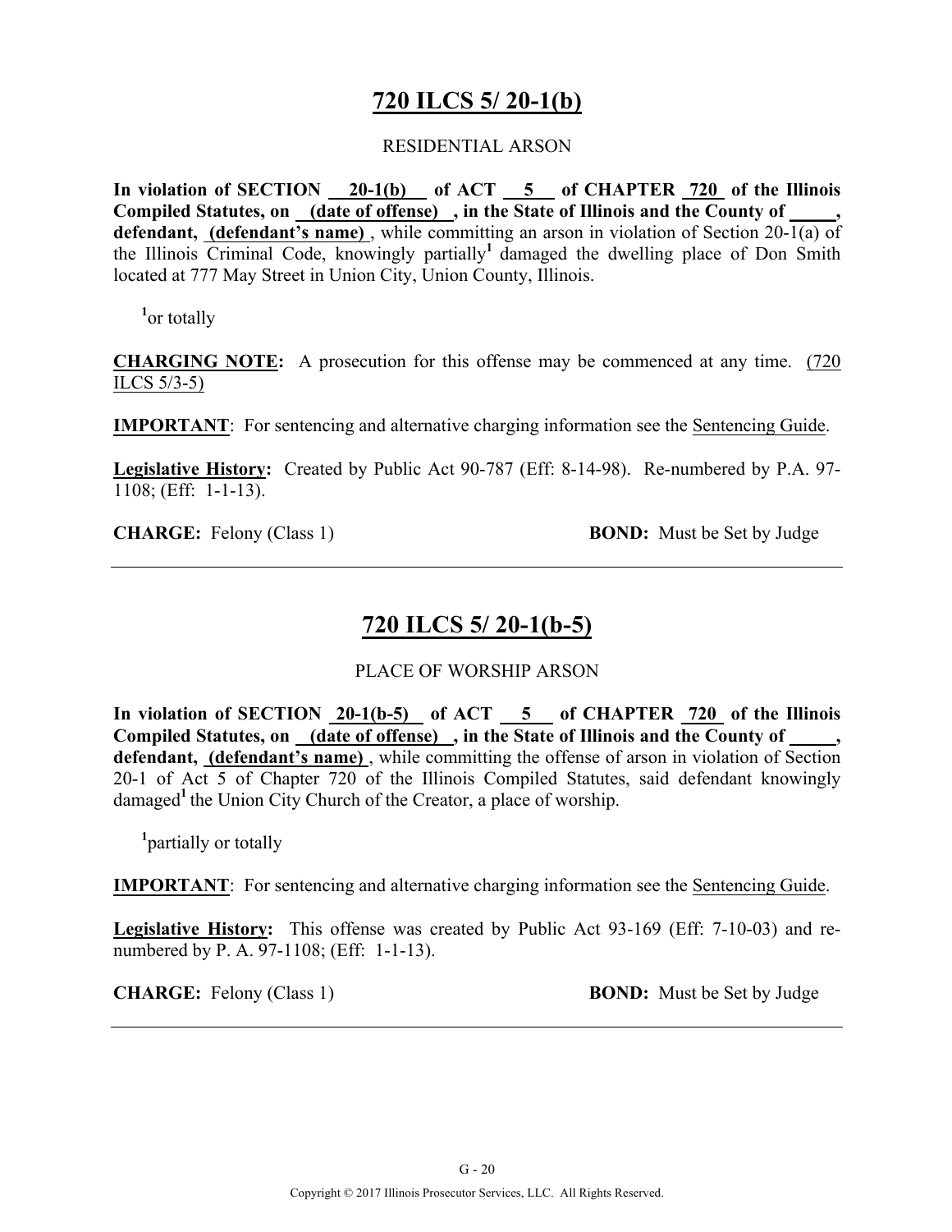# 720 ILCS 5/ 20-1(b)

RESIDENTIAL ARSON

**In violation of SECTION 20-1(b) of ACT 5 of CHAPTER 720 of the Illinois Compiled Statutes, on (date of offense), in the State of Illinois and the County of _____, defendant, (defendant's name)**, while committing an arson in violation of Section 20-1(a) of the Illinois Criminal Code, knowingly partially[1] damaged the dwelling place of Don Smith located at 777 May Street in Union City, Union County, Illinois.

[1]or totally

**CHARGING NOTE:** A prosecution for this offense may be commenced at any time. (720 ILCS 5/3-5)

**IMPORTANT**: For sentencing and alternative charging information see the Sentencing Guide.

**Legislative History:** Created by Public Act 90-787 (Eff: 8-14-98). Re-numbered by P.A. 97-1108; (Eff: 1-1-13).

**CHARGE:** Felony (Class 1) **BOND:** Must be Set by Judge

---

# 720 ILCS 5/ 20-1(b-5)

PLACE OF WORSHIP ARSON

**In violation of SECTION 20-1(b-5) of ACT 5 of CHAPTER 720 of the Illinois Compiled Statutes, on (date of offense), in the State of Illinois and the County of _____, defendant, (defendant's name)**, while committing the offense of arson in violation of Section 20-1 of Act 5 of Chapter 720 of the Illinois Compiled Statutes, said defendant knowingly damaged[1] the Union City Church of the Creator, a place of worship.

[1]partially or totally

**IMPORTANT**: For sentencing and alternative charging information see the Sentencing Guide.

**Legislative History:** This offense was created by Public Act 93-169 (Eff: 7-10-03) and re-numbered by P. A. 97-1108; (Eff: 1-1-13).

**CHARGE:** Felony (Class 1) **BOND:** Must be Set by Judge

---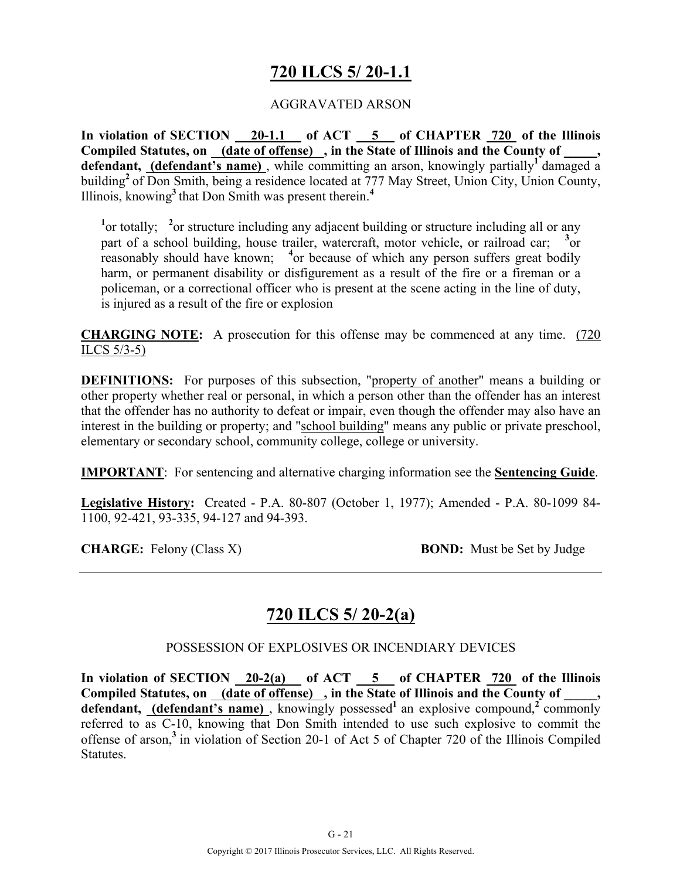# 720 ILCS 5/ 20-1.1

AGGRAVATED ARSON

**In violation of SECTION 20-1.1 of ACT 5 of CHAPTER 720 of the Illinois Compiled Statutes, on (date of offense) , in the State of Illinois and the County of _____, defendant, (defendant's name)** , while committing an arson, knowingly partially[1] damaged a building[2] of Don Smith, being a residence located at 777 May Street, Union City, Union County, Illinois, knowing[3] that Don Smith was present therein.[4]

> [1]or totally; [2]or structure including any adjacent building or structure including all or any part of a school building, house trailer, watercraft, motor vehicle, or railroad car; [3]or reasonably should have known; [4]or because of which any person suffers great bodily harm, or permanent disability or disfigurement as a result of the fire or a fireman or a policeman, or a correctional officer who is present at the scene acting in the line of duty, is injured as a result of the fire or explosion

**CHARGING NOTE:** A prosecution for this offense may be commenced at any time. (720 ILCS 5/3-5)

**DEFINITIONS:** For purposes of this subsection, "property of another" means a building or other property whether real or personal, in which a person other than the offender has an interest that the offender has no authority to defeat or impair, even though the offender may also have an interest in the building or property; and "school building" means any public or private preschool, elementary or secondary school, community college, college or university.

**IMPORTANT**: For sentencing and alternative charging information see the **Sentencing Guide**.

**Legislative History:** Created - P.A. 80-807 (October 1, 1977); Amended - P.A. 80-1099 84-1100, 92-421, 93-335, 94-127 and 94-393.

**CHARGE:** Felony (Class X) **BOND:** Must be Set by Judge

---

# 720 ILCS 5/ 20-2(a)

POSSESSION OF EXPLOSIVES OR INCENDIARY DEVICES

**In violation of SECTION 20-2(a) of ACT 5 of CHAPTER 720 of the Illinois Compiled Statutes, on (date of offense) , in the State of Illinois and the County of _____, defendant, (defendant's name)** , knowingly possessed[1] an explosive compound,[2] commonly referred to as C-10, knowing that Don Smith intended to use such explosive to commit the offense of arson,[3] in violation of Section 20-1 of Act 5 of Chapter 720 of the Illinois Compiled Statutes.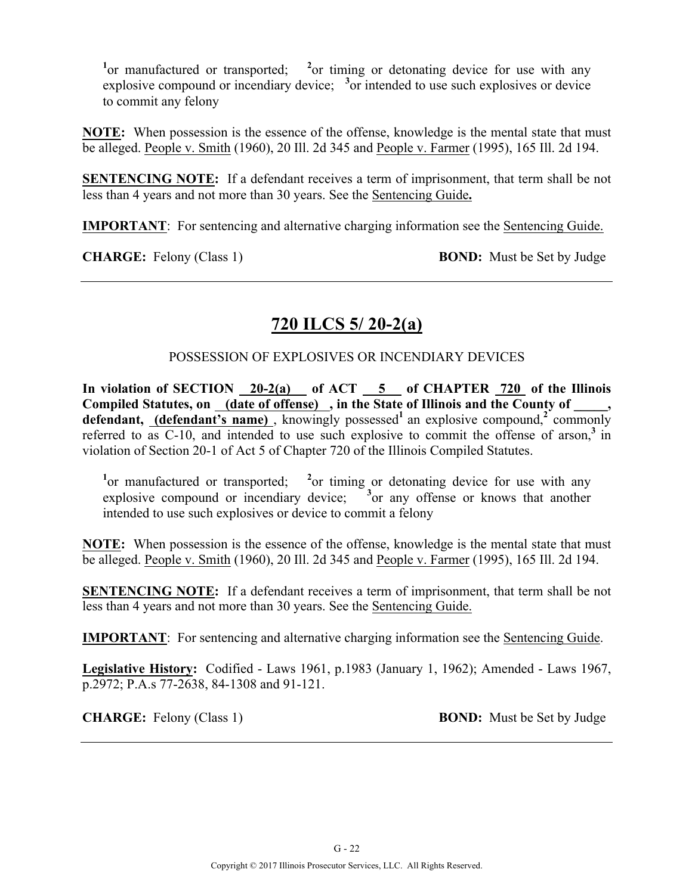[1]or manufactured or transported; [2]or timing or detonating device for use with any explosive compound or incendiary device; [3]or intended to use such explosives or device to commit any felony

**NOTE:** When possession is the essence of the offense, knowledge is the mental state that must be alleged. People v. Smith (1960), 20 Ill. 2d 345 and People v. Farmer (1995), 165 Ill. 2d 194.

**SENTENCING NOTE:** If a defendant receives a term of imprisonment, that term shall be not less than 4 years and not more than 30 years. See the Sentencing Guide**.**

**IMPORTANT**: For sentencing and alternative charging information see the Sentencing Guide.

**CHARGE:** Felony (Class 1) **BOND:** Must be Set by Judge

---

## 720 ILCS 5/ 20-2(a)

POSSESSION OF EXPLOSIVES OR INCENDIARY DEVICES

**In violation of SECTION 20-2(a) of ACT 5 of CHAPTER 720 of the Illinois Compiled Statutes, on (date of offense) , in the State of Illinois and the County of _____, defendant, (defendant's name)** , knowingly possessed[1] an explosive compound,[2] commonly referred to as C-10, and intended to use such explosive to commit the offense of arson,[3] in violation of Section 20-1 of Act 5 of Chapter 720 of the Illinois Compiled Statutes.

[1]or manufactured or transported; [2]or timing or detonating device for use with any explosive compound or incendiary device; [3]or any offense or knows that another intended to use such explosives or device to commit a felony

**NOTE:** When possession is the essence of the offense, knowledge is the mental state that must be alleged. People v. Smith (1960), 20 Ill. 2d 345 and People v. Farmer (1995), 165 Ill. 2d 194.

**SENTENCING NOTE:** If a defendant receives a term of imprisonment, that term shall be not less than 4 years and not more than 30 years. See the Sentencing Guide.

**IMPORTANT**: For sentencing and alternative charging information see the Sentencing Guide.

**Legislative History:** Codified - Laws 1961, p.1983 (January 1, 1962); Amended - Laws 1967, p.2972; P.A.s 77-2638, 84-1308 and 91-121.

**CHARGE:** Felony (Class 1) **BOND:** Must be Set by Judge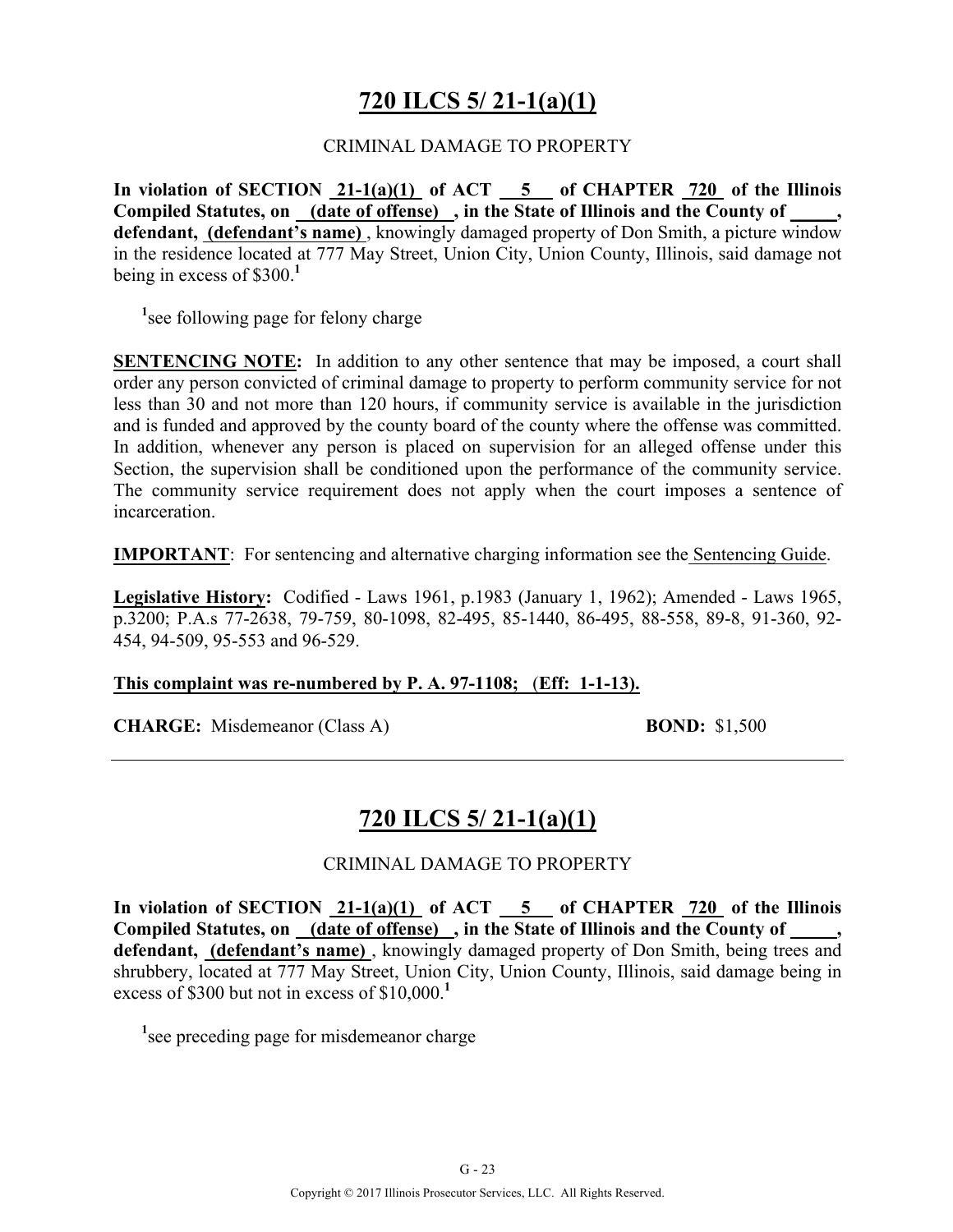## 720 ILCS 5/ 21-1(a)(1)

CRIMINAL DAMAGE TO PROPERTY

**In violation of SECTION 21-1(a)(1) of ACT 5 of CHAPTER 720 of the Illinois Compiled Statutes, on (date of offense) , in the State of Illinois and the County of _____, defendant, (defendant's name)** , knowingly damaged property of Don Smith, a picture window in the residence located at 777 May Street, Union City, Union County, Illinois, said damage not being in excess of $300.[1]

[1]see following page for felony charge

**SENTENCING NOTE:** In addition to any other sentence that may be imposed, a court shall order any person convicted of criminal damage to property to perform community service for not less than 30 and not more than 120 hours, if community service is available in the jurisdiction and is funded and approved by the county board of the county where the offense was committed. In addition, whenever any person is placed on supervision for an alleged offense under this Section, the supervision shall be conditioned upon the performance of the community service. The community service requirement does not apply when the court imposes a sentence of incarceration.

**IMPORTANT**: For sentencing and alternative charging information see the Sentencing Guide.

**Legislative History:** Codified - Laws 1961, p.1983 (January 1, 1962); Amended - Laws 1965, p.3200; P.A.s 77-2638, 79-759, 80-1098, 82-495, 85-1440, 86-495, 88-558, 89-8, 91-360, 92-454, 94-509, 95-553 and 96-529.

**This complaint was re-numbered by P. A. 97-1108; (Eff: 1-1-13).**

**CHARGE:** Misdemeanor (Class A) **BOND:** $1,500

---

## 720 ILCS 5/ 21-1(a)(1)

CRIMINAL DAMAGE TO PROPERTY

**In violation of SECTION 21-1(a)(1) of ACT 5 of CHAPTER 720 of the Illinois Compiled Statutes, on (date of offense) , in the State of Illinois and the County of _____, defendant, (defendant's name)** , knowingly damaged property of Don Smith, being trees and shrubbery, located at 777 May Street, Union City, Union County, Illinois, said damage being in excess of $300 but not in excess of $10,000.[1]

[1]see preceding page for misdemeanor charge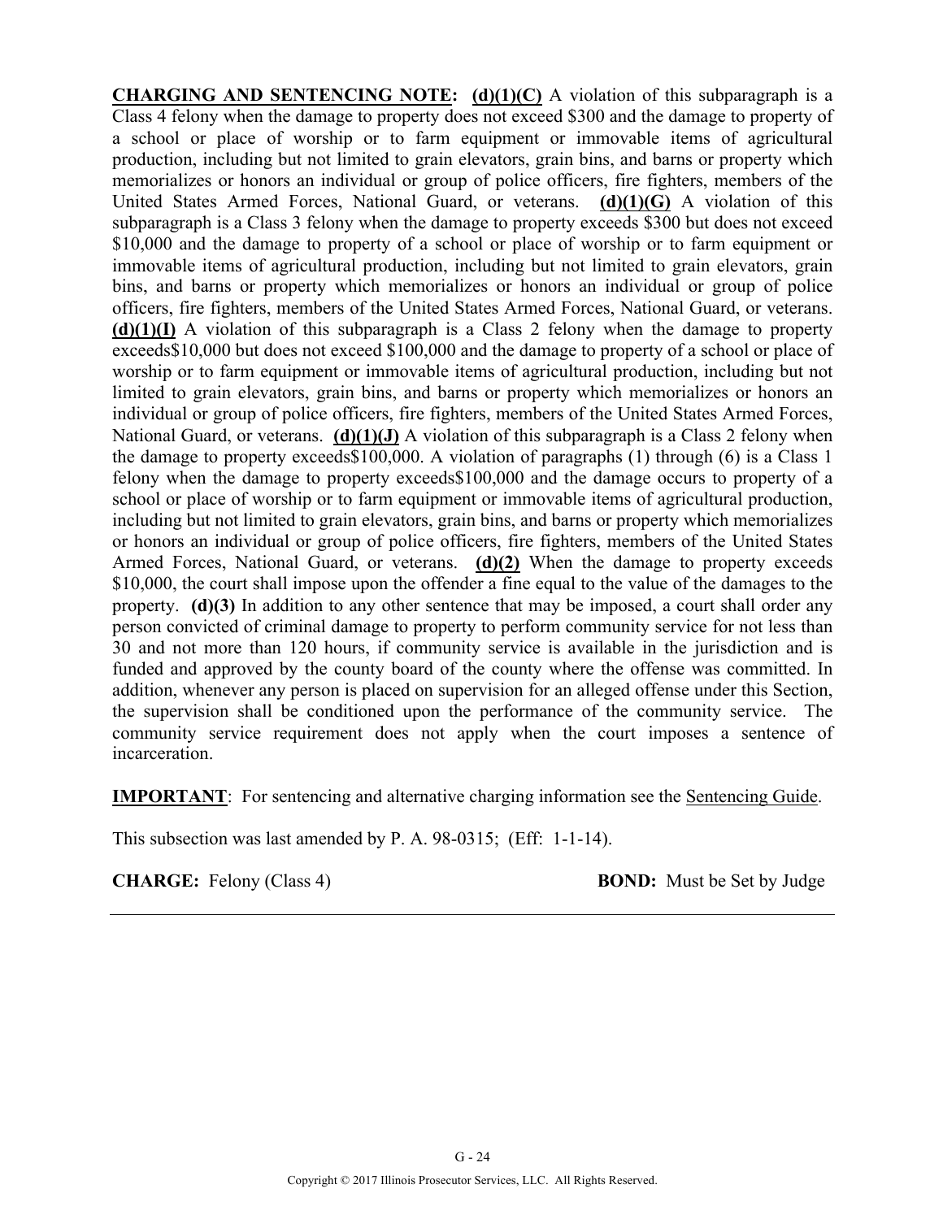**<u>CHARGING AND SENTENCING NOTE</u>:** **<u>(d)(1)(C)</u>** A violation of this subparagraph is a Class 4 felony when the damage to property does not exceed $300 and the damage to property of a school or place of worship or to farm equipment or immovable items of agricultural production, including but not limited to grain elevators, grain bins, and barns or property which memorializes or honors an individual or group of police officers, fire fighters, members of the United States Armed Forces, National Guard, or veterans. **<u>(d)(1)(G)</u>** A violation of this subparagraph is a Class 3 felony when the damage to property exceeds $300 but does not exceed $10,000 and the damage to property of a school or place of worship or to farm equipment or immovable items of agricultural production, including but not limited to grain elevators, grain bins, and barns or property which memorializes or honors an individual or group of police officers, fire fighters, members of the United States Armed Forces, National Guard, or veterans. **<u>(d)(1)(I)</u>** A violation of this subparagraph is a Class 2 felony when the damage to property exceeds$10,000 but does not exceed $100,000 and the damage to property of a school or place of worship or to farm equipment or immovable items of agricultural production, including but not limited to grain elevators, grain bins, and barns or property which memorializes or honors an individual or group of police officers, fire fighters, members of the United States Armed Forces, National Guard, or veterans. **<u>(d)(1)(J)</u>** A violation of this subparagraph is a Class 2 felony when the damage to property exceeds$100,000. A violation of paragraphs (1) through (6) is a Class 1 felony when the damage to property exceeds$100,000 and the damage occurs to property of a school or place of worship or to farm equipment or immovable items of agricultural production, including but not limited to grain elevators, grain bins, and barns or property which memorializes or honors an individual or group of police officers, fire fighters, members of the United States Armed Forces, National Guard, or veterans. **<u>(d)(2)</u>** When the damage to property exceeds $10,000, the court shall impose upon the offender a fine equal to the value of the damages to the property. **(d)(3)** In addition to any other sentence that may be imposed, a court shall order any person convicted of criminal damage to property to perform community service for not less than 30 and not more than 120 hours, if community service is available in the jurisdiction and is funded and approved by the county board of the county where the offense was committed. In addition, whenever any person is placed on supervision for an alleged offense under this Section, the supervision shall be conditioned upon the performance of the community service. The community service requirement does not apply when the court imposes a sentence of incarceration.

**<u>IMPORTANT</u>**: For sentencing and alternative charging information see the <u>Sentencing Guide</u>.

This subsection was last amended by P. A. 98-0315; (Eff: 1-1-14).

**CHARGE:** Felony (Class 4) **BOND:** Must be Set by Judge

---

Copyright © 2017 Illinois Prosecutor Services, LLC. All Rights Reserved.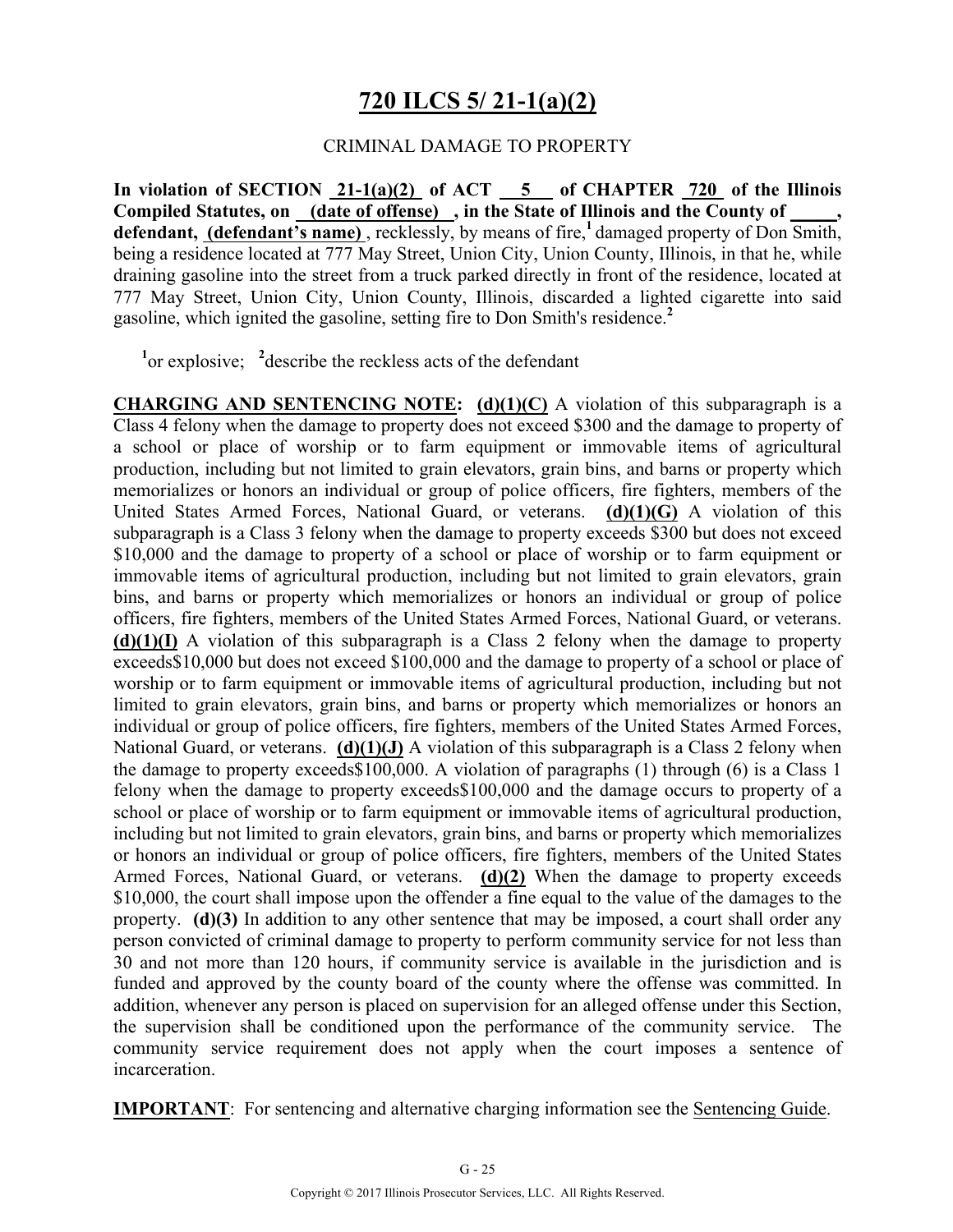# 720 ILCS 5/ 21-1(a)(2)

CRIMINAL DAMAGE TO PROPERTY

**In violation of SECTION 21-1(a)(2) of ACT 5 of CHAPTER 720 of the Illinois Compiled Statutes, on (date of offense), in the State of Illinois and the County of \_\_\_\_\_, defendant, (defendant's name)**, recklessly, by means of fire,[1] damaged property of Don Smith, being a residence located at 777 May Street, Union City, Union County, Illinois, in that he, while draining gasoline into the street from a truck parked directly in front of the residence, located at 777 May Street, Union City, Union County, Illinois, discarded a lighted cigarette into said gasoline, which ignited the gasoline, setting fire to Don Smith's residence.[2]

[1]or explosive; [2]describe the reckless acts of the defendant

**CHARGING AND SENTENCING NOTE: (d)(1)(C)** A violation of this subparagraph is a Class 4 felony when the damage to property does not exceed $300 and the damage to property of a school or place of worship or to farm equipment or immovable items of agricultural production, including but not limited to grain elevators, grain bins, and barns or property which memorializes or honors an individual or group of police officers, fire fighters, members of the United States Armed Forces, National Guard, or veterans. **(d)(1)(G)** A violation of this subparagraph is a Class 3 felony when the damage to property exceeds $300 but does not exceed $10,000 and the damage to property of a school or place of worship or to farm equipment or immovable items of agricultural production, including but not limited to grain elevators, grain bins, and barns or property which memorializes or honors an individual or group of police officers, fire fighters, members of the United States Armed Forces, National Guard, or veterans. **(d)(1)(I)** A violation of this subparagraph is a Class 2 felony when the damage to property exceeds$10,000 but does not exceed $100,000 and the damage to property of a school or place of worship or to farm equipment or immovable items of agricultural production, including but not limited to grain elevators, grain bins, and barns or property which memorializes or honors an individual or group of police officers, fire fighters, members of the United States Armed Forces, National Guard, or veterans. **(d)(1)(J)** A violation of this subparagraph is a Class 2 felony when the damage to property exceeds$100,000. A violation of paragraphs (1) through (6) is a Class 1 felony when the damage to property exceeds$100,000 and the damage occurs to property of a school or place of worship or to farm equipment or immovable items of agricultural production, including but not limited to grain elevators, grain bins, and barns or property which memorializes or honors an individual or group of police officers, fire fighters, members of the United States Armed Forces, National Guard, or veterans. **(d)(2)** When the damage to property exceeds $10,000, the court shall impose upon the offender a fine equal to the value of the damages to the property. **(d)(3)** In addition to any other sentence that may be imposed, a court shall order any person convicted of criminal damage to property to perform community service for not less than 30 and not more than 120 hours, if community service is available in the jurisdiction and is funded and approved by the county board of the county where the offense was committed. In addition, whenever any person is placed on supervision for an alleged offense under this Section, the supervision shall be conditioned upon the performance of the community service. The community service requirement does not apply when the court imposes a sentence of incarceration.

**IMPORTANT**: For sentencing and alternative charging information see the Sentencing Guide.

Copyright © 2017 Illinois Prosecutor Services, LLC. All Rights Reserved.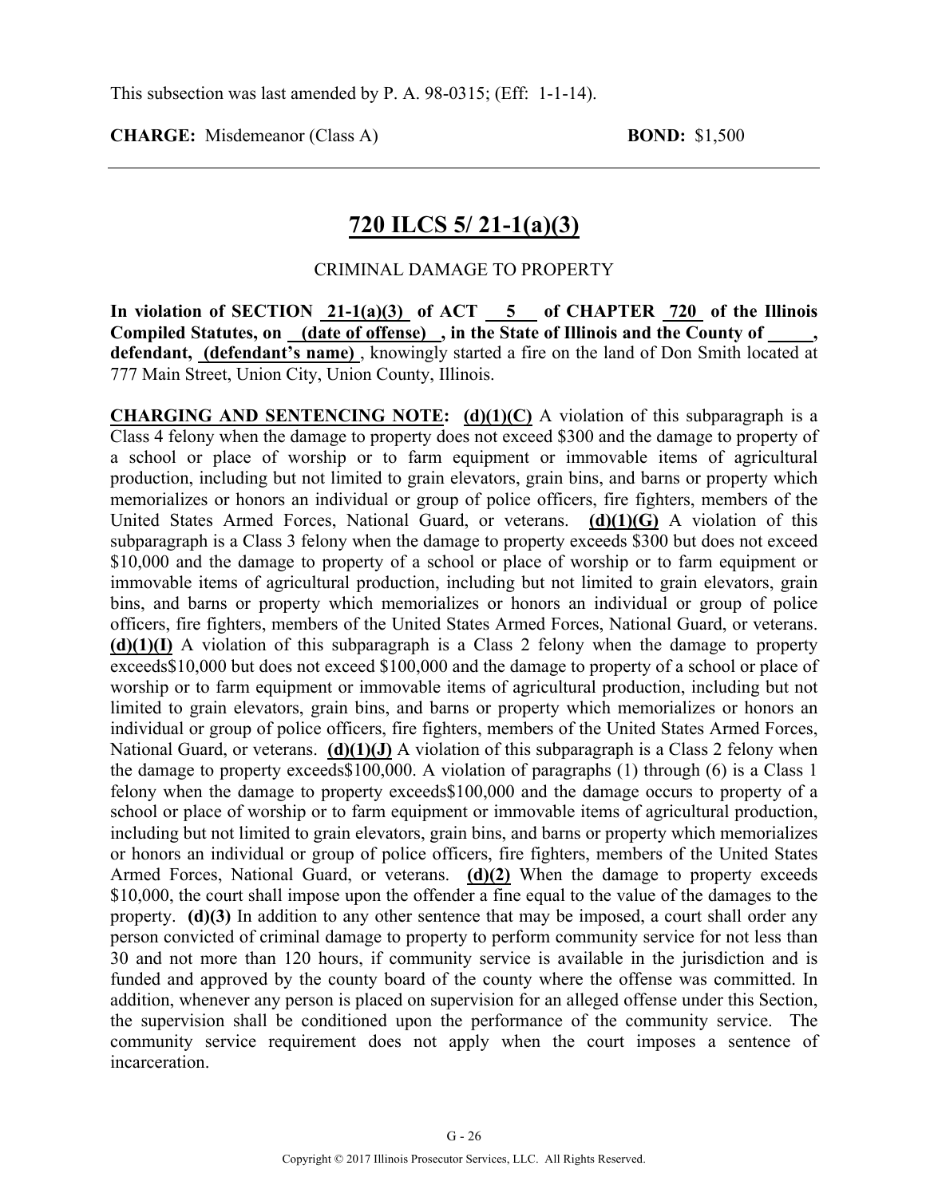This subsection was last amended by P. A. 98-0315; (Eff: 1-1-14).

**CHARGE:** Misdemeanor (Class A) **BOND:** $1,500

---

## 720 ILCS 5/ 21-1(a)(3)

CRIMINAL DAMAGE TO PROPERTY

**In violation of SECTION 21-1(a)(3) of ACT 5 of CHAPTER 720 of the Illinois Compiled Statutes, on (date of offense) , in the State of Illinois and the County of \_\_\_\_\_, defendant, (defendant's name)**, knowingly started a fire on the land of Don Smith located at 777 Main Street, Union City, Union County, Illinois.

**CHARGING AND SENTENCING NOTE: (d)(1)(C)** A violation of this subparagraph is a Class 4 felony when the damage to property does not exceed $300 and the damage to property of a school or place of worship or to farm equipment or immovable items of agricultural production, including but not limited to grain elevators, grain bins, and barns or property which memorializes or honors an individual or group of police officers, fire fighters, members of the United States Armed Forces, National Guard, or veterans. **(d)(1)(G)** A violation of this subparagraph is a Class 3 felony when the damage to property exceeds $300 but does not exceed $10,000 and the damage to property of a school or place of worship or to farm equipment or immovable items of agricultural production, including but not limited to grain elevators, grain bins, and barns or property which memorializes or honors an individual or group of police officers, fire fighters, members of the United States Armed Forces, National Guard, or veterans. **(d)(1)(I)** A violation of this subparagraph is a Class 2 felony when the damage to property exceeds$10,000 but does not exceed $100,000 and the damage to property of a school or place of worship or to farm equipment or immovable items of agricultural production, including but not limited to grain elevators, grain bins, and barns or property which memorializes or honors an individual or group of police officers, fire fighters, members of the United States Armed Forces, National Guard, or veterans. **(d)(1)(J)** A violation of this subparagraph is a Class 2 felony when the damage to property exceeds$100,000. A violation of paragraphs (1) through (6) is a Class 1 felony when the damage to property exceeds$100,000 and the damage occurs to property of a school or place of worship or to farm equipment or immovable items of agricultural production, including but not limited to grain elevators, grain bins, and barns or property which memorializes or honors an individual or group of police officers, fire fighters, members of the United States Armed Forces, National Guard, or veterans. **(d)(2)** When the damage to property exceeds $10,000, the court shall impose upon the offender a fine equal to the value of the damages to the property. **(d)(3)** In addition to any other sentence that may be imposed, a court shall order any person convicted of criminal damage to property to perform community service for not less than 30 and not more than 120 hours, if community service is available in the jurisdiction and is funded and approved by the county board of the county where the offense was committed. In addition, whenever any person is placed on supervision for an alleged offense under this Section, the supervision shall be conditioned upon the performance of the community service. The community service requirement does not apply when the court imposes a sentence of incarceration.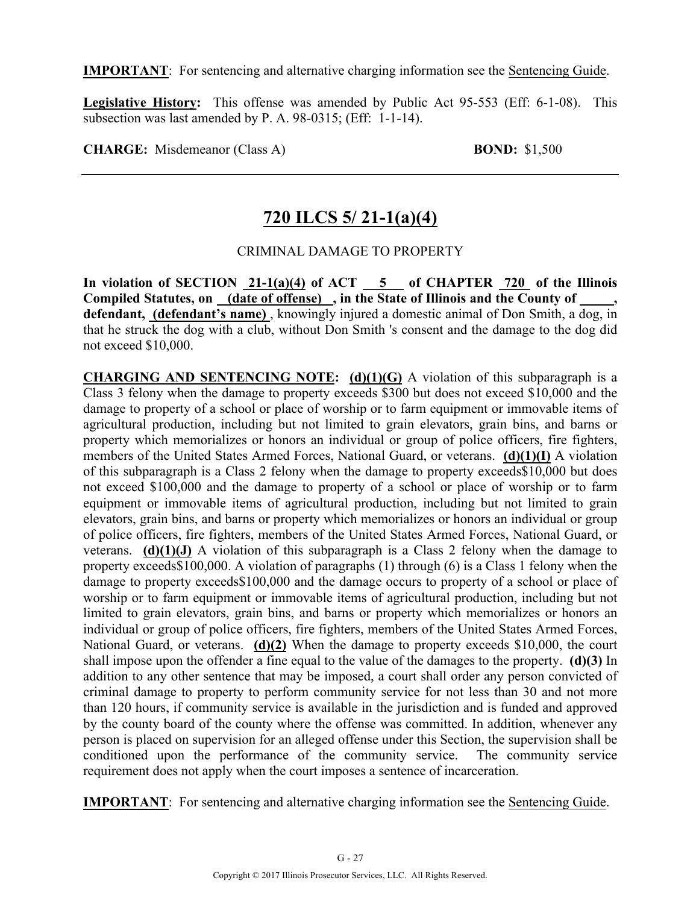**IMPORTANT**: For sentencing and alternative charging information see the Sentencing Guide.

**Legislative History:** This offense was amended by Public Act 95-553 (Eff: 6-1-08). This subsection was last amended by P. A. 98-0315; (Eff: 1-1-14).

**CHARGE:** Misdemeanor (Class A) **BOND:** $1,500

---

## 720 ILCS 5/ 21-1(a)(4)

CRIMINAL DAMAGE TO PROPERTY

**In violation of SECTION 21-1(a)(4) of ACT 5 of CHAPTER 720 of the Illinois Compiled Statutes, on (date of offense) , in the State of Illinois and the County of \_\_\_\_\_, defendant, (defendant's name)** , knowingly injured a domestic animal of Don Smith, a dog, in that he struck the dog with a club, without Don Smith 's consent and the damage to the dog did not exceed $10,000.

**CHARGING AND SENTENCING NOTE: (d)(1)(G)** A violation of this subparagraph is a Class 3 felony when the damage to property exceeds $300 but does not exceed $10,000 and the damage to property of a school or place of worship or to farm equipment or immovable items of agricultural production, including but not limited to grain elevators, grain bins, and barns or property which memorializes or honors an individual or group of police officers, fire fighters, members of the United States Armed Forces, National Guard, or veterans. **(d)(1)(I)** A violation of this subparagraph is a Class 2 felony when the damage to property exceeds$10,000 but does not exceed $100,000 and the damage to property of a school or place of worship or to farm equipment or immovable items of agricultural production, including but not limited to grain elevators, grain bins, and barns or property which memorializes or honors an individual or group of police officers, fire fighters, members of the United States Armed Forces, National Guard, or veterans. **(d)(1)(J)** A violation of this subparagraph is a Class 2 felony when the damage to property exceeds$100,000. A violation of paragraphs (1) through (6) is a Class 1 felony when the damage to property exceeds$100,000 and the damage occurs to property of a school or place of worship or to farm equipment or immovable items of agricultural production, including but not limited to grain elevators, grain bins, and barns or property which memorializes or honors an individual or group of police officers, fire fighters, members of the United States Armed Forces, National Guard, or veterans. **(d)(2)** When the damage to property exceeds $10,000, the court shall impose upon the offender a fine equal to the value of the damages to the property. **(d)(3)** In addition to any other sentence that may be imposed, a court shall order any person convicted of criminal damage to property to perform community service for not less than 30 and not more than 120 hours, if community service is available in the jurisdiction and is funded and approved by the county board of the county where the offense was committed. In addition, whenever any person is placed on supervision for an alleged offense under this Section, the supervision shall be conditioned upon the performance of the community service. The community service requirement does not apply when the court imposes a sentence of incarceration.

**IMPORTANT**: For sentencing and alternative charging information see the Sentencing Guide.

Copyright © 2017 Illinois Prosecutor Services, LLC. All Rights Reserved.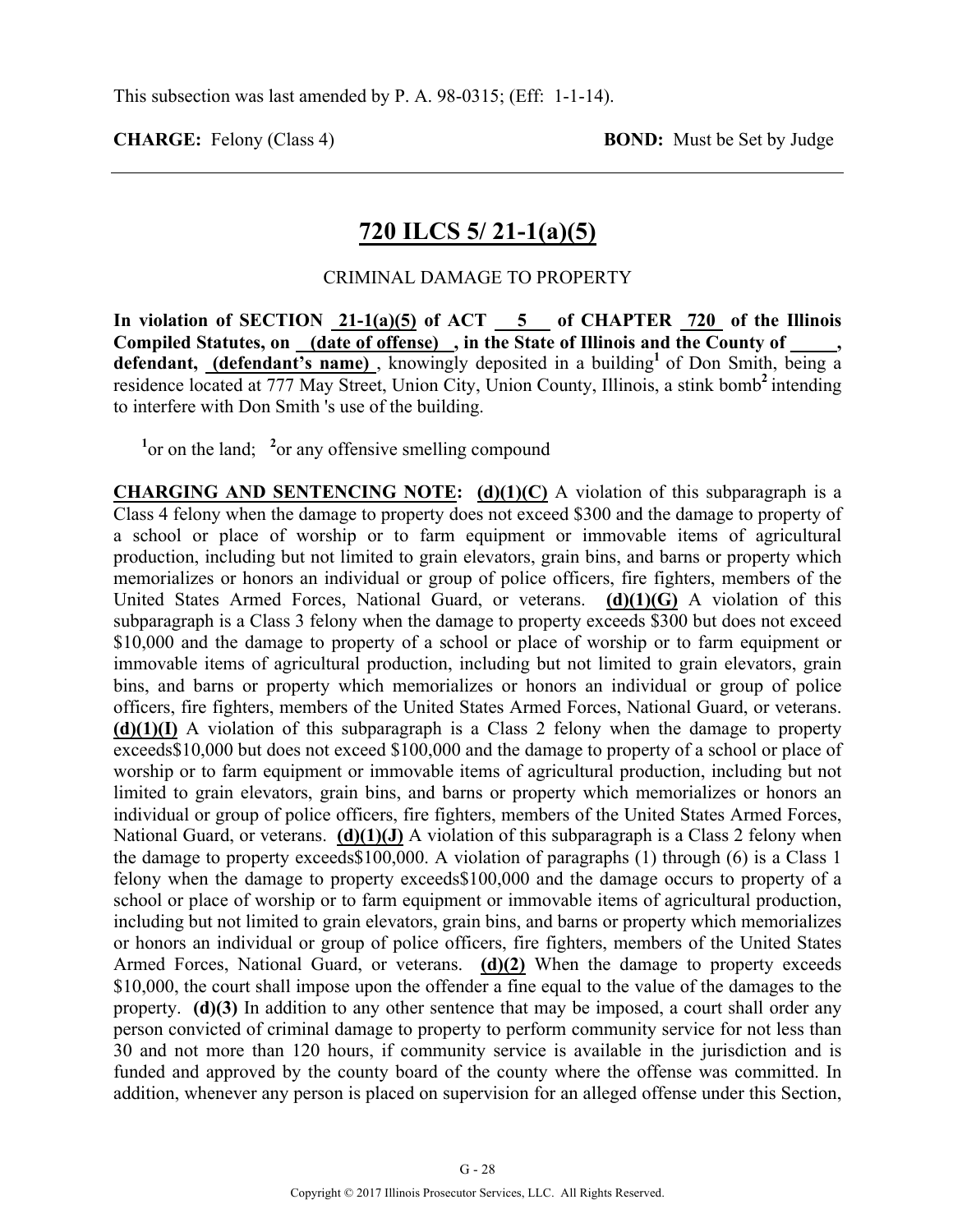This subsection was last amended by P. A. 98-0315; (Eff: 1-1-14).

**CHARGE:** Felony (Class 4) **BOND:** Must be Set by Judge

---

## 720 ILCS 5/ 21-1(a)(5)

CRIMINAL DAMAGE TO PROPERTY

**In violation of SECTION 21-1(a)(5) of ACT 5 of CHAPTER 720 of the Illinois Compiled Statutes, on (date of offense), in the State of Illinois and the County of \_\_\_\_\_, defendant, (defendant's name)**, knowingly deposited in a building[1] of Don Smith, being a residence located at 777 May Street, Union City, Union County, Illinois, a stink bomb[2] intending to interfere with Don Smith 's use of the building.

[1]or on the land; [2]or any offensive smelling compound

**CHARGING AND SENTENCING NOTE:** **(d)(1)(C)** A violation of this subparagraph is a Class 4 felony when the damage to property does not exceed $300 and the damage to property of a school or place of worship or to farm equipment or immovable items of agricultural production, including but not limited to grain elevators, grain bins, and barns or property which memorializes or honors an individual or group of police officers, fire fighters, members of the United States Armed Forces, National Guard, or veterans. **(d)(1)(G)** A violation of this subparagraph is a Class 3 felony when the damage to property exceeds $300 but does not exceed $10,000 and the damage to property of a school or place of worship or to farm equipment or immovable items of agricultural production, including but not limited to grain elevators, grain bins, and barns or property which memorializes or honors an individual or group of police officers, fire fighters, members of the United States Armed Forces, National Guard, or veterans. **(d)(1)(I)** A violation of this subparagraph is a Class 2 felony when the damage to property exceeds$10,000 but does not exceed $100,000 and the damage to property of a school or place of worship or to farm equipment or immovable items of agricultural production, including but not limited to grain elevators, grain bins, and barns or property which memorializes or honors an individual or group of police officers, fire fighters, members of the United States Armed Forces, National Guard, or veterans. **(d)(1)(J)** A violation of this subparagraph is a Class 2 felony when the damage to property exceeds$100,000. A violation of paragraphs (1) through (6) is a Class 1 felony when the damage to property exceeds$100,000 and the damage occurs to property of a school or place of worship or to farm equipment or immovable items of agricultural production, including but not limited to grain elevators, grain bins, and barns or property which memorializes or honors an individual or group of police officers, fire fighters, members of the United States Armed Forces, National Guard, or veterans. **(d)(2)** When the damage to property exceeds $10,000, the court shall impose upon the offender a fine equal to the value of the damages to the property. **(d)(3)** In addition to any other sentence that may be imposed, a court shall order any person convicted of criminal damage to property to perform community service for not less than 30 and not more than 120 hours, if community service is available in the jurisdiction and is funded and approved by the county board of the county where the offense was committed. In addition, whenever any person is placed on supervision for an alleged offense under this Section,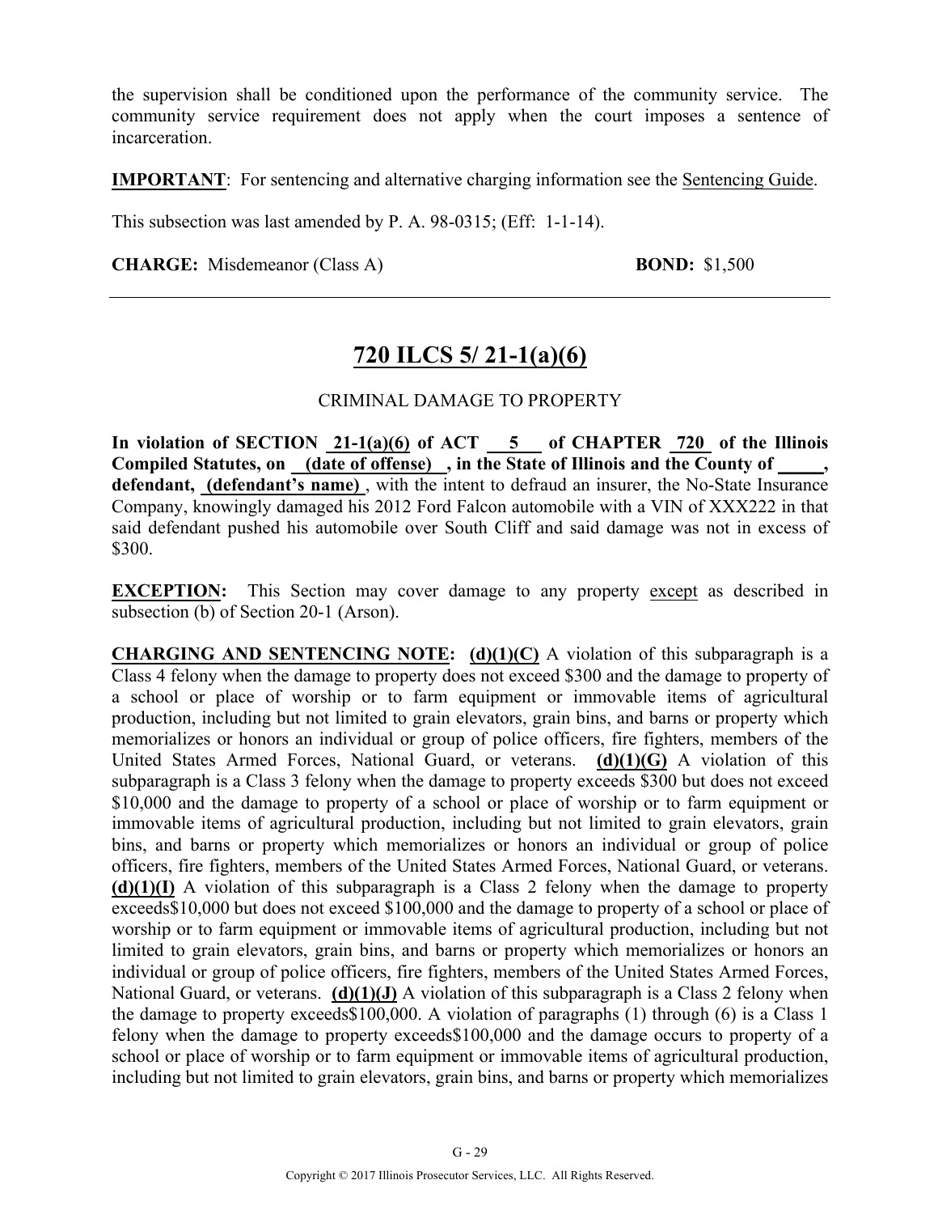the supervision shall be conditioned upon the performance of the community service. The community service requirement does not apply when the court imposes a sentence of incarceration.

**IMPORTANT**: For sentencing and alternative charging information see the Sentencing Guide.

This subsection was last amended by P. A. 98-0315; (Eff: 1-1-14).

**CHARGE:** Misdemeanor (Class A) **BOND:** $1,500

---

## 720 ILCS 5/ 21-1(a)(6)

CRIMINAL DAMAGE TO PROPERTY

**In violation of SECTION 21-1(a)(6) of ACT 5 of CHAPTER 720 of the Illinois Compiled Statutes, on (date of offense) , in the State of Illinois and the County of _____, defendant, (defendant's name)** , with the intent to defraud an insurer, the No-State Insurance Company, knowingly damaged his 2012 Ford Falcon automobile with a VIN of XXX222 in that said defendant pushed his automobile over South Cliff and said damage was not in excess of $300.

**EXCEPTION:** This Section may cover damage to any property except as described in subsection (b) of Section 20-1 (Arson).

**CHARGING AND SENTENCING NOTE: (d)(1)(C)** A violation of this subparagraph is a Class 4 felony when the damage to property does not exceed $300 and the damage to property of a school or place of worship or to farm equipment or immovable items of agricultural production, including but not limited to grain elevators, grain bins, and barns or property which memorializes or honors an individual or group of police officers, fire fighters, members of the United States Armed Forces, National Guard, or veterans. **(d)(1)(G)** A violation of this subparagraph is a Class 3 felony when the damage to property exceeds $300 but does not exceed $10,000 and the damage to property of a school or place of worship or to farm equipment or immovable items of agricultural production, including but not limited to grain elevators, grain bins, and barns or property which memorializes or honors an individual or group of police officers, fire fighters, members of the United States Armed Forces, National Guard, or veterans. **(d)(1)(I)** A violation of this subparagraph is a Class 2 felony when the damage to property exceeds$10,000 but does not exceed $100,000 and the damage to property of a school or place of worship or to farm equipment or immovable items of agricultural production, including but not limited to grain elevators, grain bins, and barns or property which memorializes or honors an individual or group of police officers, fire fighters, members of the United States Armed Forces, National Guard, or veterans. **(d)(1)(J)** A violation of this subparagraph is a Class 2 felony when the damage to property exceeds$100,000. A violation of paragraphs (1) through (6) is a Class 1 felony when the damage to property exceeds$100,000 and the damage occurs to property of a school or place of worship or to farm equipment or immovable items of agricultural production, including but not limited to grain elevators, grain bins, and barns or property which memorializes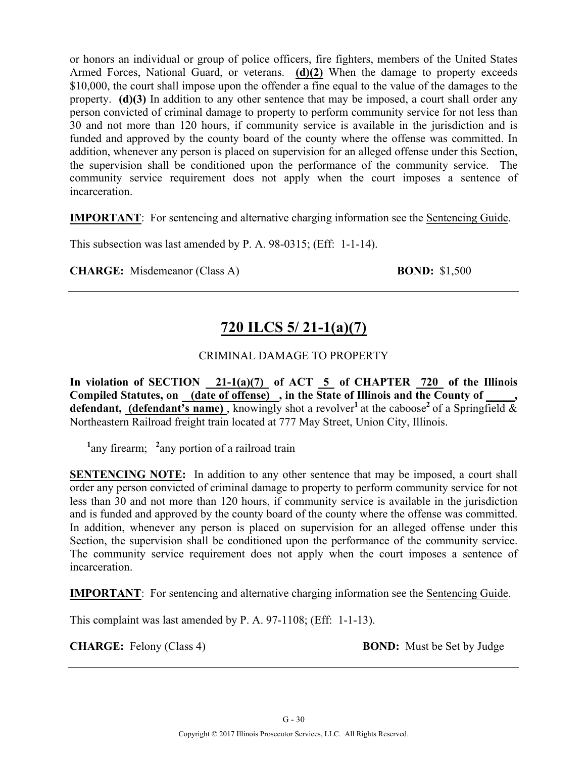or honors an individual or group of police officers, fire fighters, members of the United States Armed Forces, National Guard, or veterans. **(d)(2)** When the damage to property exceeds $10,000, the court shall impose upon the offender a fine equal to the value of the damages to the property. **(d)(3)** In addition to any other sentence that may be imposed, a court shall order any person convicted of criminal damage to property to perform community service for not less than 30 and not more than 120 hours, if community service is available in the jurisdiction and is funded and approved by the county board of the county where the offense was committed. In addition, whenever any person is placed on supervision for an alleged offense under this Section, the supervision shall be conditioned upon the performance of the community service. The community service requirement does not apply when the court imposes a sentence of incarceration.

**IMPORTANT**: For sentencing and alternative charging information see the Sentencing Guide.

This subsection was last amended by P. A. 98-0315; (Eff: 1-1-14).

**CHARGE:** Misdemeanor (Class A) **BOND:** $1,500

---

## 720 ILCS 5/ 21-1(a)(7)

CRIMINAL DAMAGE TO PROPERTY

**In violation of SECTION 21-1(a)(7) of ACT 5 of CHAPTER 720 of the Illinois Compiled Statutes, on (date of offense) , in the State of Illinois and the County of _____, defendant, (defendant's name)** , knowingly shot a revolver[1] at the caboose[2] of a Springfield & Northeastern Railroad freight train located at 777 May Street, Union City, Illinois.

[1]any firearm; [2]any portion of a railroad train

**SENTENCING NOTE:** In addition to any other sentence that may be imposed, a court shall order any person convicted of criminal damage to property to perform community service for not less than 30 and not more than 120 hours, if community service is available in the jurisdiction and is funded and approved by the county board of the county where the offense was committed. In addition, whenever any person is placed on supervision for an alleged offense under this Section, the supervision shall be conditioned upon the performance of the community service. The community service requirement does not apply when the court imposes a sentence of incarceration.

**IMPORTANT**: For sentencing and alternative charging information see the Sentencing Guide.

This complaint was last amended by P. A. 97-1108; (Eff: 1-1-13).

**CHARGE:** Felony (Class 4) **BOND:** Must be Set by Judge

---

Copyright © 2017 Illinois Prosecutor Services, LLC. All Rights Reserved.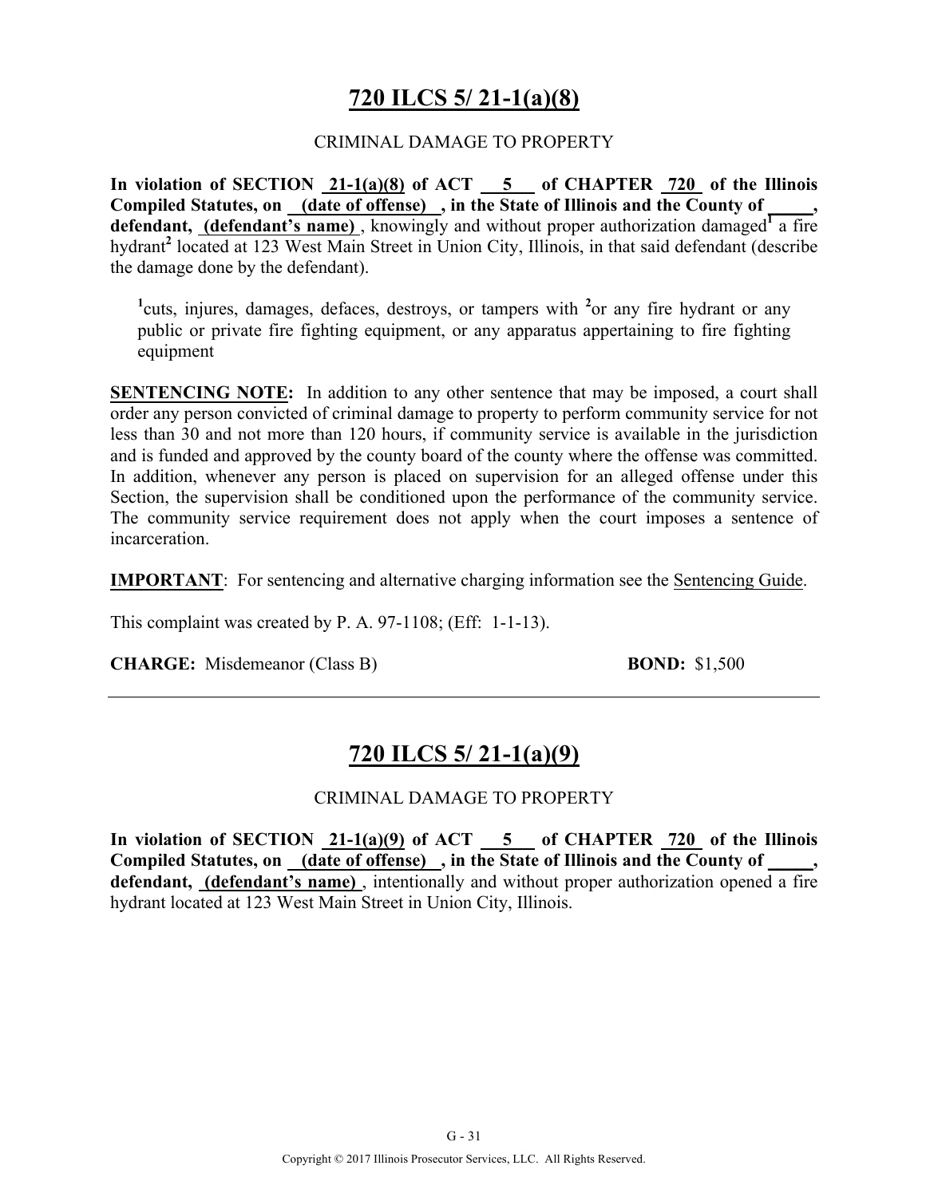## 720 ILCS 5/ 21-1(a)(8)

CRIMINAL DAMAGE TO PROPERTY

**In violation of SECTION 21-1(a)(8) of ACT 5 of CHAPTER 720 of the Illinois Compiled Statutes, on (date of offense) , in the State of Illinois and the County of \_\_\_\_\_, defendant, (defendant's name)** , knowingly and without proper authorization damaged[1] a fire hydrant[2] located at 123 West Main Street in Union City, Illinois, in that said defendant (describe the damage done by the defendant).

> [1]cuts, injures, damages, defaces, destroys, or tampers with [2]or any fire hydrant or any public or private fire fighting equipment, or any apparatus appertaining to fire fighting equipment

**SENTENCING NOTE:** In addition to any other sentence that may be imposed, a court shall order any person convicted of criminal damage to property to perform community service for not less than 30 and not more than 120 hours, if community service is available in the jurisdiction and is funded and approved by the county board of the county where the offense was committed. In addition, whenever any person is placed on supervision for an alleged offense under this Section, the supervision shall be conditioned upon the performance of the community service. The community service requirement does not apply when the court imposes a sentence of incarceration.

**IMPORTANT**: For sentencing and alternative charging information see the Sentencing Guide.

This complaint was created by P. A. 97-1108; (Eff: 1-1-13).

**CHARGE:** Misdemeanor (Class B) **BOND:** $1,500

---

## 720 ILCS 5/ 21-1(a)(9)

CRIMINAL DAMAGE TO PROPERTY

**In violation of SECTION 21-1(a)(9) of ACT 5 of CHAPTER 720 of the Illinois Compiled Statutes, on (date of offense) , in the State of Illinois and the County of \_\_\_\_\_, defendant, (defendant's name)** , intentionally and without proper authorization opened a fire hydrant located at 123 West Main Street in Union City, Illinois.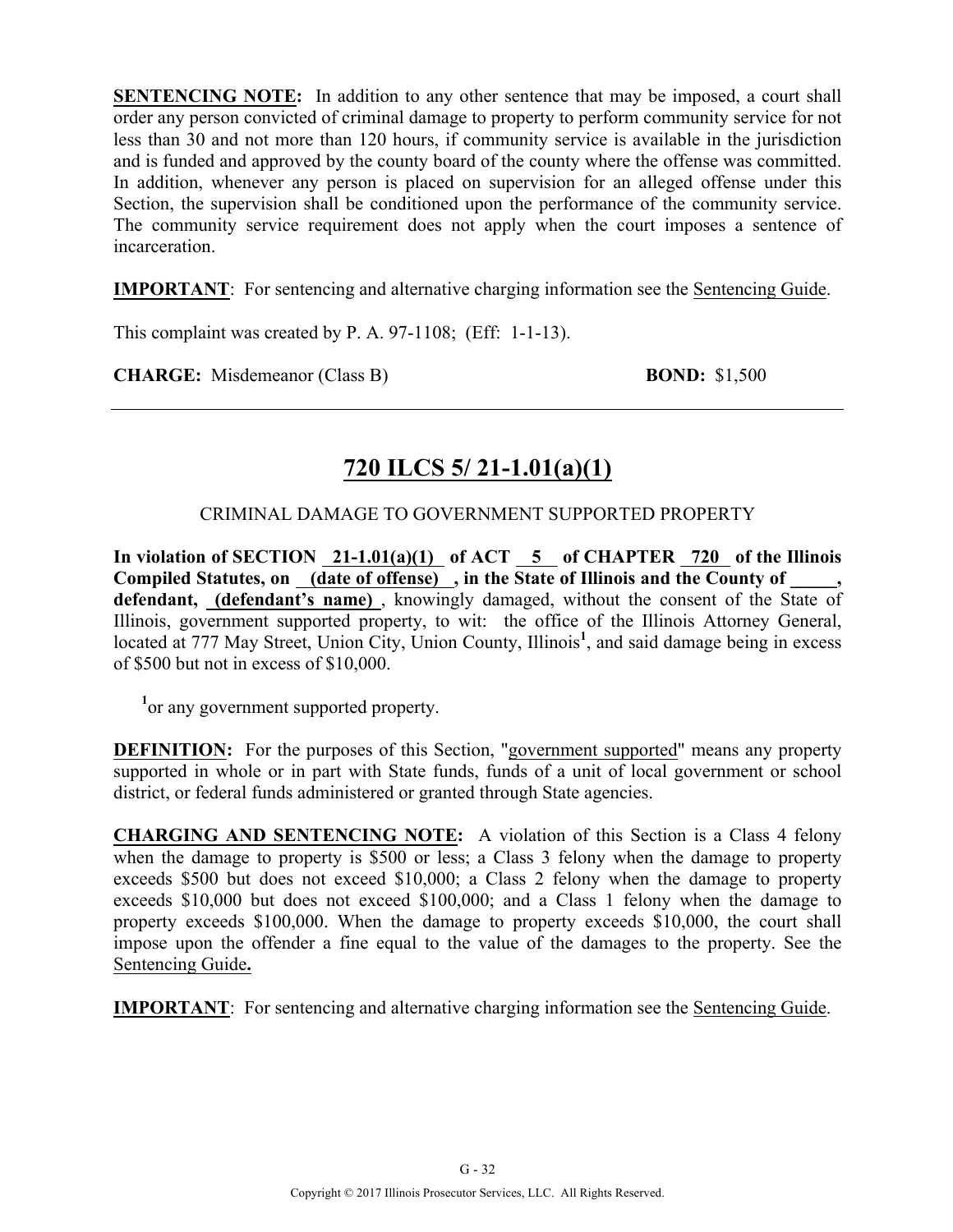**SENTENCING NOTE:** In addition to any other sentence that may be imposed, a court shall order any person convicted of criminal damage to property to perform community service for not less than 30 and not more than 120 hours, if community service is available in the jurisdiction and is funded and approved by the county board of the county where the offense was committed. In addition, whenever any person is placed on supervision for an alleged offense under this Section, the supervision shall be conditioned upon the performance of the community service. The community service requirement does not apply when the court imposes a sentence of incarceration.

**IMPORTANT**: For sentencing and alternative charging information see the Sentencing Guide.

This complaint was created by P. A. 97-1108; (Eff: 1-1-13).

**CHARGE:** Misdemeanor (Class B) **BOND:** $1,500

---

## 720 ILCS 5/ 21-1.01(a)(1)

CRIMINAL DAMAGE TO GOVERNMENT SUPPORTED PROPERTY

**In violation of SECTION 21-1.01(a)(1) of ACT 5 of CHAPTER 720 of the Illinois Compiled Statutes, on (date of offense) , in the State of Illinois and the County of _____, defendant, (defendant's name)** , knowingly damaged, without the consent of the State of Illinois, government supported property, to wit: the office of the Illinois Attorney General, located at 777 May Street, Union City, Union County, Illinois[1], and said damage being in excess of $500 but not in excess of $10,000.

[1]or any government supported property.

**DEFINITION:** For the purposes of this Section, "government supported" means any property supported in whole or in part with State funds, funds of a unit of local government or school district, or federal funds administered or granted through State agencies.

**CHARGING AND SENTENCING NOTE:** A violation of this Section is a Class 4 felony when the damage to property is $500 or less; a Class 3 felony when the damage to property exceeds $500 but does not exceed $10,000; a Class 2 felony when the damage to property exceeds $10,000 but does not exceed $100,000; and a Class 1 felony when the damage to property exceeds $100,000. When the damage to property exceeds $10,000, the court shall impose upon the offender a fine equal to the value of the damages to the property. See the Sentencing Guide**.**

**IMPORTANT**: For sentencing and alternative charging information see the Sentencing Guide.

Copyright © 2017 Illinois Prosecutor Services, LLC. All Rights Reserved.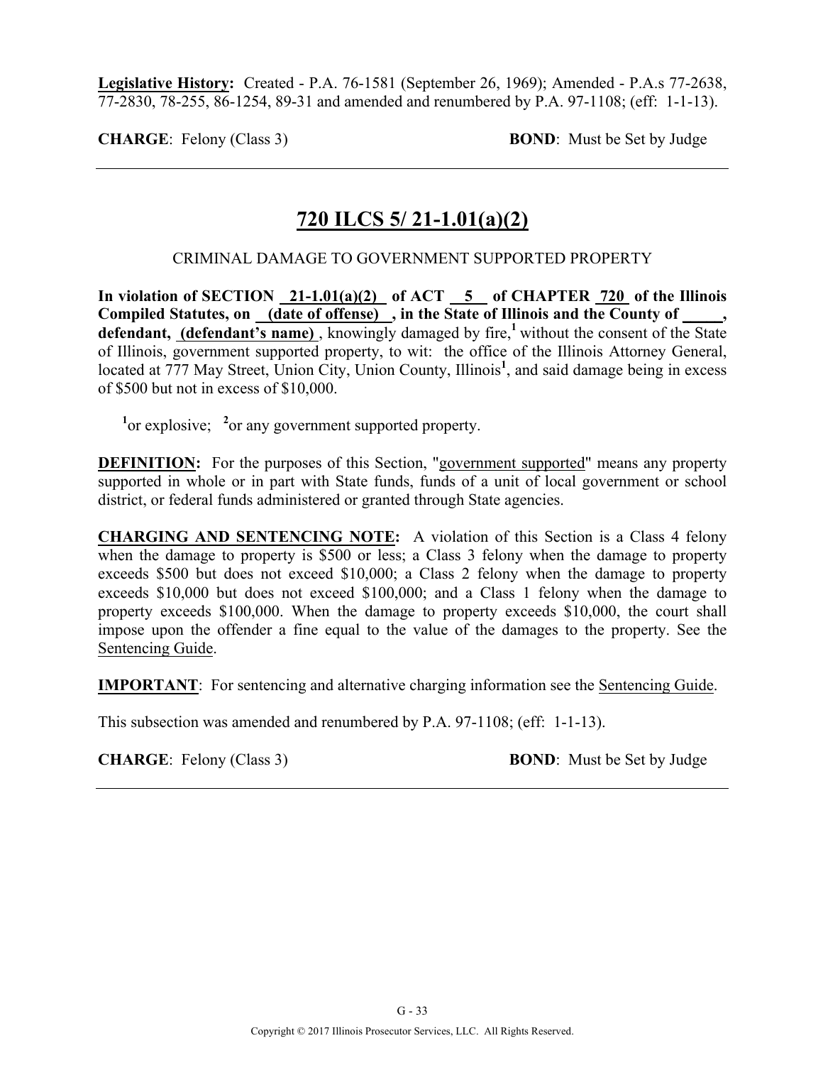**Legislative History:** Created - P.A. 76-1581 (September 26, 1969); Amended - P.A.s 77-2638, 77-2830, 78-255, 86-1254, 89-31 and amended and renumbered by P.A. 97-1108; (eff: 1-1-13).

**CHARGE**: Felony (Class 3) **BOND**: Must be Set by Judge

---

## 720 ILCS 5/ 21-1.01(a)(2)

CRIMINAL DAMAGE TO GOVERNMENT SUPPORTED PROPERTY

**In violation of SECTION 21-1.01(a)(2) of ACT 5 of CHAPTER 720 of the Illinois Compiled Statutes, on (date of offense) , in the State of Illinois and the County of _____, defendant, (defendant's name)** , knowingly damaged by fire,[1] without the consent of the State of Illinois, government supported property, to wit: the office of the Illinois Attorney General, located at 777 May Street, Union City, Union County, Illinois[1], and said damage being in excess of $500 but not in excess of $10,000.

[1]or explosive; [2]or any government supported property.

**DEFINITION:** For the purposes of this Section, "government supported" means any property supported in whole or in part with State funds, funds of a unit of local government or school district, or federal funds administered or granted through State agencies.

**CHARGING AND SENTENCING NOTE:** A violation of this Section is a Class 4 felony when the damage to property is $500 or less; a Class 3 felony when the damage to property exceeds $500 but does not exceed $10,000; a Class 2 felony when the damage to property exceeds $10,000 but does not exceed $100,000; and a Class 1 felony when the damage to property exceeds $100,000. When the damage to property exceeds $10,000, the court shall impose upon the offender a fine equal to the value of the damages to the property. See the Sentencing Guide.

**IMPORTANT**: For sentencing and alternative charging information see the Sentencing Guide.

This subsection was amended and renumbered by P.A. 97-1108; (eff: 1-1-13).

**CHARGE**: Felony (Class 3) **BOND**: Must be Set by Judge

---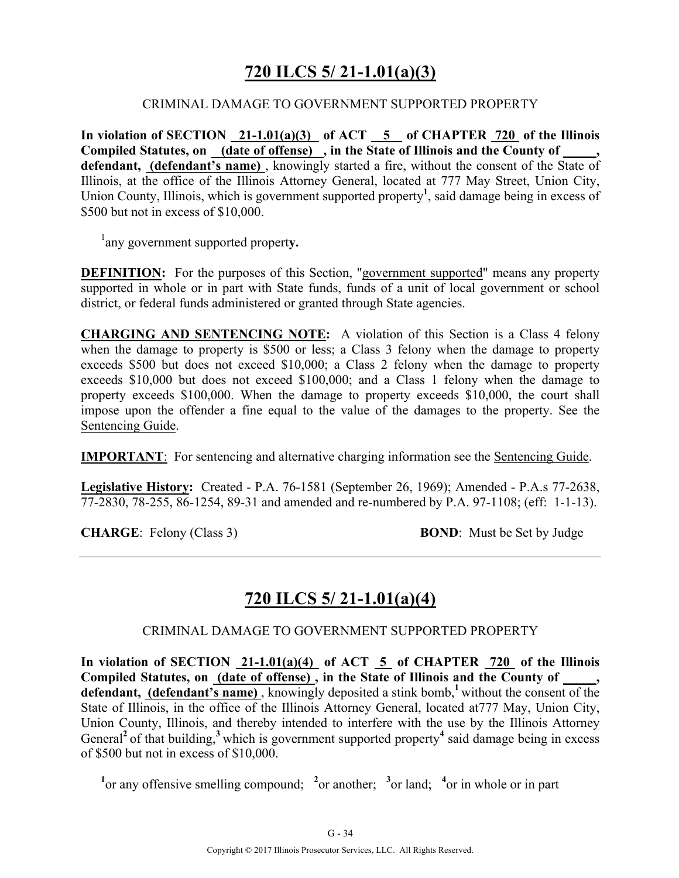# 720 ILCS 5/ 21-1.01(a)(3)

CRIMINAL DAMAGE TO GOVERNMENT SUPPORTED PROPERTY

**In violation of SECTION 21-1.01(a)(3) of ACT 5 of CHAPTER 720 of the Illinois Compiled Statutes, on (date of offense) , in the State of Illinois and the County of \_\_\_\_\_, defendant, (defendant's name)** , knowingly started a fire, without the consent of the State of Illinois, at the office of the Illinois Attorney General, located at 777 May Street, Union City, Union County, Illinois, which is government supported property[1], said damage being in excess of $500 but not in excess of $10,000.

[1]any government supported propert**y.**

**DEFINITION:** For the purposes of this Section, "government supported" means any property supported in whole or in part with State funds, funds of a unit of local government or school district, or federal funds administered or granted through State agencies.

**CHARGING AND SENTENCING NOTE:** A violation of this Section is a Class 4 felony when the damage to property is $500 or less; a Class 3 felony when the damage to property exceeds $500 but does not exceed $10,000; a Class 2 felony when the damage to property exceeds $10,000 but does not exceed $100,000; and a Class 1 felony when the damage to property exceeds $100,000. When the damage to property exceeds $10,000, the court shall impose upon the offender a fine equal to the value of the damages to the property. See the Sentencing Guide.

**IMPORTANT**: For sentencing and alternative charging information see the Sentencing Guide.

**Legislative History:** Created - P.A. 76-1581 (September 26, 1969); Amended - P.A.s 77-2638, 77-2830, 78-255, 86-1254, 89-31 and amended and re-numbered by P.A. 97-1108; (eff: 1-1-13).

**CHARGE**: Felony (Class 3) **BOND**: Must be Set by Judge

---

# 720 ILCS 5/ 21-1.01(a)(4)

CRIMINAL DAMAGE TO GOVERNMENT SUPPORTED PROPERTY

**In violation of SECTION 21-1.01(a)(4) of ACT 5 of CHAPTER 720 of the Illinois Compiled Statutes, on (date of offense) , in the State of Illinois and the County of \_\_\_\_\_, defendant, (defendant's name)** , knowingly deposited a stink bomb,[1] without the consent of the State of Illinois, in the office of the Illinois Attorney General, located at777 May, Union City, Union County, Illinois, and thereby intended to interfere with the use by the Illinois Attorney General[2] of that building,[3] which is government supported property[4] said damage being in excess of $500 but not in excess of $10,000.

[1]or any offensive smelling compound; [2]or another; [3]or land; [4]or in whole or in part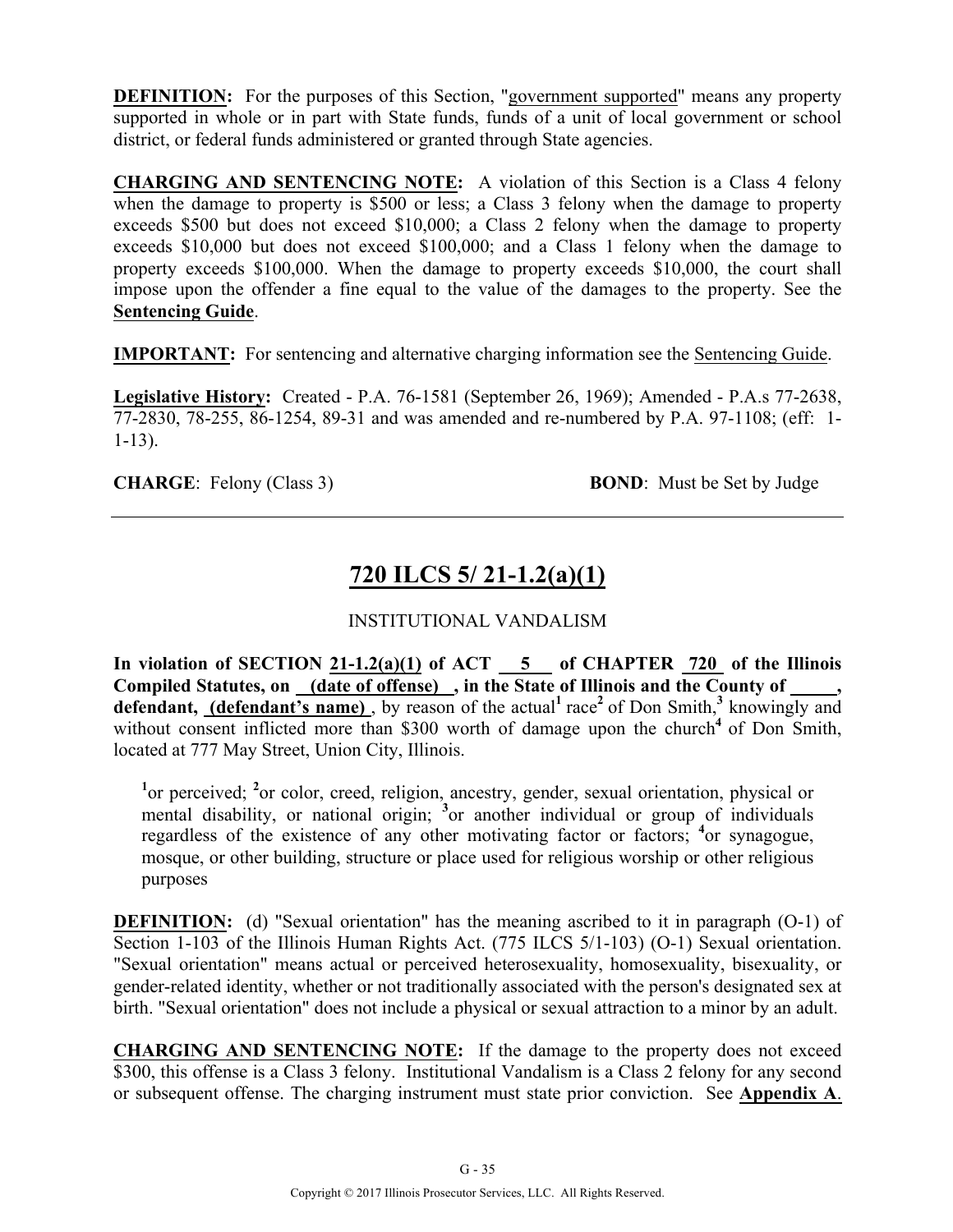**DEFINITION:** For the purposes of this Section, "government supported" means any property supported in whole or in part with State funds, funds of a unit of local government or school district, or federal funds administered or granted through State agencies.

**CHARGING AND SENTENCING NOTE:** A violation of this Section is a Class 4 felony when the damage to property is $500 or less; a Class 3 felony when the damage to property exceeds $500 but does not exceed $10,000; a Class 2 felony when the damage to property exceeds $10,000 but does not exceed $100,000; and a Class 1 felony when the damage to property exceeds $100,000. When the damage to property exceeds $10,000, the court shall impose upon the offender a fine equal to the value of the damages to the property. See the **Sentencing Guide**.

**IMPORTANT:** For sentencing and alternative charging information see the Sentencing Guide.

**Legislative History:** Created - P.A. 76-1581 (September 26, 1969); Amended - P.A.s 77-2638, 77-2830, 78-255, 86-1254, 89-31 and was amended and re-numbered by P.A. 97-1108; (eff: 1-1-13).

**CHARGE**: Felony (Class 3) **BOND**: Must be Set by Judge

---

## 720 ILCS 5/ 21-1.2(a)(1)

INSTITUTIONAL VANDALISM

**In violation of SECTION 21-1.2(a)(1) of ACT 5 of CHAPTER 720 of the Illinois Compiled Statutes, on (date of offense), in the State of Illinois and the County of \_\_\_\_\_, defendant, (defendant's name)**, by reason of the actual[1] race[2] of Don Smith,[3] knowingly and without consent inflicted more than $300 worth of damage upon the church[4] of Don Smith, located at 777 May Street, Union City, Illinois.

[1]or perceived; [2]or color, creed, religion, ancestry, gender, sexual orientation, physical or mental disability, or national origin; [3]or another individual or group of individuals regardless of the existence of any other motivating factor or factors; [4]or synagogue, mosque, or other building, structure or place used for religious worship or other religious purposes

**DEFINITION:** (d) "Sexual orientation" has the meaning ascribed to it in paragraph (O-1) of Section 1-103 of the Illinois Human Rights Act. (775 ILCS 5/1-103) (O-1) Sexual orientation. "Sexual orientation" means actual or perceived heterosexuality, homosexuality, bisexuality, or gender-related identity, whether or not traditionally associated with the person's designated sex at birth. "Sexual orientation" does not include a physical or sexual attraction to a minor by an adult.

**CHARGING AND SENTENCING NOTE:** If the damage to the property does not exceed $300, this offense is a Class 3 felony. Institutional Vandalism is a Class 2 felony for any second or subsequent offense. The charging instrument must state prior conviction. See **Appendix A**.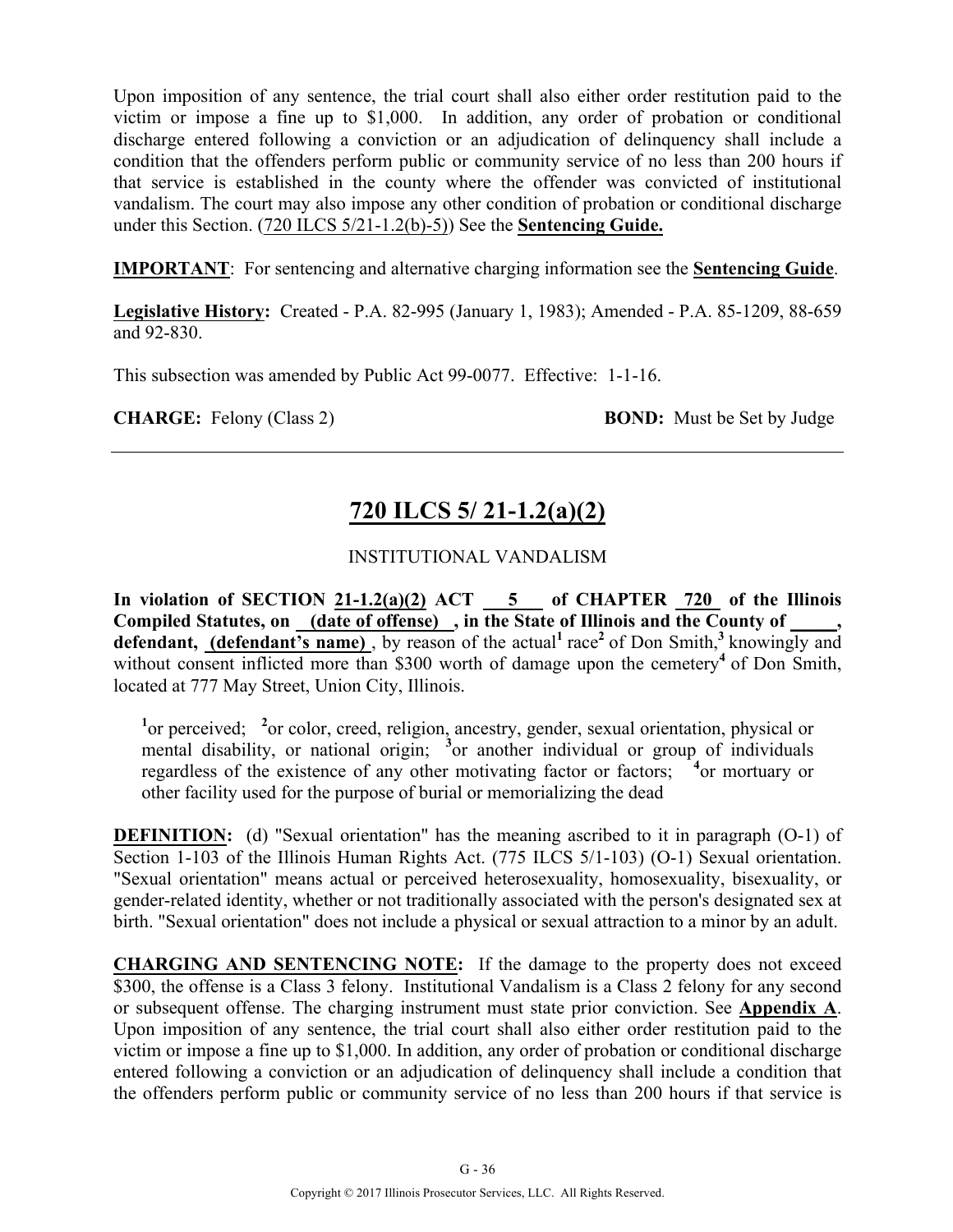Upon imposition of any sentence, the trial court shall also either order restitution paid to the victim or impose a fine up to $1,000. In addition, any order of probation or conditional discharge entered following a conviction or an adjudication of delinquency shall include a condition that the offenders perform public or community service of no less than 200 hours if that service is established in the county where the offender was convicted of institutional vandalism. The court may also impose any other condition of probation or conditional discharge under this Section. (720 ILCS 5/21-1.2(b)-5)) See the **Sentencing Guide.**

**IMPORTANT**: For sentencing and alternative charging information see the **Sentencing Guide**.

**Legislative History:** Created - P.A. 82-995 (January 1, 1983); Amended - P.A. 85-1209, 88-659 and 92-830.

This subsection was amended by Public Act 99-0077. Effective: 1-1-16.

**CHARGE:** Felony (Class 2) **BOND:** Must be Set by Judge

---

## 720 ILCS 5/ 21-1.2(a)(2)

INSTITUTIONAL VANDALISM

**In violation of SECTION 21-1.2(a)(2) ACT 5 of CHAPTER 720 of the Illinois Compiled Statutes, on (date of offense) , in the State of Illinois and the County of \_\_\_\_\_, defendant, (defendant's name)** , by reason of the actual[1] race[2] of Don Smith,[3] knowingly and without consent inflicted more than $300 worth of damage upon the cemetery[4] of Don Smith, located at 777 May Street, Union City, Illinois.

[1]or perceived; [2]or color, creed, religion, ancestry, gender, sexual orientation, physical or mental disability, or national origin; [3]or another individual or group of individuals regardless of the existence of any other motivating factor or factors; [4]or mortuary or other facility used for the purpose of burial or memorializing the dead

**DEFINITION:** (d) "Sexual orientation" has the meaning ascribed to it in paragraph (O-1) of Section 1-103 of the Illinois Human Rights Act. (775 ILCS 5/1-103) (O-1) Sexual orientation. "Sexual orientation" means actual or perceived heterosexuality, homosexuality, bisexuality, or gender-related identity, whether or not traditionally associated with the person's designated sex at birth. "Sexual orientation" does not include a physical or sexual attraction to a minor by an adult.

**CHARGING AND SENTENCING NOTE:** If the damage to the property does not exceed $300, the offense is a Class 3 felony. Institutional Vandalism is a Class 2 felony for any second or subsequent offense. The charging instrument must state prior conviction. See **Appendix A**. Upon imposition of any sentence, the trial court shall also either order restitution paid to the victim or impose a fine up to $1,000. In addition, any order of probation or conditional discharge entered following a conviction or an adjudication of delinquency shall include a condition that the offenders perform public or community service of no less than 200 hours if that service is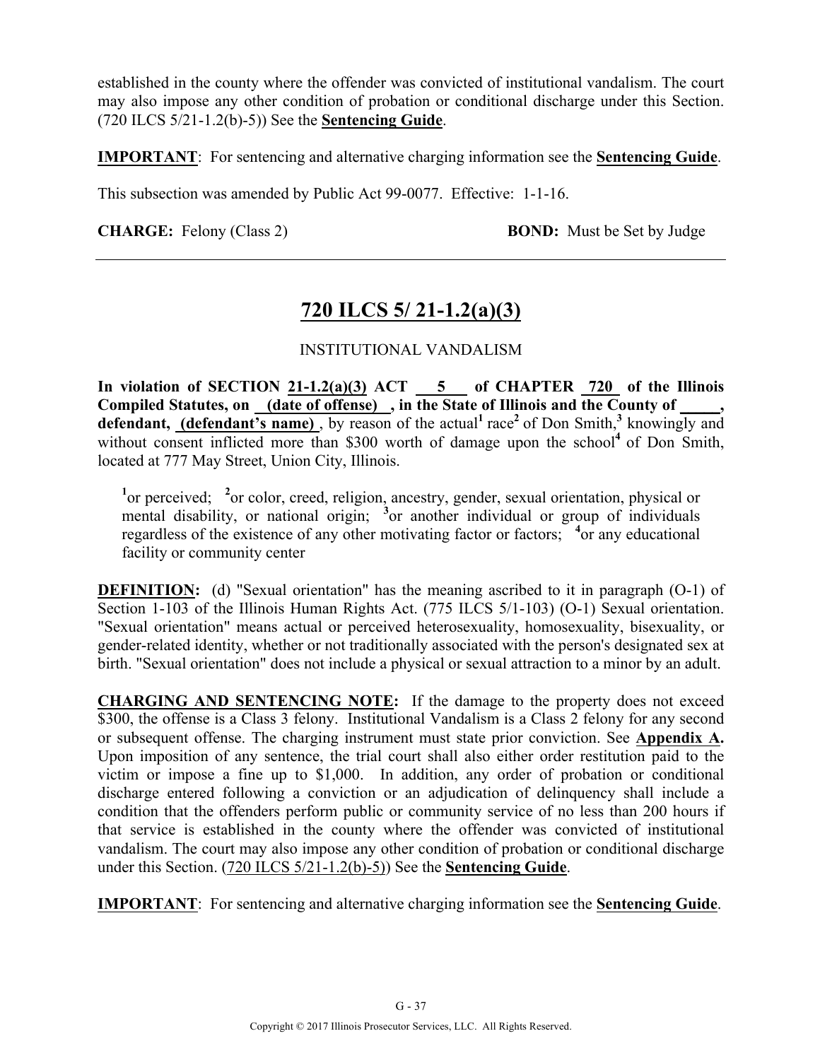established in the county where the offender was convicted of institutional vandalism. The court may also impose any other condition of probation or conditional discharge under this Section. (720 ILCS 5/21-1.2(b)-5)) See the **Sentencing Guide**.

**IMPORTANT**: For sentencing and alternative charging information see the **Sentencing Guide**.

This subsection was amended by Public Act 99-0077. Effective: 1-1-16.

**CHARGE:** Felony (Class 2) **BOND:** Must be Set by Judge

---

## 720 ILCS 5/ 21-1.2(a)(3)

INSTITUTIONAL VANDALISM

**In violation of SECTION 21-1.2(a)(3) ACT 5 of CHAPTER 720 of the Illinois Compiled Statutes, on (date of offense) , in the State of Illinois and the County of _____, defendant, (defendant's name)** , by reason of the actual[1] race[2] of Don Smith,[3] knowingly and without consent inflicted more than $300 worth of damage upon the school[4] of Don Smith, located at 777 May Street, Union City, Illinois.

[1]or perceived; [2]or color, creed, religion, ancestry, gender, sexual orientation, physical or mental disability, or national origin; [3]or another individual or group of individuals regardless of the existence of any other motivating factor or factors; [4]or any educational facility or community center

**DEFINITION:** (d) "Sexual orientation" has the meaning ascribed to it in paragraph (O-1) of Section 1-103 of the Illinois Human Rights Act. (775 ILCS 5/1-103) (O-1) Sexual orientation. "Sexual orientation" means actual or perceived heterosexuality, homosexuality, bisexuality, or gender-related identity, whether or not traditionally associated with the person's designated sex at birth. "Sexual orientation" does not include a physical or sexual attraction to a minor by an adult.

**CHARGING AND SENTENCING NOTE:** If the damage to the property does not exceed $300, the offense is a Class 3 felony. Institutional Vandalism is a Class 2 felony for any second or subsequent offense. The charging instrument must state prior conviction. See **Appendix A.** Upon imposition of any sentence, the trial court shall also either order restitution paid to the victim or impose a fine up to $1,000. In addition, any order of probation or conditional discharge entered following a conviction or an adjudication of delinquency shall include a condition that the offenders perform public or community service of no less than 200 hours if that service is established in the county where the offender was convicted of institutional vandalism. The court may also impose any other condition of probation or conditional discharge under this Section. (720 ILCS 5/21-1.2(b)-5)) See the **Sentencing Guide**.

**IMPORTANT**: For sentencing and alternative charging information see the **Sentencing Guide**.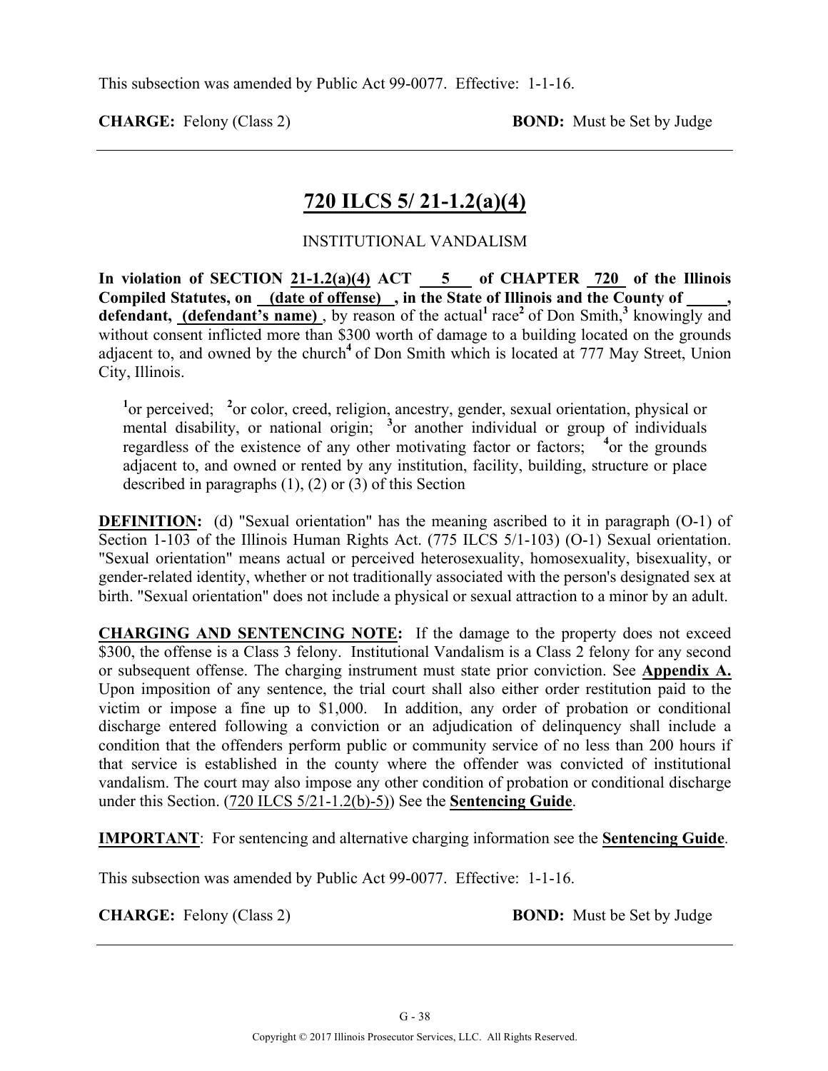This subsection was amended by Public Act 99-0077. Effective: 1-1-16.

**CHARGE:** Felony (Class 2) **BOND:** Must be Set by Judge

---

## 720 ILCS 5/ 21-1.2(a)(4)

INSTITUTIONAL VANDALISM

**In violation of SECTION 21-1.2(a)(4) ACT 5 of CHAPTER 720 of the Illinois Compiled Statutes, on (date of offense) , in the State of Illinois and the County of \_\_\_\_\_, defendant, (defendant's name)** , by reason of the actual[1] race[2] of Don Smith,[3] knowingly and without consent inflicted more than $300 worth of damage to a building located on the grounds adjacent to, and owned by the church[4] of Don Smith which is located at 777 May Street, Union City, Illinois.

[1]or perceived; [2]or color, creed, religion, ancestry, gender, sexual orientation, physical or mental disability, or national origin; [3]or another individual or group of individuals regardless of the existence of any other motivating factor or factors; [4]or the grounds adjacent to, and owned or rented by any institution, facility, building, structure or place described in paragraphs (1), (2) or (3) of this Section

**DEFINITION:** (d) "Sexual orientation" has the meaning ascribed to it in paragraph (O-1) of Section 1-103 of the Illinois Human Rights Act. (775 ILCS 5/1-103) (O-1) Sexual orientation. "Sexual orientation" means actual or perceived heterosexuality, homosexuality, bisexuality, or gender-related identity, whether or not traditionally associated with the person's designated sex at birth. "Sexual orientation" does not include a physical or sexual attraction to a minor by an adult.

**CHARGING AND SENTENCING NOTE:** If the damage to the property does not exceed $300, the offense is a Class 3 felony. Institutional Vandalism is a Class 2 felony for any second or subsequent offense. The charging instrument must state prior conviction. See **Appendix A.** Upon imposition of any sentence, the trial court shall also either order restitution paid to the victim or impose a fine up to $1,000. In addition, any order of probation or conditional discharge entered following a conviction or an adjudication of delinquency shall include a condition that the offenders perform public or community service of no less than 200 hours if that service is established in the county where the offender was convicted of institutional vandalism. The court may also impose any other condition of probation or conditional discharge under this Section. (720 ILCS 5/21-1.2(b)-5)) See the **Sentencing Guide**.

**IMPORTANT**: For sentencing and alternative charging information see the **Sentencing Guide**.

This subsection was amended by Public Act 99-0077. Effective: 1-1-16.

**CHARGE:** Felony (Class 2) **BOND:** Must be Set by Judge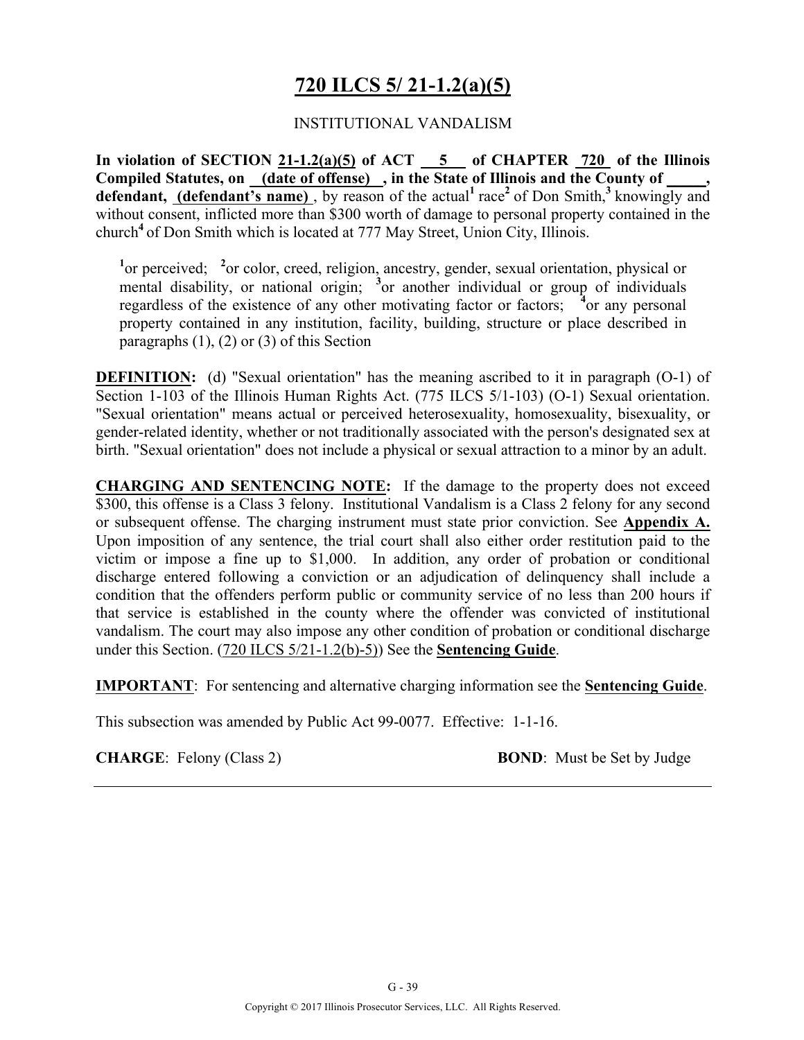# 720 ILCS 5/ 21-1.2(a)(5)

INSTITUTIONAL VANDALISM

**In violation of SECTION 21-1.2(a)(5) of ACT 5 of CHAPTER 720 of the Illinois Compiled Statutes, on (date of offense), in the State of Illinois and the County of \_\_\_\_\_, defendant, (defendant's name)**, by reason of the actual[1] race[2] of Don Smith,[3] knowingly and without consent, inflicted more than $300 worth of damage to personal property contained in the church[4] of Don Smith which is located at 777 May Street, Union City, Illinois.

> [1]or perceived; [2]or color, creed, religion, ancestry, gender, sexual orientation, physical or mental disability, or national origin; [3]or another individual or group of individuals regardless of the existence of any other motivating factor or factors; [4]or any personal property contained in any institution, facility, building, structure or place described in paragraphs (1), (2) or (3) of this Section

**DEFINITION:** (d) "Sexual orientation" has the meaning ascribed to it in paragraph (O-1) of Section 1-103 of the Illinois Human Rights Act. (775 ILCS 5/1-103) (O-1) Sexual orientation. "Sexual orientation" means actual or perceived heterosexuality, homosexuality, bisexuality, or gender-related identity, whether or not traditionally associated with the person's designated sex at birth. "Sexual orientation" does not include a physical or sexual attraction to a minor by an adult.

**CHARGING AND SENTENCING NOTE:** If the damage to the property does not exceed $300, this offense is a Class 3 felony. Institutional Vandalism is a Class 2 felony for any second or subsequent offense. The charging instrument must state prior conviction. See **Appendix A.** Upon imposition of any sentence, the trial court shall also either order restitution paid to the victim or impose a fine up to $1,000. In addition, any order of probation or conditional discharge entered following a conviction or an adjudication of delinquency shall include a condition that the offenders perform public or community service of no less than 200 hours if that service is established in the county where the offender was convicted of institutional vandalism. The court may also impose any other condition of probation or conditional discharge under this Section. (720 ILCS 5/21-1.2(b)-5)) See the **Sentencing Guide**.

**IMPORTANT**: For sentencing and alternative charging information see the **Sentencing Guide**.

This subsection was amended by Public Act 99-0077. Effective: 1-1-16.

**CHARGE**: Felony (Class 2) **BOND**: Must be Set by Judge

Copyright © 2017 Illinois Prosecutor Services, LLC. All Rights Reserved.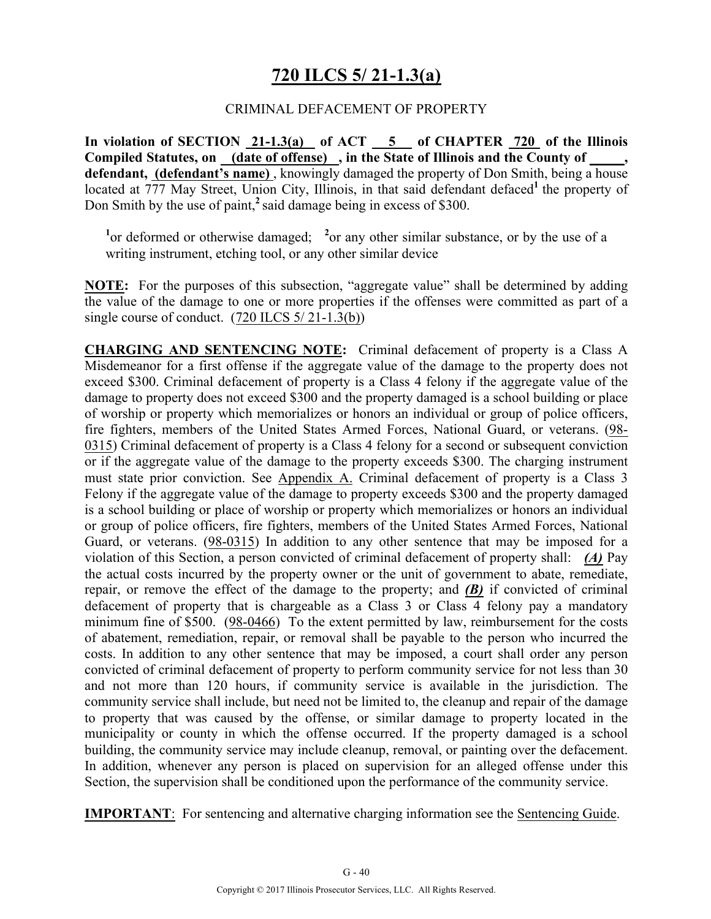# 720 ILCS 5/ 21-1.3(a)

CRIMINAL DEFACEMENT OF PROPERTY

**In violation of SECTION 21-1.3(a) of ACT 5 of CHAPTER 720 of the Illinois Compiled Statutes, on (date of offense), in the State of Illinois and the County of _____, defendant, (defendant's name)**, knowingly damaged the property of Don Smith, being a house located at 777 May Street, Union City, Illinois, in that said defendant defaced[1] the property of Don Smith by the use of paint,[2] said damage being in excess of $300.

[1]or deformed or otherwise damaged; [2]or any other similar substance, or by the use of a writing instrument, etching tool, or any other similar device

**NOTE:** For the purposes of this subsection, "aggregate value" shall be determined by adding the value of the damage to one or more properties if the offenses were committed as part of a single course of conduct. (720 ILCS 5/ 21-1.3(b))

**CHARGING AND SENTENCING NOTE:** Criminal defacement of property is a Class A Misdemeanor for a first offense if the aggregate value of the damage to the property does not exceed $300. Criminal defacement of property is a Class 4 felony if the aggregate value of the damage to property does not exceed $300 and the property damaged is a school building or place of worship or property which memorializes or honors an individual or group of police officers, fire fighters, members of the United States Armed Forces, National Guard, or veterans. (98-0315) Criminal defacement of property is a Class 4 felony for a second or subsequent conviction or if the aggregate value of the damage to the property exceeds $300. The charging instrument must state prior conviction. See Appendix A. Criminal defacement of property is a Class 3 Felony if the aggregate value of the damage to property exceeds $300 and the property damaged is a school building or place of worship or property which memorializes or honors an individual or group of police officers, fire fighters, members of the United States Armed Forces, National Guard, or veterans. (98-0315) In addition to any other sentence that may be imposed for a violation of this Section, a person convicted of criminal defacement of property shall: ***(A)*** Pay the actual costs incurred by the property owner or the unit of government to abate, remediate, repair, or remove the effect of the damage to the property; and ***(B)*** if convicted of criminal defacement of property that is chargeable as a Class 3 or Class 4 felony pay a mandatory minimum fine of $500. (98-0466) To the extent permitted by law, reimbursement for the costs of abatement, remediation, repair, or removal shall be payable to the person who incurred the costs. In addition to any other sentence that may be imposed, a court shall order any person convicted of criminal defacement of property to perform community service for not less than 30 and not more than 120 hours, if community service is available in the jurisdiction. The community service shall include, but need not be limited to, the cleanup and repair of the damage to property that was caused by the offense, or similar damage to property located in the municipality or county in which the offense occurred. If the property damaged is a school building, the community service may include cleanup, removal, or painting over the defacement. In addition, whenever any person is placed on supervision for an alleged offense under this Section, the supervision shall be conditioned upon the performance of the community service.

**IMPORTANT**: For sentencing and alternative charging information see the Sentencing Guide.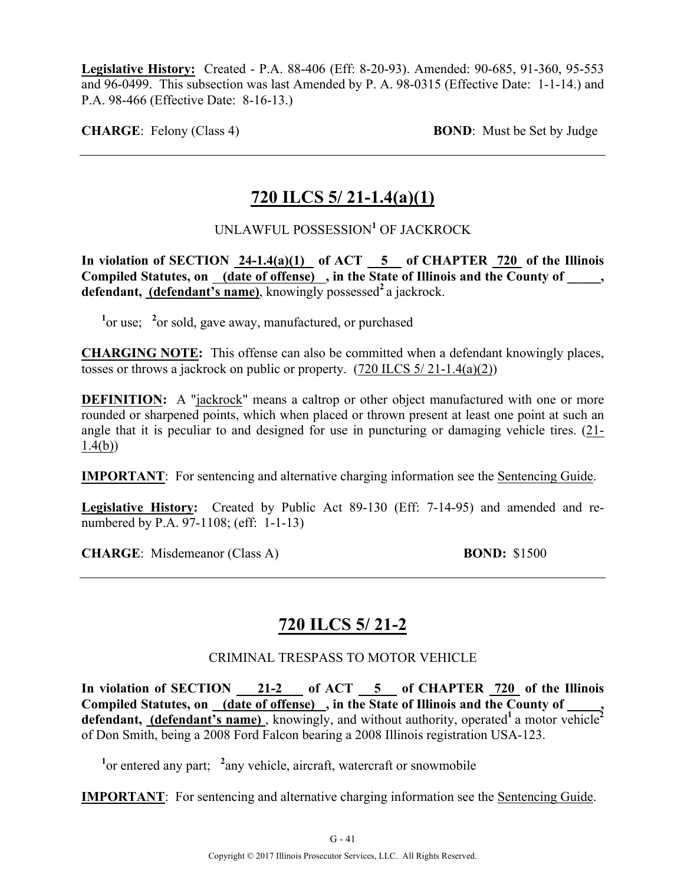**Legislative History:** Created - P.A. 88-406 (Eff: 8-20-93). Amended: 90-685, 91-360, 95-553 and 96-0499. This subsection was last Amended by P. A. 98-0315 (Effective Date: 1-1-14.) and P.A. 98-466 (Effective Date: 8-16-13.)

**CHARGE**: Felony (Class 4) **BOND**: Must be Set by Judge

---

## 720 ILCS 5/ 21-1.4(a)(1)

UNLAWFUL POSSESSION[1] OF JACKROCK

**In violation of SECTION 24-1.4(a)(1) of ACT 5 of CHAPTER 720 of the Illinois Compiled Statutes, on (date of offense), in the State of Illinois and the County of \_\_\_\_\_, defendant, (defendant's name)**, knowingly possessed[2] a jackrock.

[1]or use; [2]or sold, gave away, manufactured, or purchased

**CHARGING NOTE:** This offense can also be committed when a defendant knowingly places, tosses or throws a jackrock on public or property. (720 ILCS 5/ 21-1.4(a)(2))

**DEFINITION:** A "jackrock" means a caltrop or other object manufactured with one or more rounded or sharpened points, which when placed or thrown present at least one point at such an angle that it is peculiar to and designed for use in puncturing or damaging vehicle tires. (21-1.4(b))

**IMPORTANT**: For sentencing and alternative charging information see the Sentencing Guide.

**Legislative History:** Created by Public Act 89-130 (Eff: 7-14-95) and amended and re-numbered by P.A. 97-1108; (eff: 1-1-13)

**CHARGE**: Misdemeanor (Class A) **BOND:** $1500

---

## 720 ILCS 5/ 21-2

CRIMINAL TRESPASS TO MOTOR VEHICLE

**In violation of SECTION 21-2 of ACT 5 of CHAPTER 720 of the Illinois Compiled Statutes, on (date of offense), in the State of Illinois and the County of \_\_\_\_\_, defendant, (defendant's name)**, knowingly, and without authority, operated[1] a motor vehicle[2] of Don Smith, being a 2008 Ford Falcon bearing a 2008 Illinois registration USA-123.

[1]or entered any part; [2]any vehicle, aircraft, watercraft or snowmobile

**IMPORTANT**: For sentencing and alternative charging information see the Sentencing Guide.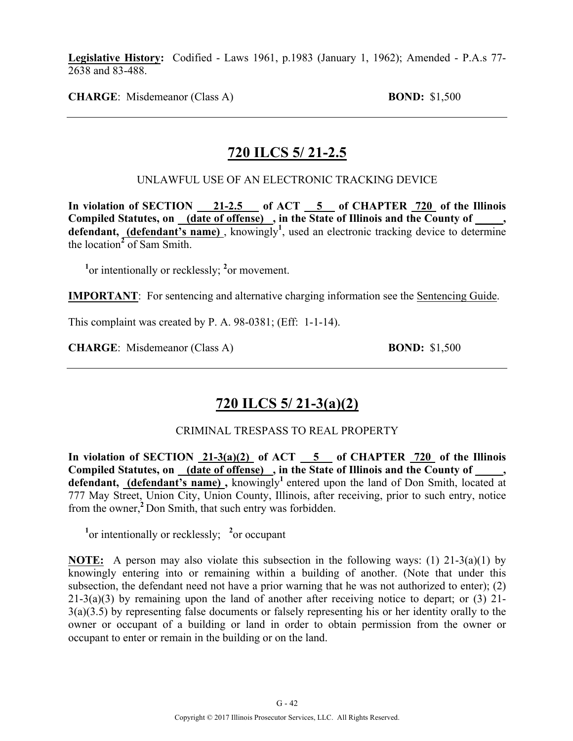**Legislative History:** Codified - Laws 1961, p.1983 (January 1, 1962); Amended - P.A.s 77-2638 and 83-488.

**CHARGE**: Misdemeanor (Class A) **BOND:** $1,500

---

## 720 ILCS 5/ 21-2.5

UNLAWFUL USE OF AN ELECTRONIC TRACKING DEVICE

**In violation of SECTION 21-2.5 of ACT 5 of CHAPTER 720 of the Illinois Compiled Statutes, on (date of offense), in the State of Illinois and the County of _____, defendant, (defendant's name)**, knowingly[1], used an electronic tracking device to determine the location[2] of Sam Smith.

[1]or intentionally or recklessly; [2]or movement.

**IMPORTANT**: For sentencing and alternative charging information see the Sentencing Guide.

This complaint was created by P. A. 98-0381; (Eff: 1-1-14).

**CHARGE**: Misdemeanor (Class A) **BOND:** $1,500

---

## 720 ILCS 5/ 21-3(a)(2)

CRIMINAL TRESPASS TO REAL PROPERTY

**In violation of SECTION 21-3(a)(2) of ACT 5 of CHAPTER 720 of the Illinois Compiled Statutes, on (date of offense), in the State of Illinois and the County of _____, defendant, (defendant's name),** knowingly[1] entered upon the land of Don Smith, located at 777 May Street, Union City, Union County, Illinois, after receiving, prior to such entry, notice from the owner,[2] Don Smith, that such entry was forbidden.

[1]or intentionally or recklessly; [2]or occupant

**NOTE:** A person may also violate this subsection in the following ways: (1) 21-3(a)(1) by knowingly entering into or remaining within a building of another. (Note that under this subsection, the defendant need not have a prior warning that he was not authorized to enter); (2) 21-3(a)(3) by remaining upon the land of another after receiving notice to depart; or (3) 21-3(a)(3.5) by representing false documents or falsely representing his or her identity orally to the owner or occupant of a building or land in order to obtain permission from the owner or occupant to enter or remain in the building or on the land.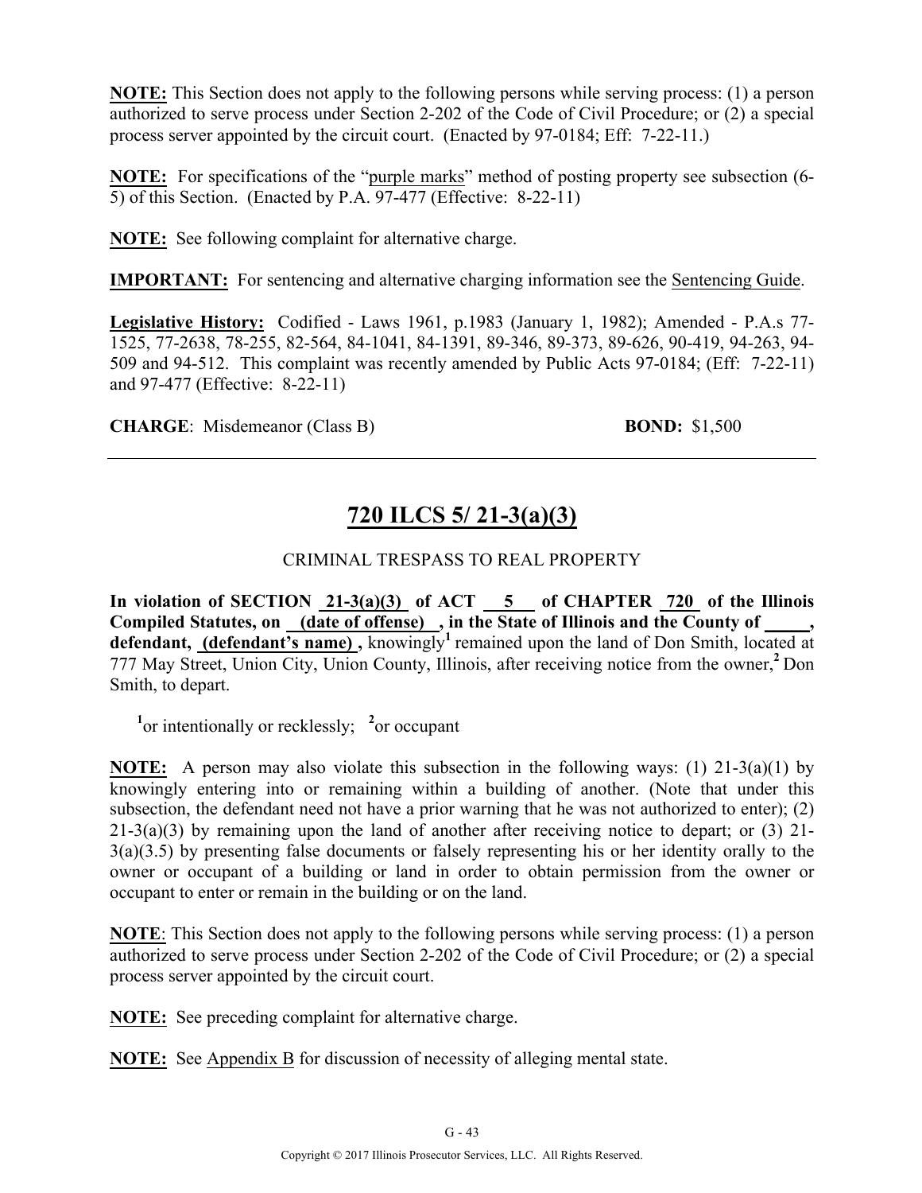**NOTE:** This Section does not apply to the following persons while serving process: (1) a person authorized to serve process under Section 2-202 of the Code of Civil Procedure; or (2) a special process server appointed by the circuit court. (Enacted by 97-0184; Eff: 7-22-11.)

**NOTE:** For specifications of the "purple marks" method of posting property see subsection (6-5) of this Section. (Enacted by P.A. 97-477 (Effective: 8-22-11)

**NOTE:** See following complaint for alternative charge.

**IMPORTANT:** For sentencing and alternative charging information see the Sentencing Guide.

**Legislative History:** Codified - Laws 1961, p.1983 (January 1, 1982); Amended - P.A.s 77-1525, 77-2638, 78-255, 82-564, 84-1041, 84-1391, 89-346, 89-373, 89-626, 90-419, 94-263, 94-509 and 94-512. This complaint was recently amended by Public Acts 97-0184; (Eff: 7-22-11) and 97-477 (Effective: 8-22-11)

**CHARGE**: Misdemeanor (Class B) **BOND:** $1,500

---

## 720 ILCS 5/ 21-3(a)(3)

CRIMINAL TRESPASS TO REAL PROPERTY

**In violation of SECTION 21-3(a)(3) of ACT 5 of CHAPTER 720 of the Illinois Compiled Statutes, on (date of offense) , in the State of Illinois and the County of _____, defendant, (defendant's name) ,** knowingly[1] remained upon the land of Don Smith, located at 777 May Street, Union City, Union County, Illinois, after receiving notice from the owner,[2] Don Smith, to depart.

[1]or intentionally or recklessly; [2]or occupant

**NOTE:** A person may also violate this subsection in the following ways: (1) 21-3(a)(1) by knowingly entering into or remaining within a building of another. (Note that under this subsection, the defendant need not have a prior warning that he was not authorized to enter); (2) 21-3(a)(3) by remaining upon the land of another after receiving notice to depart; or (3) 21-3(a)(3.5) by presenting false documents or falsely representing his or her identity orally to the owner or occupant of a building or land in order to obtain permission from the owner or occupant to enter or remain in the building or on the land.

**NOTE**: This Section does not apply to the following persons while serving process: (1) a person authorized to serve process under Section 2-202 of the Code of Civil Procedure; or (2) a special process server appointed by the circuit court.

**NOTE:** See preceding complaint for alternative charge.

**NOTE:** See Appendix B for discussion of necessity of alleging mental state.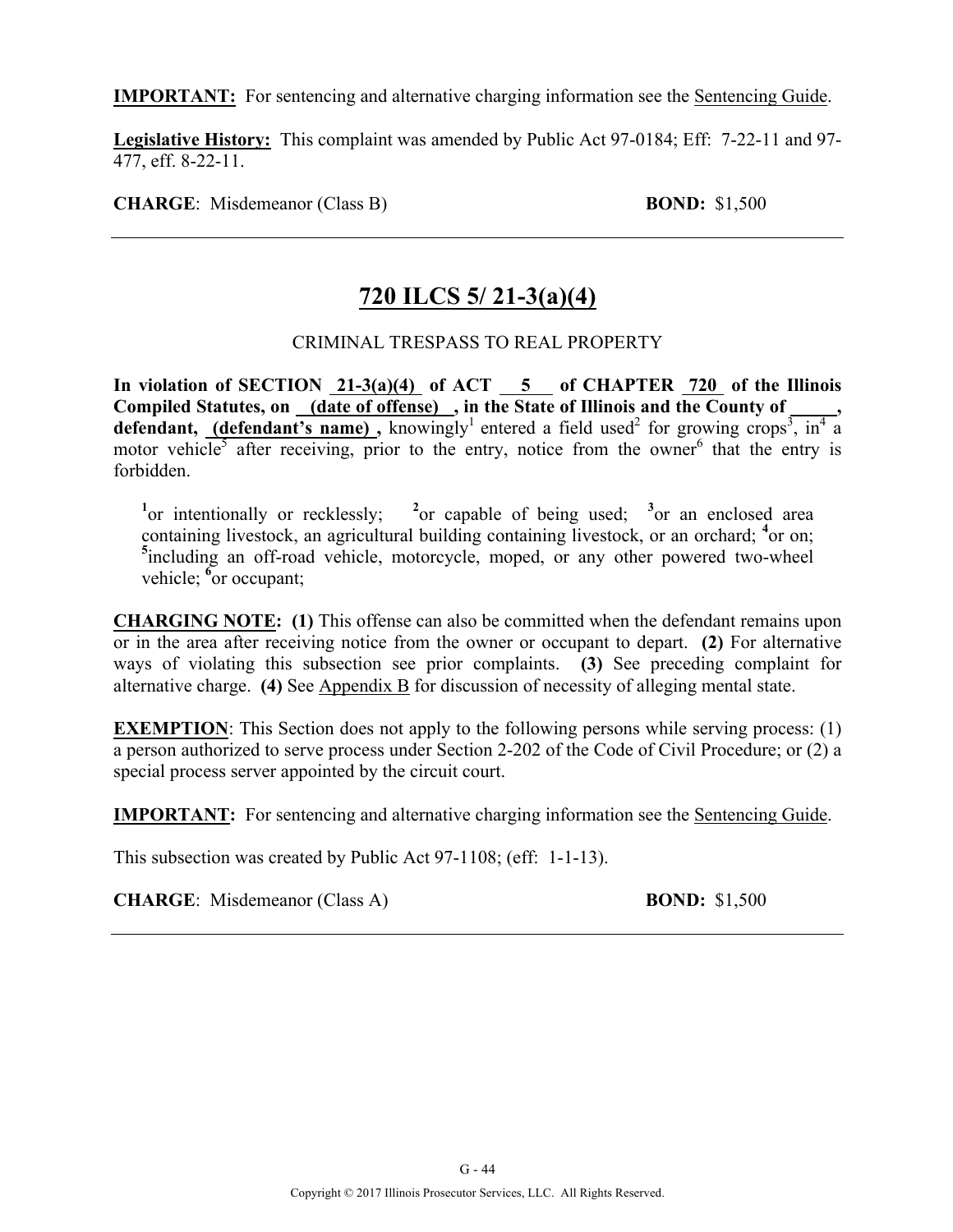**IMPORTANT:** For sentencing and alternative charging information see the Sentencing Guide.

**Legislative History:** This complaint was amended by Public Act 97-0184; Eff: 7-22-11 and 97-477, eff. 8-22-11.

**CHARGE**: Misdemeanor (Class B) **BOND:** $1,500

---

## 720 ILCS 5/ 21-3(a)(4)

CRIMINAL TRESPASS TO REAL PROPERTY

**In violation of SECTION 21-3(a)(4) of ACT 5 of CHAPTER 720 of the Illinois Compiled Statutes, on (date of offense) , in the State of Illinois and the County of \_\_\_\_\_, defendant, (defendant's name) ,** knowingly[1] entered a field used[2] for growing crops[3], in[4] a motor vehicle[5] after receiving, prior to the entry, notice from the owner[6] that the entry is forbidden.

[1]or intentionally or recklessly; [2]or capable of being used; [3]or an enclosed area containing livestock, an agricultural building containing livestock, or an orchard; [4]or on; [5]including an off-road vehicle, motorcycle, moped, or any other powered two-wheel vehicle; [6]or occupant;

**CHARGING NOTE: (1)** This offense can also be committed when the defendant remains upon or in the area after receiving notice from the owner or occupant to depart. **(2)** For alternative ways of violating this subsection see prior complaints. **(3)** See preceding complaint for alternative charge. **(4)** See Appendix B for discussion of necessity of alleging mental state.

**EXEMPTION**: This Section does not apply to the following persons while serving process: (1) a person authorized to serve process under Section 2-202 of the Code of Civil Procedure; or (2) a special process server appointed by the circuit court.

**IMPORTANT:** For sentencing and alternative charging information see the Sentencing Guide.

This subsection was created by Public Act 97-1108; (eff: 1-1-13).

**CHARGE**: Misdemeanor (Class A) **BOND:** $1,500

---

Copyright © 2017 Illinois Prosecutor Services, LLC. All Rights Reserved.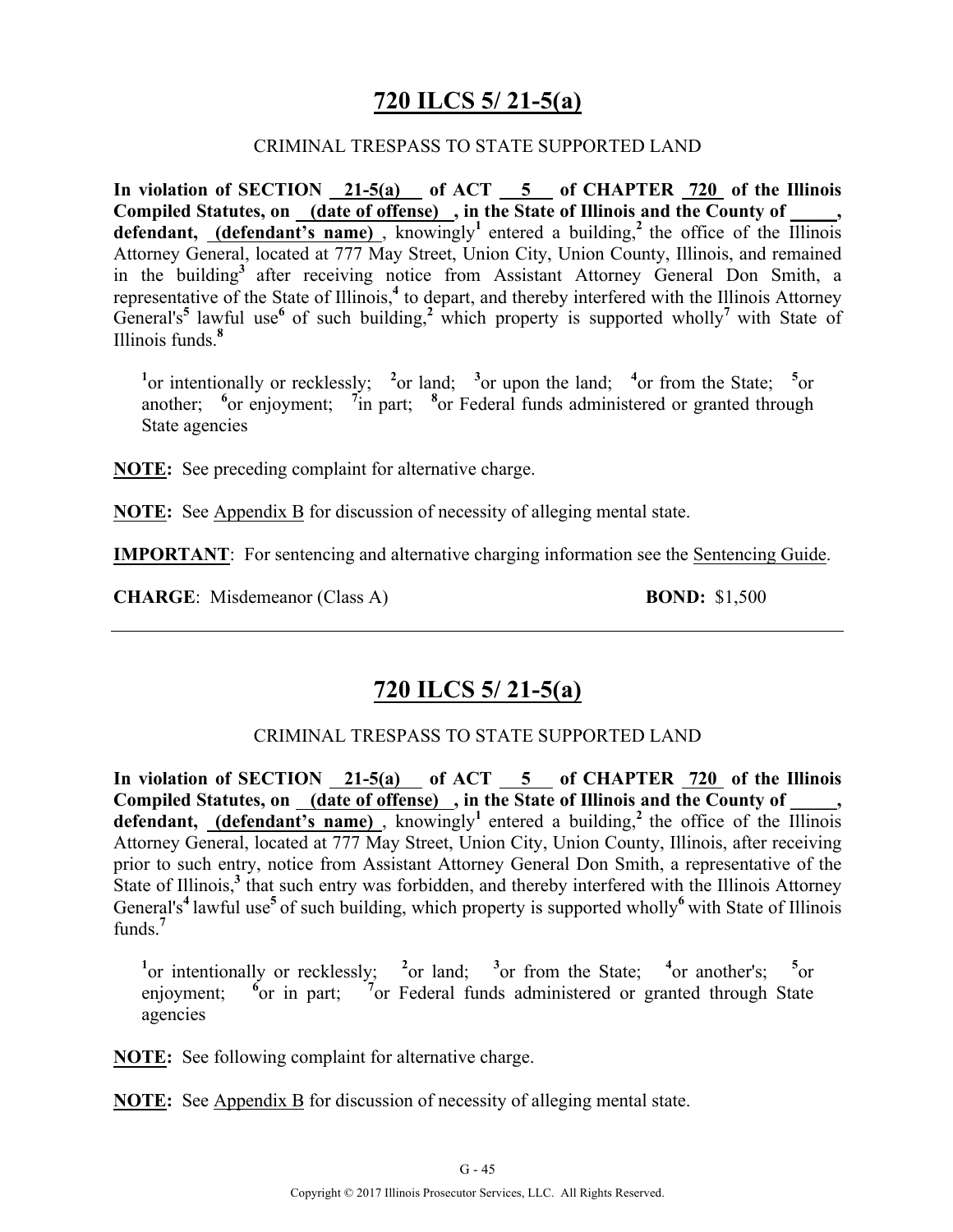## 720 ILCS 5/ 21-5(a)

CRIMINAL TRESPASS TO STATE SUPPORTED LAND

**In violation of SECTION 21-5(a) of ACT 5 of CHAPTER 720 of the Illinois Compiled Statutes, on (date of offense), in the State of Illinois and the County of _____, defendant, (defendant's name)**, knowingly[1] entered a building,[2] the office of the Illinois Attorney General, located at 777 May Street, Union City, Union County, Illinois, and remained in the building[3] after receiving notice from Assistant Attorney General Don Smith, a representative of the State of Illinois,[4] to depart, and thereby interfered with the Illinois Attorney General's[5] lawful use[6] of such building,[2] which property is supported wholly[7] with State of Illinois funds.[8]

[1]or intentionally or recklessly; [2]or land; [3]or upon the land; [4]or from the State; [5]or another; [6]or enjoyment; [7]in part; [8]or Federal funds administered or granted through State agencies

**NOTE:** See preceding complaint for alternative charge.

**NOTE:** See Appendix B for discussion of necessity of alleging mental state.

**IMPORTANT**: For sentencing and alternative charging information see the Sentencing Guide.

**CHARGE**: Misdemeanor (Class A) **BOND:** $1,500

---

## 720 ILCS 5/ 21-5(a)

CRIMINAL TRESPASS TO STATE SUPPORTED LAND

**In violation of SECTION 21-5(a) of ACT 5 of CHAPTER 720 of the Illinois Compiled Statutes, on (date of offense), in the State of Illinois and the County of _____, defendant, (defendant's name)**, knowingly[1] entered a building,[2] the office of the Illinois Attorney General, located at 777 May Street, Union City, Union County, Illinois, after receiving prior to such entry, notice from Assistant Attorney General Don Smith, a representative of the State of Illinois,[3] that such entry was forbidden, and thereby interfered with the Illinois Attorney General's[4] lawful use[5] of such building, which property is supported wholly[6] with State of Illinois funds.[7]

[1]or intentionally or recklessly; [2]or land; [3]or from the State; [4]or another's; [5]or enjoyment; [6]or in part; [7]or Federal funds administered or granted through State agencies

**NOTE:** See following complaint for alternative charge.

**NOTE:** See Appendix B for discussion of necessity of alleging mental state.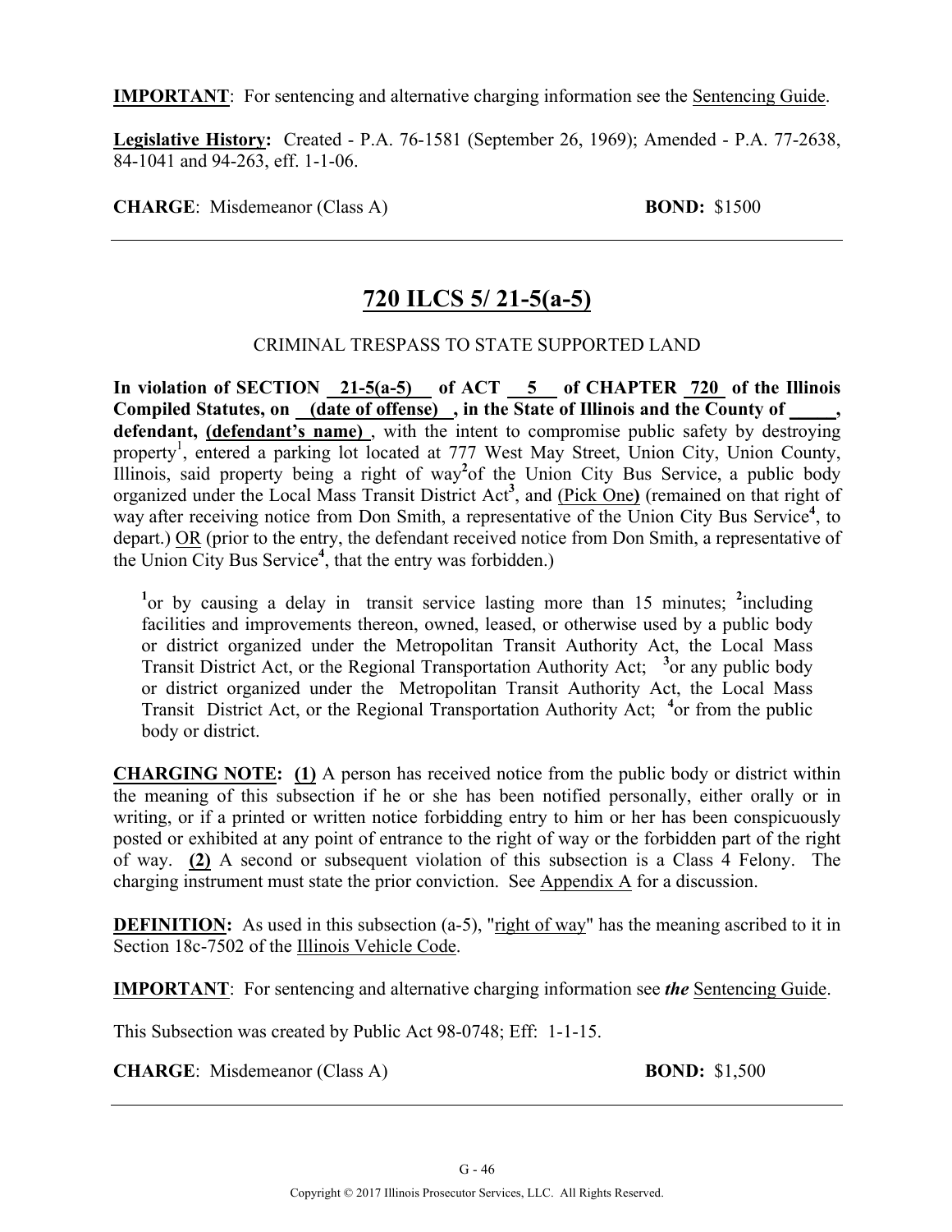**IMPORTANT**: For sentencing and alternative charging information see the Sentencing Guide.

**Legislative History:** Created - P.A. 76-1581 (September 26, 1969); Amended - P.A. 77-2638, 84-1041 and 94-263, eff. 1-1-06.

**CHARGE**: Misdemeanor (Class A) **BOND:** $1500

---

## 720 ILCS 5/ 21-5(a-5)

CRIMINAL TRESPASS TO STATE SUPPORTED LAND

**In violation of SECTION 21-5(a-5) of ACT 5 of CHAPTER 720 of the Illinois Compiled Statutes, on (date of offense) , in the State of Illinois and the County of \_\_\_\_\_, defendant, (defendant's name)** , with the intent to compromise public safety by destroying property[1], entered a parking lot located at 777 West May Street, Union City, Union County, Illinois, said property being a right of way[2] of the Union City Bus Service, a public body organized under the Local Mass Transit District Act[3], and (Pick One) (remained on that right of way after receiving notice from Don Smith, a representative of the Union City Bus Service[4], to depart.) OR (prior to the entry, the defendant received notice from Don Smith, a representative of the Union City Bus Service[4], that the entry was forbidden.)

> [1]or by causing a delay in transit service lasting more than 15 minutes; [2]including facilities and improvements thereon, owned, leased, or otherwise used by a public body or district organized under the Metropolitan Transit Authority Act, the Local Mass Transit District Act, or the Regional Transportation Authority Act; [3]or any public body or district organized under the Metropolitan Transit Authority Act, the Local Mass Transit District Act, or the Regional Transportation Authority Act; [4]or from the public body or district.

**CHARGING NOTE: (1)** A person has received notice from the public body or district within the meaning of this subsection if he or she has been notified personally, either orally or in writing, or if a printed or written notice forbidding entry to him or her has been conspicuously posted or exhibited at any point of entrance to the right of way or the forbidden part of the right of way. **(2)** A second or subsequent violation of this subsection is a Class 4 Felony. The charging instrument must state the prior conviction. See Appendix A for a discussion.

**DEFINITION:** As used in this subsection (a-5), "right of way" has the meaning ascribed to it in Section 18c-7502 of the Illinois Vehicle Code.

**IMPORTANT**: For sentencing and alternative charging information see ***the*** Sentencing Guide.

This Subsection was created by Public Act 98-0748; Eff: 1-1-15.

**CHARGE**: Misdemeanor (Class A) **BOND:** $1,500

---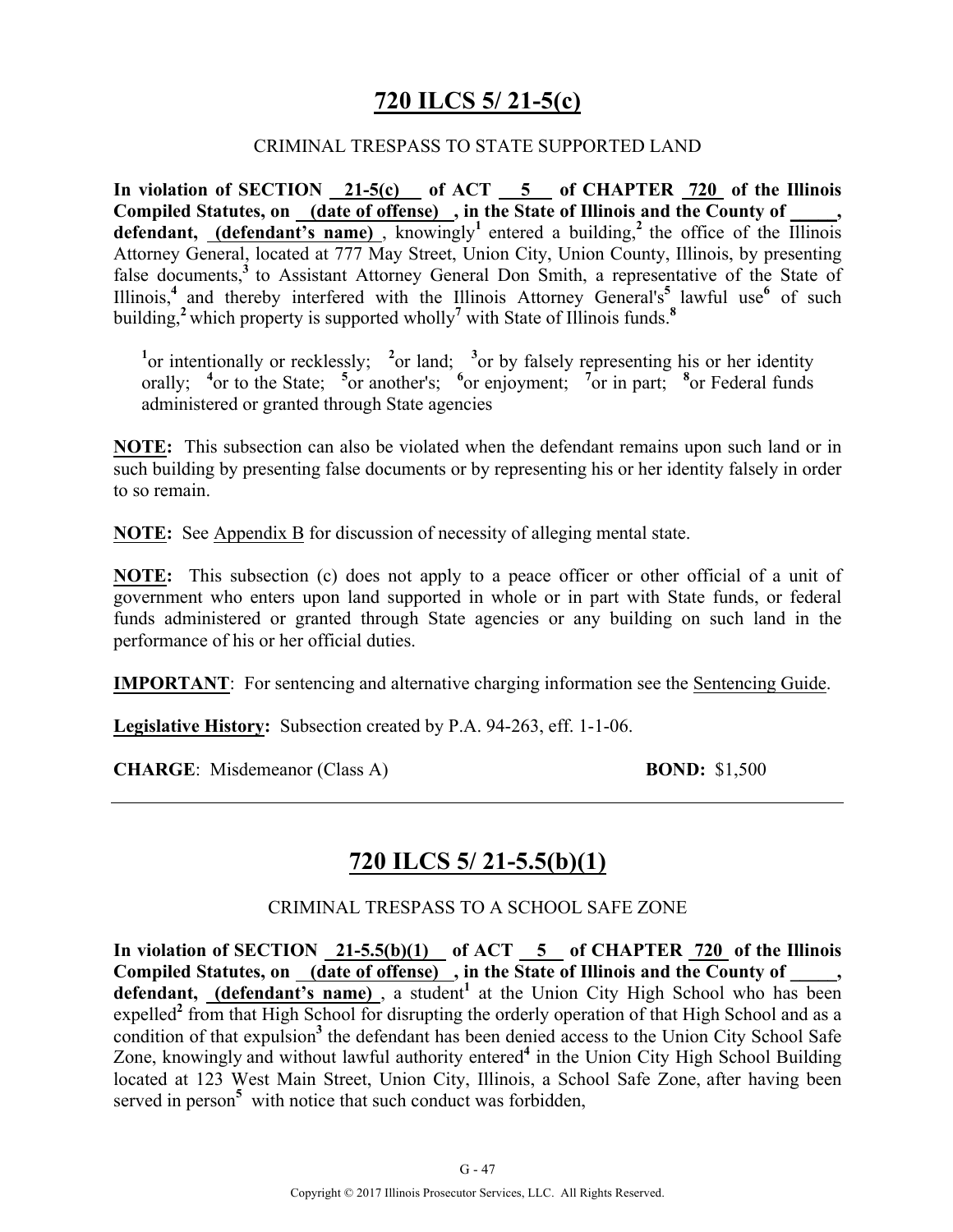# 720 ILCS 5/ 21-5(c)

CRIMINAL TRESPASS TO STATE SUPPORTED LAND

**In violation of SECTION 21-5(c) of ACT 5 of CHAPTER 720 of the Illinois Compiled Statutes, on (date of offense), in the State of Illinois and the County of _____, defendant, (defendant's name)**, knowingly[1] entered a building,[2] the office of the Illinois Attorney General, located at 777 May Street, Union City, Union County, Illinois, by presenting false documents,[3] to Assistant Attorney General Don Smith, a representative of the State of Illinois,[4] and thereby interfered with the Illinois Attorney General's[5] lawful use[6] of such building,[2] which property is supported wholly[7] with State of Illinois funds.[8]

[1]or intentionally or recklessly; [2]or land; [3]or by falsely representing his or her identity orally; [4]or to the State; [5]or another's; [6]or enjoyment; [7]or in part; [8]or Federal funds administered or granted through State agencies

**NOTE:** This subsection can also be violated when the defendant remains upon such land or in such building by presenting false documents or by representing his or her identity falsely in order to so remain.

**NOTE:** See Appendix B for discussion of necessity of alleging mental state.

**NOTE:** This subsection (c) does not apply to a peace officer or other official of a unit of government who enters upon land supported in whole or in part with State funds, or federal funds administered or granted through State agencies or any building on such land in the performance of his or her official duties.

**IMPORTANT**: For sentencing and alternative charging information see the Sentencing Guide.

**Legislative History:** Subsection created by P.A. 94-263, eff. 1-1-06.

**CHARGE**: Misdemeanor (Class A) **BOND:** $1,500

---

# 720 ILCS 5/ 21-5.5(b)(1)

CRIMINAL TRESPASS TO A SCHOOL SAFE ZONE

**In violation of SECTION 21-5.5(b)(1) of ACT 5 of CHAPTER 720 of the Illinois Compiled Statutes, on (date of offense), in the State of Illinois and the County of _____, defendant, (defendant's name)**, a student[1] at the Union City High School who has been expelled[2] from that High School for disrupting the orderly operation of that High School and as a condition of that expulsion[3] the defendant has been denied access to the Union City School Safe Zone, knowingly and without lawful authority entered[4] in the Union City High School Building located at 123 West Main Street, Union City, Illinois, a School Safe Zone, after having been served in person[5] with notice that such conduct was forbidden,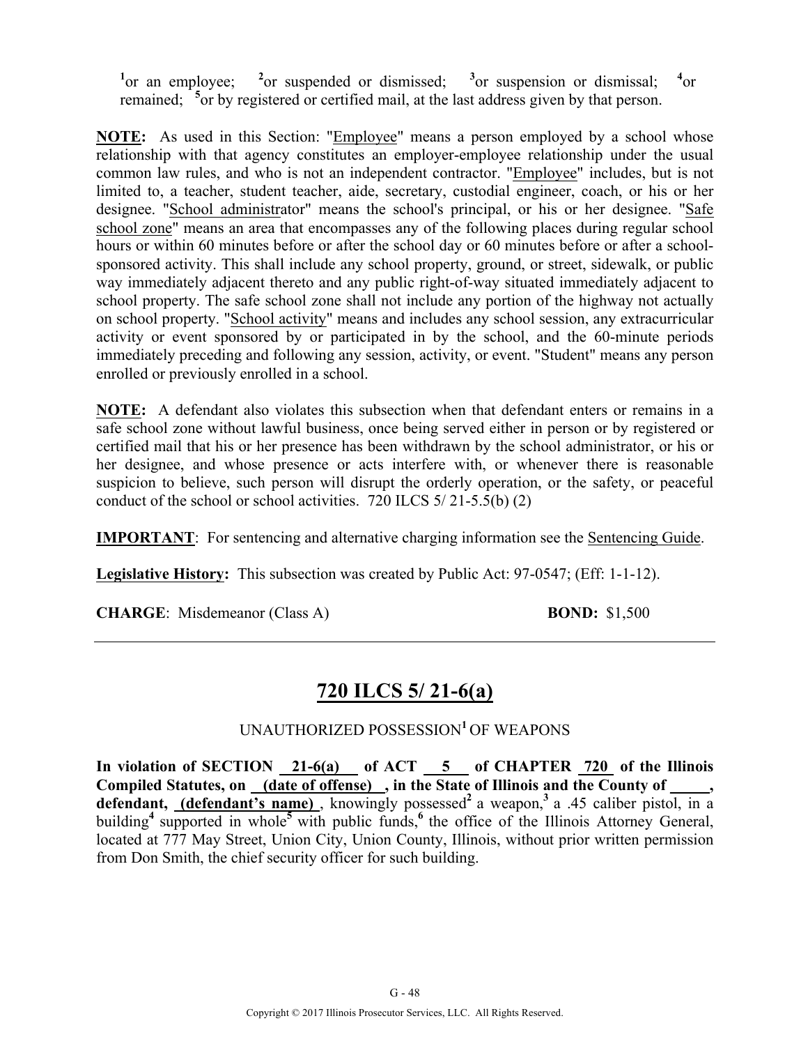[1]or an employee; [2]or suspended or dismissed; [3]or suspension or dismissal; [4]or remained; [5]or by registered or certified mail, at the last address given by that person.

**NOTE:** As used in this Section: "Employee" means a person employed by a school whose relationship with that agency constitutes an employer-employee relationship under the usual common law rules, and who is not an independent contractor. "Employee" includes, but is not limited to, a teacher, student teacher, aide, secretary, custodial engineer, coach, or his or her designee. "School administrator" means the school's principal, or his or her designee. "Safe school zone" means an area that encompasses any of the following places during regular school hours or within 60 minutes before or after the school day or 60 minutes before or after a school-sponsored activity. This shall include any school property, ground, or street, sidewalk, or public way immediately adjacent thereto and any public right-of-way situated immediately adjacent to school property. The safe school zone shall not include any portion of the highway not actually on school property. "School activity" means and includes any school session, any extracurricular activity or event sponsored by or participated in by the school, and the 60-minute periods immediately preceding and following any session, activity, or event. "Student" means any person enrolled or previously enrolled in a school.

**NOTE:** A defendant also violates this subsection when that defendant enters or remains in a safe school zone without lawful business, once being served either in person or by registered or certified mail that his or her presence has been withdrawn by the school administrator, or his or her designee, and whose presence or acts interfere with, or whenever there is reasonable suspicion to believe, such person will disrupt the orderly operation, or the safety, or peaceful conduct of the school or school activities. 720 ILCS 5/ 21-5.5(b) (2)

**IMPORTANT**: For sentencing and alternative charging information see the Sentencing Guide.

**Legislative History:** This subsection was created by Public Act: 97-0547; (Eff: 1-1-12).

**CHARGE**: Misdemeanor (Class A) **BOND:** $1,500

---

## 720 ILCS 5/ 21-6(a)

UNAUTHORIZED POSSESSION[1] OF WEAPONS

**In violation of SECTION 21-6(a) of ACT 5 of CHAPTER 720 of the Illinois Compiled Statutes, on (date of offense) , in the State of Illinois and the County of _____, defendant, (defendant's name)**, knowingly possessed[2] a weapon,[3] a .45 caliber pistol, in a building[4] supported in whole[5] with public funds,[6] the office of the Illinois Attorney General, located at 777 May Street, Union City, Union County, Illinois, without prior written permission from Don Smith, the chief security officer for such building.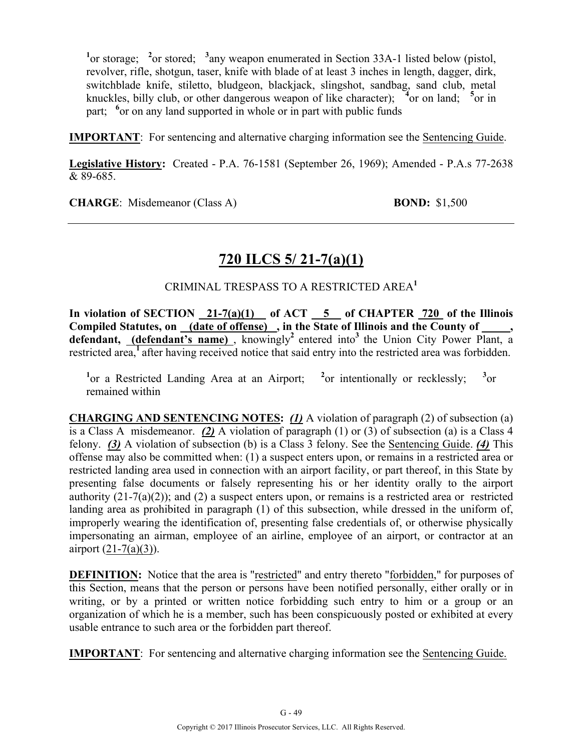[1]or storage; [2]or stored; [3]any weapon enumerated in Section 33A-1 listed below (pistol, revolver, rifle, shotgun, taser, knife with blade of at least 3 inches in length, dagger, dirk, switchblade knife, stiletto, bludgeon, blackjack, slingshot, sandbag, sand club, metal knuckles, billy club, or other dangerous weapon of like character); [4]or on land; [5]or in part; [6]or on any land supported in whole or in part with public funds

**IMPORTANT**: For sentencing and alternative charging information see the Sentencing Guide.

**Legislative History:** Created - P.A. 76-1581 (September 26, 1969); Amended - P.A.s 77-2638 & 89-685.

**CHARGE**: Misdemeanor (Class A) **BOND:** $1,500

---

## 720 ILCS 5/ 21-7(a)(1)

CRIMINAL TRESPASS TO A RESTRICTED AREA[1]

**In violation of SECTION 21-7(a)(1) of ACT 5 of CHAPTER 720 of the Illinois Compiled Statutes, on (date of offense) , in the State of Illinois and the County of _____, defendant, (defendant's name)** , knowingly[2] entered into[3] the Union City Power Plant, a restricted area,[1] after having received notice that said entry into the restricted area was forbidden.

[1]or a Restricted Landing Area at an Airport; [2]or intentionally or recklessly; [3]or remained within

**CHARGING AND SENTENCING NOTES:** ***(1)*** A violation of paragraph (2) of subsection (a) is a Class A misdemeanor. ***(2)*** A violation of paragraph (1) or (3) of subsection (a) is a Class 4 felony. ***(3)*** A violation of subsection (b) is a Class 3 felony. See the Sentencing Guide. ***(4)*** This offense may also be committed when: (1) a suspect enters upon, or remains in a restricted area or restricted landing area used in connection with an airport facility, or part thereof, in this State by presenting false documents or falsely representing his or her identity orally to the airport authority (21-7(a)(2)); and (2) a suspect enters upon, or remains is a restricted area or restricted landing area as prohibited in paragraph (1) of this subsection, while dressed in the uniform of, improperly wearing the identification of, presenting false credentials of, or otherwise physically impersonating an airman, employee of an airline, employee of an airport, or contractor at an airport (21-7(a)(3)).

**DEFINITION:** Notice that the area is "restricted" and entry thereto "forbidden," for purposes of this Section, means that the person or persons have been notified personally, either orally or in writing, or by a printed or written notice forbidding such entry to him or a group or an organization of which he is a member, such has been conspicuously posted or exhibited at every usable entrance to such area or the forbidden part thereof.

**IMPORTANT**: For sentencing and alternative charging information see the Sentencing Guide.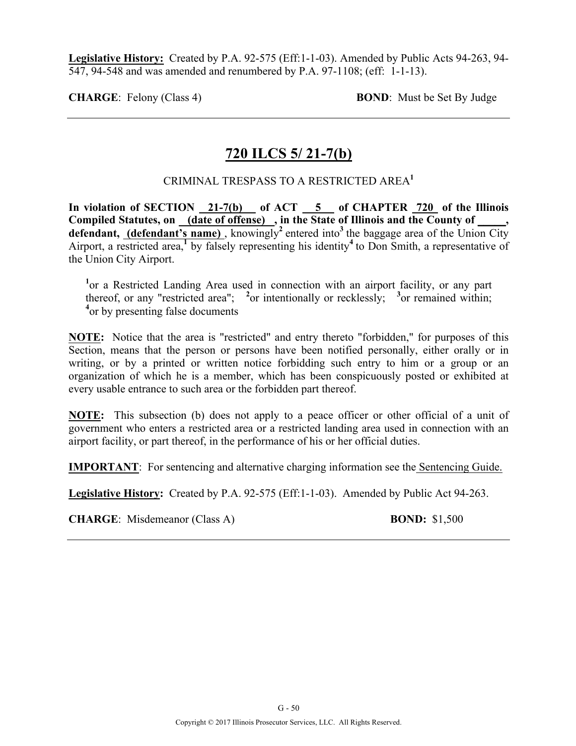**Legislative History:** Created by P.A. 92-575 (Eff:1-1-03). Amended by Public Acts 94-263, 94-547, 94-548 and was amended and renumbered by P.A. 97-1108; (eff: 1-1-13).

**CHARGE**: Felony (Class 4) **BOND**: Must be Set By Judge

---

## 720 ILCS 5/ 21-7(b)

CRIMINAL TRESPASS TO A RESTRICTED AREA[1]

**In violation of SECTION 21-7(b) of ACT 5 of CHAPTER 720 of the Illinois Compiled Statutes, on (date of offense) , in the State of Illinois and the County of _____, defendant, (defendant's name)** , knowingly[2] entered into[3] the baggage area of the Union City Airport, a restricted area,[1] by falsely representing his identity[4] to Don Smith, a representative of the Union City Airport.

[1]or a Restricted Landing Area used in connection with an airport facility, or any part thereof, or any "restricted area"; [2]or intentionally or recklessly; [3]or remained within; [4]or by presenting false documents

**NOTE:** Notice that the area is "restricted" and entry thereto "forbidden," for purposes of this Section, means that the person or persons have been notified personally, either orally or in writing, or by a printed or written notice forbidding such entry to him or a group or an organization of which he is a member, which has been conspicuously posted or exhibited at every usable entrance to such area or the forbidden part thereof.

**NOTE:** This subsection (b) does not apply to a peace officer or other official of a unit of government who enters a restricted area or a restricted landing area used in connection with an airport facility, or part thereof, in the performance of his or her official duties.

**IMPORTANT**: For sentencing and alternative charging information see the Sentencing Guide.

**Legislative History:** Created by P.A. 92-575 (Eff:1-1-03). Amended by Public Act 94-263.

**CHARGE**: Misdemeanor (Class A) **BOND:** $1,500

---

Copyright © 2017 Illinois Prosecutor Services, LLC. All Rights Reserved.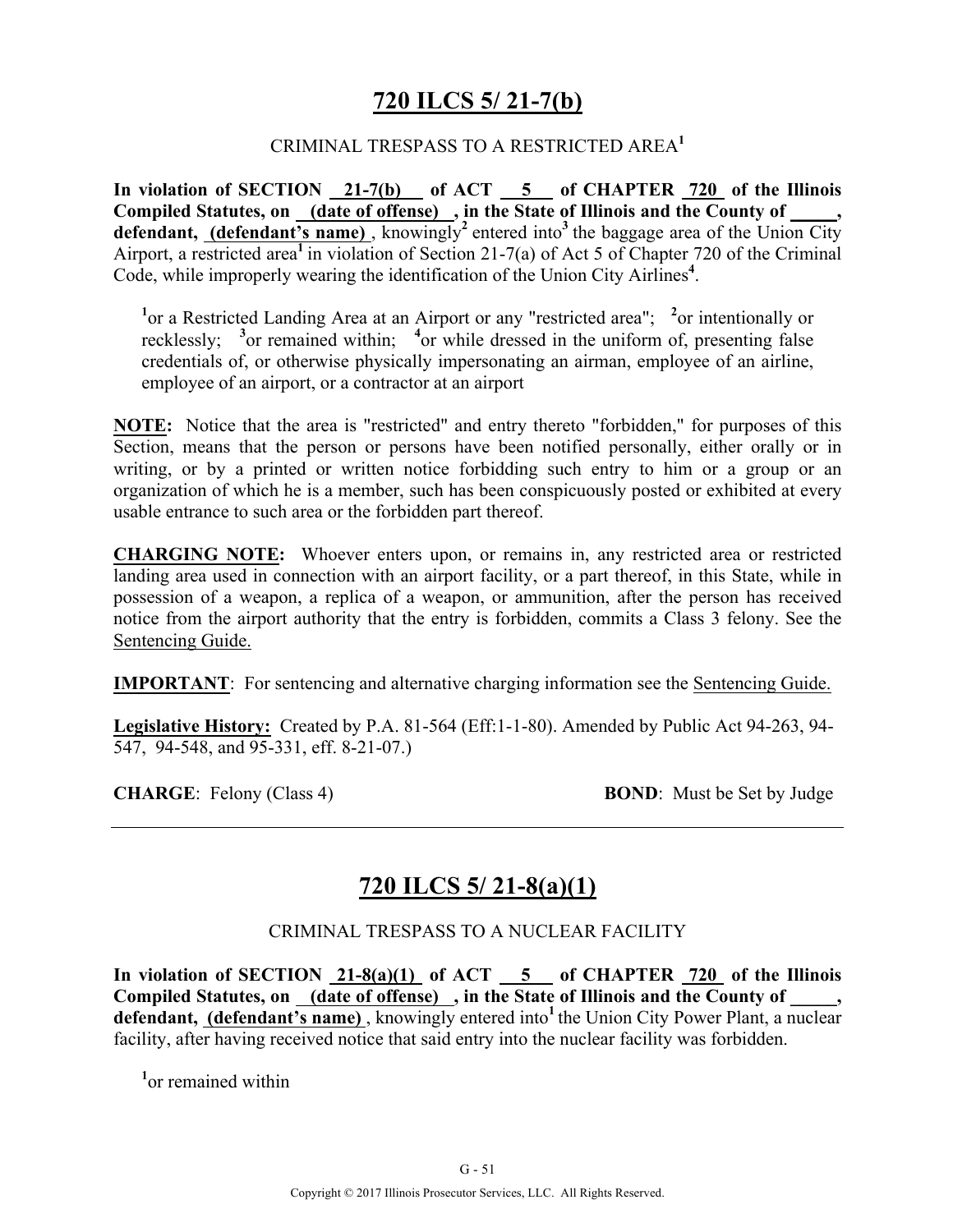# 720 ILCS 5/ 21-7(b)

CRIMINAL TRESPASS TO A RESTRICTED AREA[1]

**In violation of SECTION 21-7(b) of ACT 5 of CHAPTER 720 of the Illinois Compiled Statutes, on (date of offense) , in the State of Illinois and the County of \_\_\_\_\_, defendant, (defendant's name)** , knowingly[2] entered into[3] the baggage area of the Union City Airport, a restricted area[1] in violation of Section 21-7(a) of Act 5 of Chapter 720 of the Criminal Code, while improperly wearing the identification of the Union City Airlines[4].

[1]or a Restricted Landing Area at an Airport or any "restricted area"; [2]or intentionally or recklessly; [3]or remained within; [4]or while dressed in the uniform of, presenting false credentials of, or otherwise physically impersonating an airman, employee of an airline, employee of an airport, or a contractor at an airport

**NOTE:** Notice that the area is "restricted" and entry thereto "forbidden," for purposes of this Section, means that the person or persons have been notified personally, either orally or in writing, or by a printed or written notice forbidding such entry to him or a group or an organization of which he is a member, such has been conspicuously posted or exhibited at every usable entrance to such area or the forbidden part thereof.

**CHARGING NOTE:** Whoever enters upon, or remains in, any restricted area or restricted landing area used in connection with an airport facility, or a part thereof, in this State, while in possession of a weapon, a replica of a weapon, or ammunition, after the person has received notice from the airport authority that the entry is forbidden, commits a Class 3 felony. See the Sentencing Guide.

**IMPORTANT**: For sentencing and alternative charging information see the Sentencing Guide.

**Legislative History:** Created by P.A. 81-564 (Eff:1-1-80). Amended by Public Act 94-263, 94-547, 94-548, and 95-331, eff. 8-21-07.)

**CHARGE**: Felony (Class 4) **BOND**: Must be Set by Judge

---

# 720 ILCS 5/ 21-8(a)(1)

CRIMINAL TRESPASS TO A NUCLEAR FACILITY

**In violation of SECTION 21-8(a)(1) of ACT 5 of CHAPTER 720 of the Illinois Compiled Statutes, on (date of offense) , in the State of Illinois and the County of \_\_\_\_\_, defendant, (defendant's name)** , knowingly entered into[1] the Union City Power Plant, a nuclear facility, after having received notice that said entry into the nuclear facility was forbidden.

[1]or remained within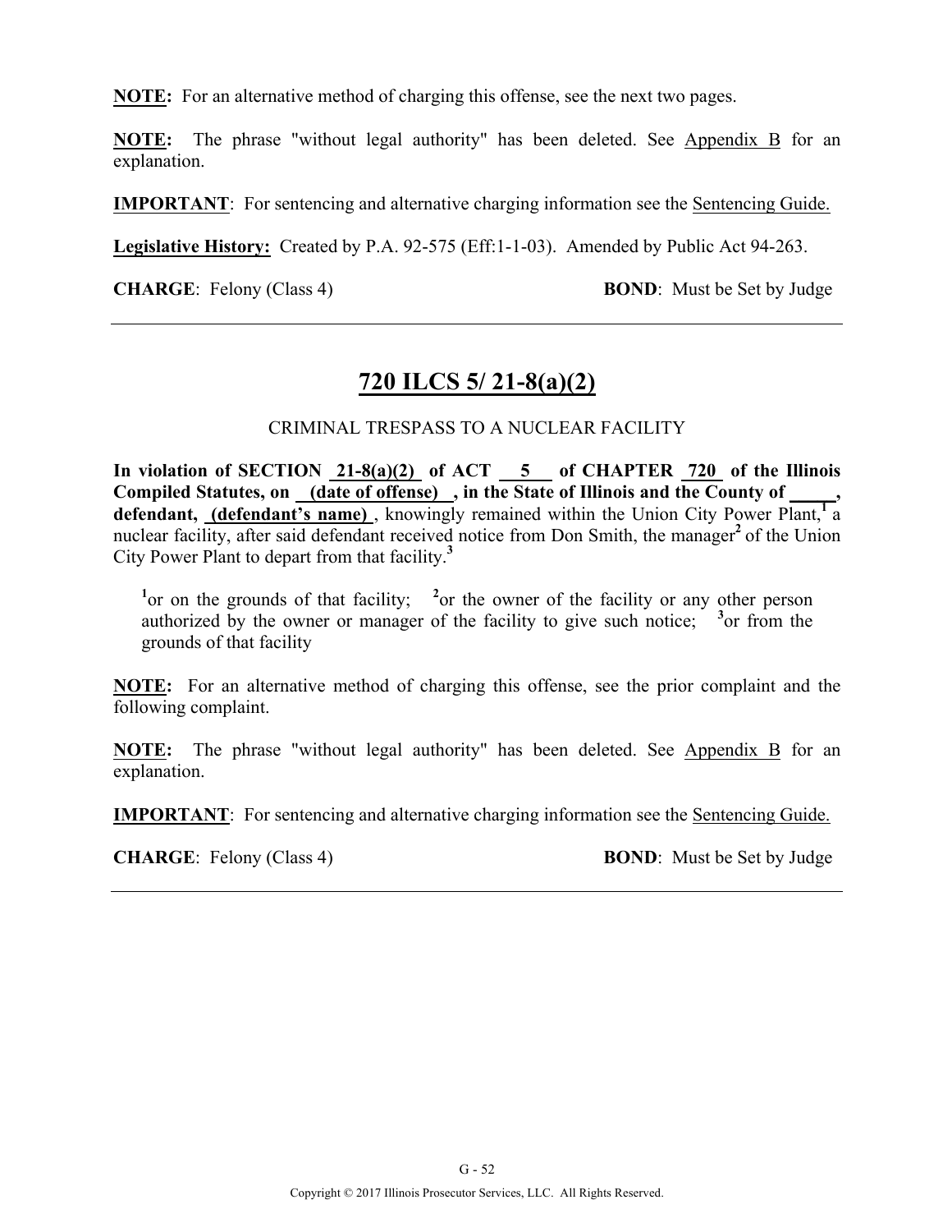**NOTE:** For an alternative method of charging this offense, see the next two pages.

**NOTE:** The phrase "without legal authority" has been deleted. See Appendix B for an explanation.

**IMPORTANT**: For sentencing and alternative charging information see the Sentencing Guide.

**Legislative History:** Created by P.A. 92-575 (Eff:1-1-03). Amended by Public Act 94-263.

**CHARGE**: Felony (Class 4) **BOND**: Must be Set by Judge

---

# 720 ILCS 5/ 21-8(a)(2)

CRIMINAL TRESPASS TO A NUCLEAR FACILITY

**In violation of SECTION 21-8(a)(2) of ACT 5 of CHAPTER 720 of the Illinois Compiled Statutes, on (date of offense) , in the State of Illinois and the County of \_\_\_\_\_, defendant, (defendant's name)**, knowingly remained within the Union City Power Plant,[1] a nuclear facility, after said defendant received notice from Don Smith, the manager[2] of the Union City Power Plant to depart from that facility.[3]

> [1]or on the grounds of that facility; [2]or the owner of the facility or any other person authorized by the owner or manager of the facility to give such notice; [3]or from the grounds of that facility

**NOTE:** For an alternative method of charging this offense, see the prior complaint and the following complaint.

**NOTE:** The phrase "without legal authority" has been deleted. See Appendix B for an explanation.

**IMPORTANT**: For sentencing and alternative charging information see the Sentencing Guide.

**CHARGE**: Felony (Class 4) **BOND**: Must be Set by Judge

---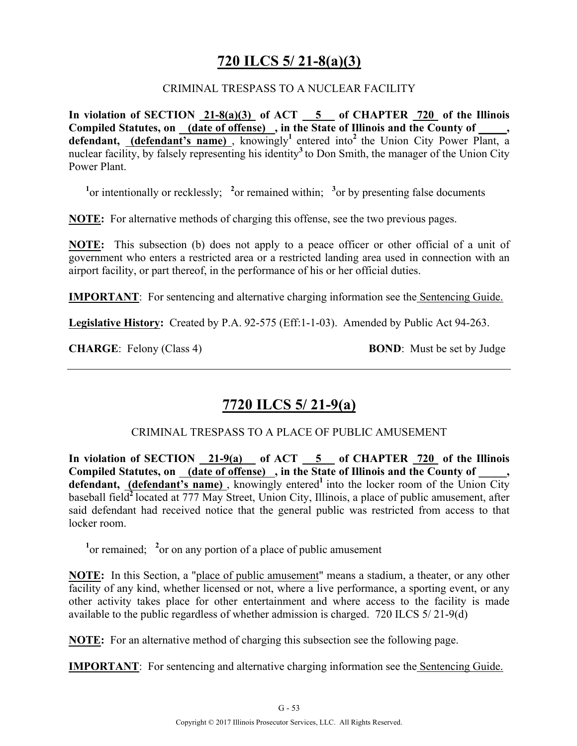# 720 ILCS 5/ 21-8(a)(3)

CRIMINAL TRESPASS TO A NUCLEAR FACILITY

**In violation of SECTION 21-8(a)(3) of ACT 5 of CHAPTER 720 of the Illinois Compiled Statutes, on (date of offense), in the State of Illinois and the County of _____, defendant, (defendant's name)**, knowingly[1] entered into[2] the Union City Power Plant, a nuclear facility, by falsely representing his identity[3] to Don Smith, the manager of the Union City Power Plant.

[1]or intentionally or recklessly; [2]or remained within; [3]or by presenting false documents

**NOTE:** For alternative methods of charging this offense, see the two previous pages.

**NOTE:** This subsection (b) does not apply to a peace officer or other official of a unit of government who enters a restricted area or a restricted landing area used in connection with an airport facility, or part thereof, in the performance of his or her official duties.

**IMPORTANT**: For sentencing and alternative charging information see the Sentencing Guide.

**Legislative History:** Created by P.A. 92-575 (Eff:1-1-03). Amended by Public Act 94-263.

**CHARGE**: Felony (Class 4) **BOND**: Must be set by Judge

---

# 7720 ILCS 5/ 21-9(a)

CRIMINAL TRESPASS TO A PLACE OF PUBLIC AMUSEMENT

**In violation of SECTION 21-9(a) of ACT 5 of CHAPTER 720 of the Illinois Compiled Statutes, on (date of offense), in the State of Illinois and the County of _____, defendant, (defendant's name)**, knowingly entered[1] into the locker room of the Union City baseball field[2] located at 777 May Street, Union City, Illinois, a place of public amusement, after said defendant had received notice that the general public was restricted from access to that locker room.

[1]or remained; [2]or on any portion of a place of public amusement

**NOTE:** In this Section, a "place of public amusement" means a stadium, a theater, or any other facility of any kind, whether licensed or not, where a live performance, a sporting event, or any other activity takes place for other entertainment and where access to the facility is made available to the public regardless of whether admission is charged. 720 ILCS 5/ 21-9(d)

**NOTE:** For an alternative method of charging this subsection see the following page.

**IMPORTANT**: For sentencing and alternative charging information see the Sentencing Guide.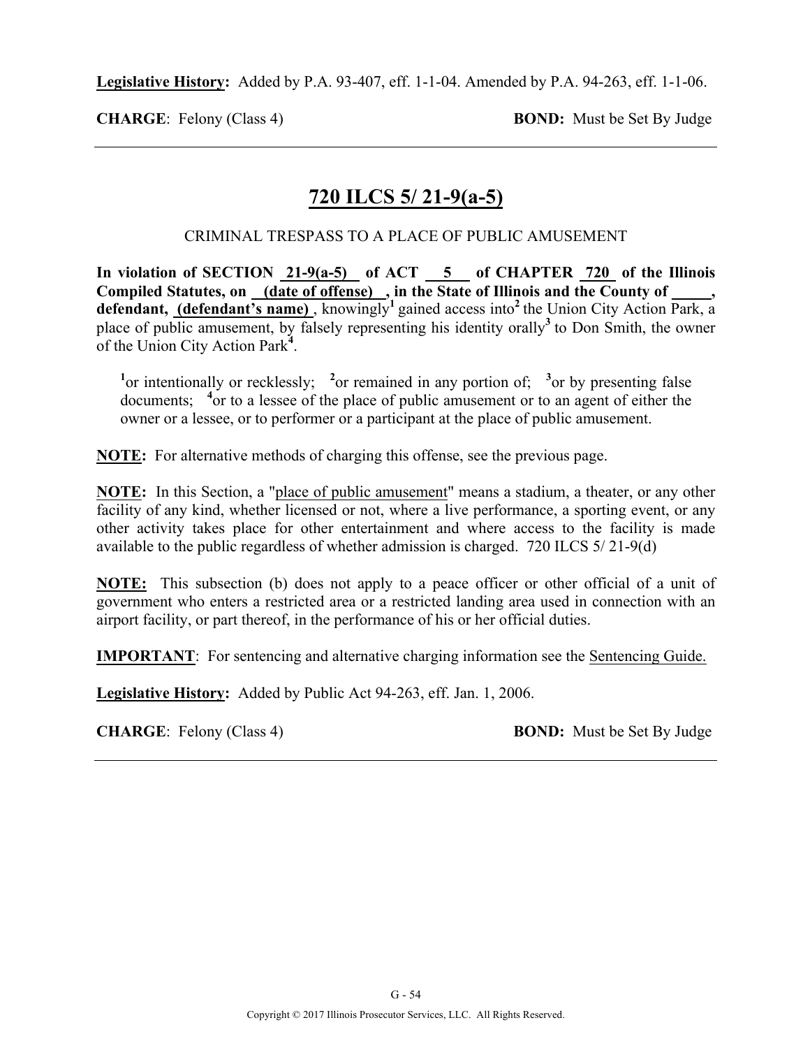**Legislative History:** Added by P.A. 93-407, eff. 1-1-04. Amended by P.A. 94-263, eff. 1-1-06.

**CHARGE**: Felony (Class 4) **BOND:** Must be Set By Judge

---

## 720 ILCS 5/ 21-9(a-5)

CRIMINAL TRESPASS TO A PLACE OF PUBLIC AMUSEMENT

**In violation of SECTION 21-9(a-5) of ACT 5 of CHAPTER 720 of the Illinois Compiled Statutes, on (date of offense) , in the State of Illinois and the County of _____, defendant, (defendant's name)** , knowingly[1] gained access into[2] the Union City Action Park, a place of public amusement, by falsely representing his identity orally[3] to Don Smith, the owner of the Union City Action Park[4].

[1]or intentionally or recklessly; [2]or remained in any portion of; [3]or by presenting false documents; [4]or to a lessee of the place of public amusement or to an agent of either the owner or a lessee, or to performer or a participant at the place of public amusement.

**NOTE:** For alternative methods of charging this offense, see the previous page.

**NOTE:** In this Section, a "place of public amusement" means a stadium, a theater, or any other facility of any kind, whether licensed or not, where a live performance, a sporting event, or any other activity takes place for other entertainment and where access to the facility is made available to the public regardless of whether admission is charged. 720 ILCS 5/ 21-9(d)

**NOTE:** This subsection (b) does not apply to a peace officer or other official of a unit of government who enters a restricted area or a restricted landing area used in connection with an airport facility, or part thereof, in the performance of his or her official duties.

**IMPORTANT**: For sentencing and alternative charging information see the Sentencing Guide.

**Legislative History:** Added by Public Act 94-263, eff. Jan. 1, 2006.

**CHARGE**: Felony (Class 4) **BOND:** Must be Set By Judge

---

Copyright © 2017 Illinois Prosecutor Services, LLC. All Rights Reserved.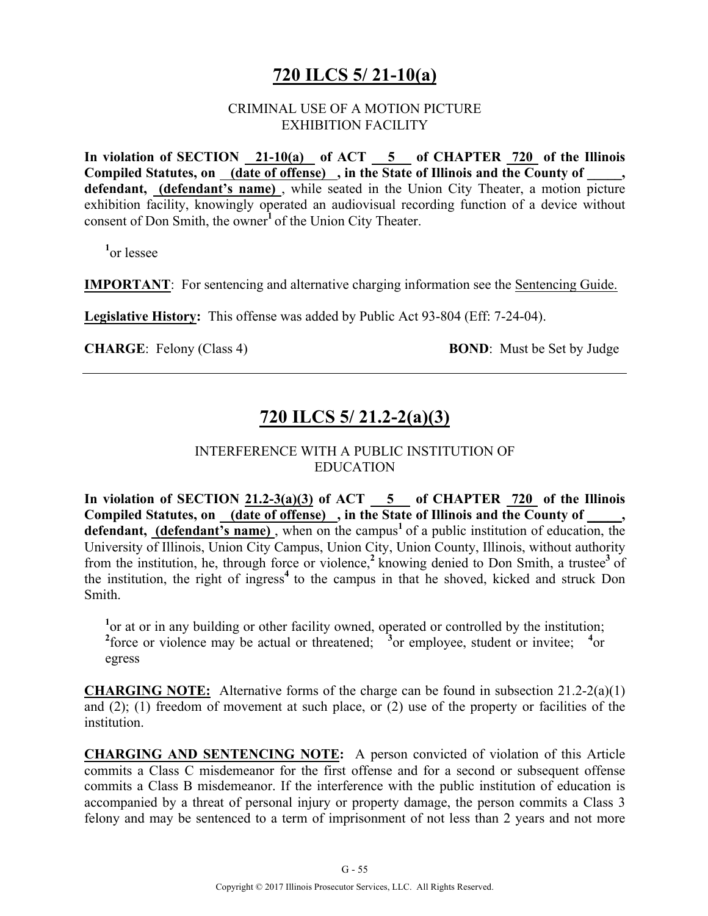# 720 ILCS 5/ 21-10(a)

CRIMINAL USE OF A MOTION PICTURE EXHIBITION FACILITY

**In violation of SECTION 21-10(a) of ACT 5 of CHAPTER 720 of the Illinois Compiled Statutes, on (date of offense), in the State of Illinois and the County of _____, defendant, (defendant's name)**, while seated in the Union City Theater, a motion picture exhibition facility, knowingly operated an audiovisual recording function of a device without consent of Don Smith, the owner[1] of the Union City Theater.

[1]or lessee

**IMPORTANT**: For sentencing and alternative charging information see the Sentencing Guide.

**Legislative History:** This offense was added by Public Act 93-804 (Eff: 7-24-04).

**CHARGE**: Felony (Class 4) **BOND**: Must be Set by Judge

---

# 720 ILCS 5/ 21.2-2(a)(3)

INTERFERENCE WITH A PUBLIC INSTITUTION OF EDUCATION

**In violation of SECTION 21.2-3(a)(3) of ACT 5 of CHAPTER 720 of the Illinois Compiled Statutes, on (date of offense), in the State of Illinois and the County of _____, defendant, (defendant's name)**, when on the campus[1] of a public institution of education, the University of Illinois, Union City Campus, Union City, Union County, Illinois, without authority from the institution, he, through force or violence,[2] knowing denied to Don Smith, a trustee[3] of the institution, the right of ingress[4] to the campus in that he shoved, kicked and struck Don Smith.

[1]or at or in any building or other facility owned, operated or controlled by the institution; [2]force or violence may be actual or threatened; [3]or employee, student or invitee; [4]or egress

**CHARGING NOTE:** Alternative forms of the charge can be found in subsection 21.2-2(a)(1) and (2); (1) freedom of movement at such place, or (2) use of the property or facilities of the institution.

**CHARGING AND SENTENCING NOTE:** A person convicted of violation of this Article commits a Class C misdemeanor for the first offense and for a second or subsequent offense commits a Class B misdemeanor. If the interference with the public institution of education is accompanied by a threat of personal injury or property damage, the person commits a Class 3 felony and may be sentenced to a term of imprisonment of not less than 2 years and not more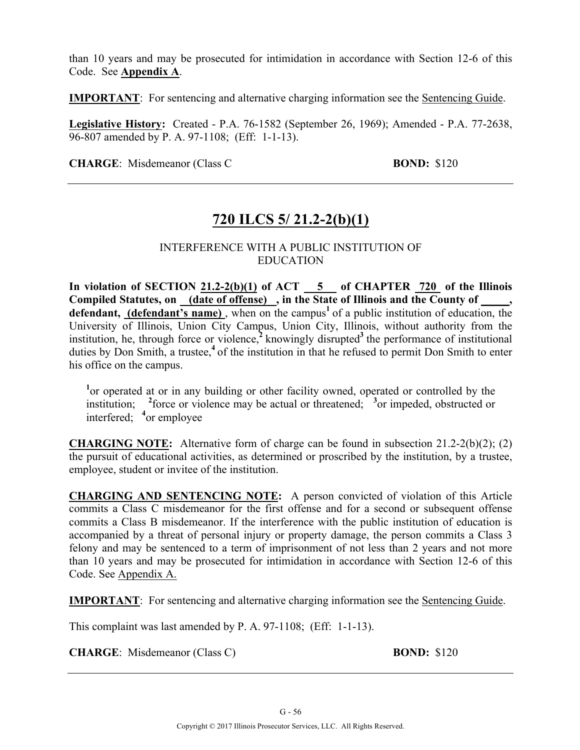than 10 years and may be prosecuted for intimidation in accordance with Section 12-6 of this Code. See **Appendix A**.

**IMPORTANT**: For sentencing and alternative charging information see the Sentencing Guide.

**Legislative History:** Created - P.A. 76-1582 (September 26, 1969); Amended - P.A. 77-2638, 96-807 amended by P. A. 97-1108; (Eff: 1-1-13).

**CHARGE**: Misdemeanor (Class C **BOND:** $120

---

## 720 ILCS 5/ 21.2-2(b)(1)

INTERFERENCE WITH A PUBLIC INSTITUTION OF EDUCATION

**In violation of SECTION 21.2-2(b)(1) of ACT 5 of CHAPTER 720 of the Illinois Compiled Statutes, on (date of offense) , in the State of Illinois and the County of _____, defendant, (defendant's name)** , when on the campus[1] of a public institution of education, the University of Illinois, Union City Campus, Union City, Illinois, without authority from the institution, he, through force or violence,[2] knowingly disrupted[3] the performance of institutional duties by Don Smith, a trustee,[4] of the institution in that he refused to permit Don Smith to enter his office on the campus.

[1]or operated at or in any building or other facility owned, operated or controlled by the institution; [2]force or violence may be actual or threatened; [3]or impeded, obstructed or interfered; [4]or employee

**CHARGING NOTE:** Alternative form of charge can be found in subsection 21.2-2(b)(2); (2) the pursuit of educational activities, as determined or proscribed by the institution, by a trustee, employee, student or invitee of the institution.

**CHARGING AND SENTENCING NOTE:** A person convicted of violation of this Article commits a Class C misdemeanor for the first offense and for a second or subsequent offense commits a Class B misdemeanor. If the interference with the public institution of education is accompanied by a threat of personal injury or property damage, the person commits a Class 3 felony and may be sentenced to a term of imprisonment of not less than 2 years and not more than 10 years and may be prosecuted for intimidation in accordance with Section 12-6 of this Code. See Appendix A.

**IMPORTANT**: For sentencing and alternative charging information see the Sentencing Guide.

This complaint was last amended by P. A. 97-1108; (Eff: 1-1-13).

**CHARGE**: Misdemeanor (Class C) **BOND:** $120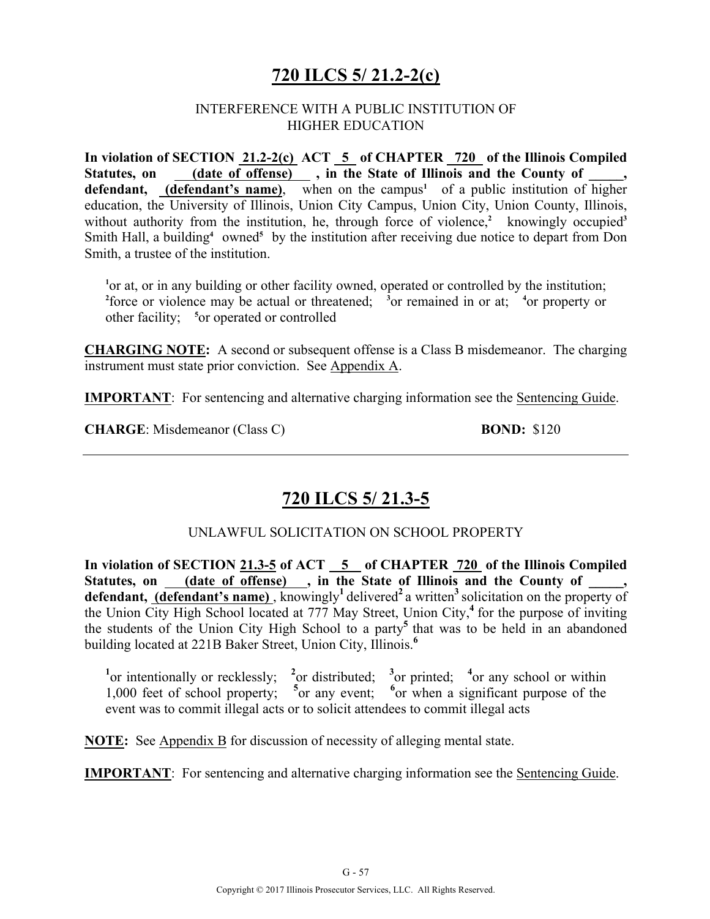## 720 ILCS 5/ 21.2-2(c)

INTERFERENCE WITH A PUBLIC INSTITUTION OF HIGHER EDUCATION

**In violation of SECTION 21.2-2(c) ACT 5 of CHAPTER 720 of the Illinois Compiled Statutes, on (date of offense), in the State of Illinois and the County of _____, defendant, (defendant's name)**, when on the campus[1] of a public institution of higher education, the University of Illinois, Union City Campus, Union City, Union County, Illinois, without authority from the institution, he, through force of violence,[2] knowingly occupied[3] Smith Hall, a building[4] owned[5] by the institution after receiving due notice to depart from Don Smith, a trustee of the institution.

[1]or at, or in any building or other facility owned, operated or controlled by the institution; [2]force or violence may be actual or threatened; [3]or remained in or at; [4]or property or other facility; [5]or operated or controlled

**CHARGING NOTE:** A second or subsequent offense is a Class B misdemeanor. The charging instrument must state prior conviction. See Appendix A.

**IMPORTANT**: For sentencing and alternative charging information see the Sentencing Guide.

**CHARGE**: Misdemeanor (Class C) **BOND:** $120

---

## 720 ILCS 5/ 21.3-5

UNLAWFUL SOLICITATION ON SCHOOL PROPERTY

**In violation of SECTION 21.3-5 of ACT 5 of CHAPTER 720 of the Illinois Compiled Statutes, on (date of offense), in the State of Illinois and the County of _____, defendant, (defendant's name)**, knowingly[1] delivered[2] a written[3] solicitation on the property of the Union City High School located at 777 May Street, Union City,[4] for the purpose of inviting the students of the Union City High School to a party[5] that was to be held in an abandoned building located at 221B Baker Street, Union City, Illinois.[6]

[1]or intentionally or recklessly; [2]or distributed; [3]or printed; [4]or any school or within 1,000 feet of school property; [5]or any event; [6]or when a significant purpose of the event was to commit illegal acts or to solicit attendees to commit illegal acts

**NOTE:** See Appendix B for discussion of necessity of alleging mental state.

**IMPORTANT**: For sentencing and alternative charging information see the Sentencing Guide.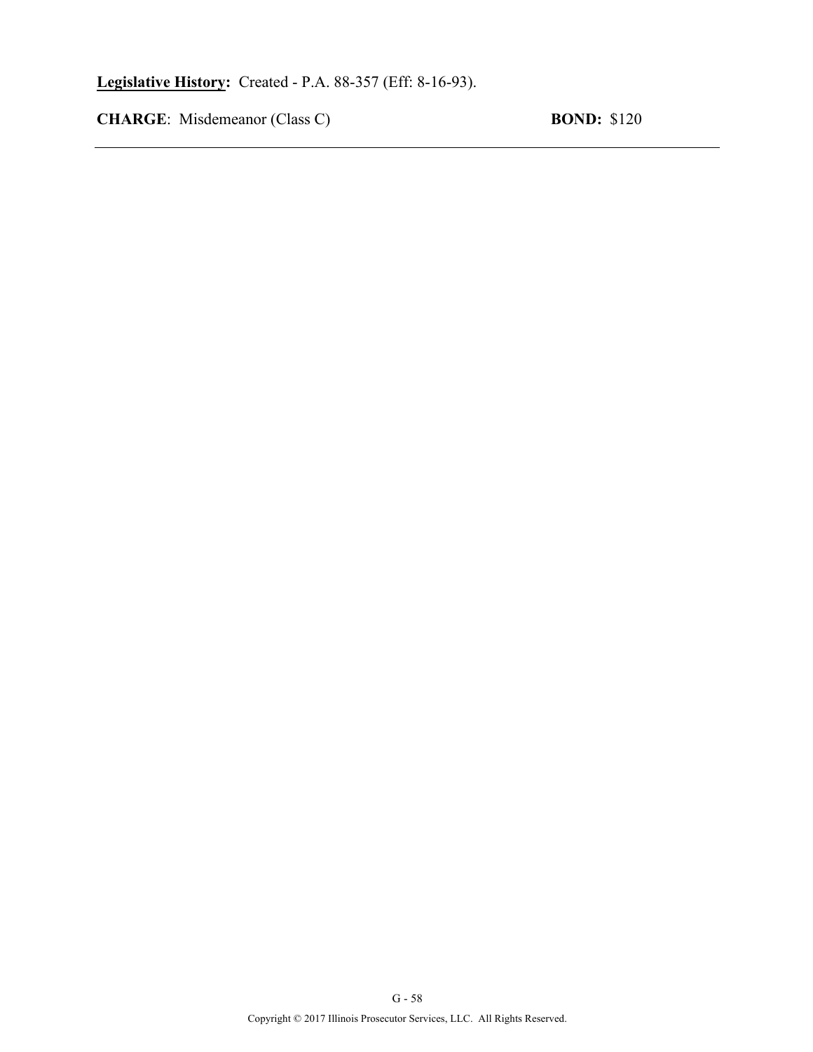**Legislative History:** Created - P.A. 88-357 (Eff: 8-16-93).

**CHARGE**: Misdemeanor (Class C) **BOND:** $120

---